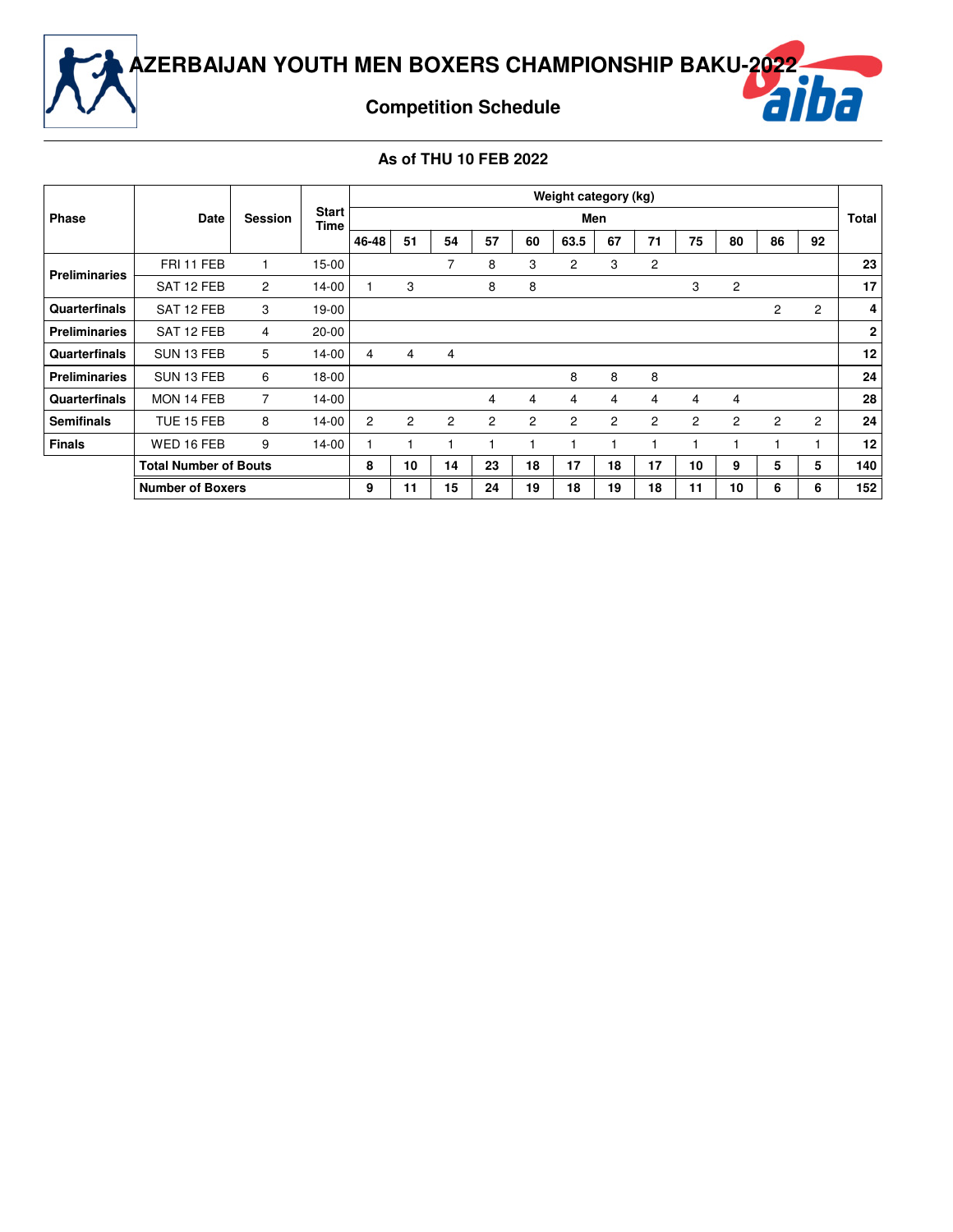# AZERBAIJAN YOUTH MEN BOXERS CHAMPIONSHIP BAKU-2022

## Competition Schedule

### As of THU 10 FEB 2022

| Phase | Date | Session | Start Time | Weight category (kg) | | | | | | | | | | | | Total |
|---|---|---|---|---|---|---|---|---|---|---|---|---|---|---|---|---|
| | | | | Men | | | | | | | | | | | | |
| | | | | 46-48 | 51 | 54 | 57 | 60 | 63.5 | 67 | 71 | 75 | 80 | 86 | 92 | |
| **Preliminaries** | FRI 11 FEB | 1 | 15-00 | | | 7 | 8 | 3 | 2 | 3 | 2 | | | | | **23** |
| | SAT 12 FEB | 2 | 14-00 | 1 | 3 | | 8 | 8 | | | | 3 | 2 | | | **17** |
| **Quarterfinals** | SAT 12 FEB | 3 | 19-00 | | | | | | | | | | | 2 | 2 | **4** |
| **Preliminaries** | SAT 12 FEB | 4 | 20-00 | | | | | | | | | | | | | **2** |
| **Quarterfinals** | SUN 13 FEB | 5 | 14-00 | 4 | 4 | 4 | | | | | | | | | | **12** |
| **Preliminaries** | SUN 13 FEB | 6 | 18-00 | | | | | | 8 | 8 | 8 | | | | | **24** |
| **Quarterfinals** | MON 14 FEB | 7 | 14-00 | | | | 4 | 4 | 4 | 4 | 4 | 4 | 4 | | | **28** |
| **Semifinals** | TUE 15 FEB | 8 | 14-00 | 2 | 2 | 2 | 2 | 2 | 2 | 2 | 2 | 2 | 2 | 2 | 2 | **24** |
| **Finals** | WED 16 FEB | 9 | 14-00 | 1 | 1 | 1 | 1 | 1 | 1 | 1 | 1 | 1 | 1 | 1 | 1 | **12** |
| | **Total Number of Bouts** | | | **8** | **10** | **14** | **23** | **18** | **17** | **18** | **17** | **10** | **9** | **5** | **5** | **140** |
| | **Number of Boxers** | | | **9** | **11** | **15** | **24** | **19** | **18** | **19** | **18** | **11** | **10** | **6** | **6** | **152** |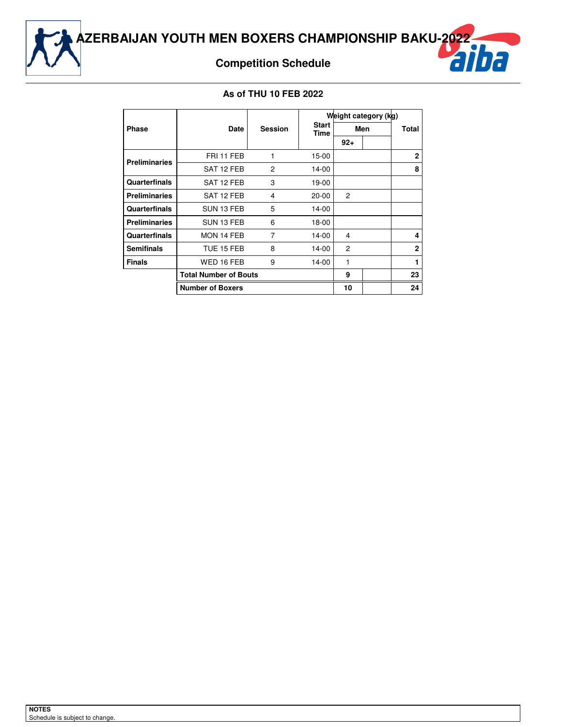# AZERBAIJAN YOUTH MEN BOXERS CHAMPIONSHIP BAKU-2022

## Competition Schedule

### As of THU 10 FEB 2022

| Phase | Date | Session | Start Time | Weight category (kg) | | Total |
|---|---|---|---|---|---|---|
| | | | | Men | | |
| | | | | 92+ | | |
| Preliminaries | FRI 11 FEB | 1 | 15-00 | | | 2 |
| | SAT 12 FEB | 2 | 14-00 | | | 8 |
| Quarterfinals | SAT 12 FEB | 3 | 19-00 | | | |
| Preliminaries | SAT 12 FEB | 4 | 20-00 | 2 | | |
| Quarterfinals | SUN 13 FEB | 5 | 14-00 | | | |
| Preliminaries | SUN 13 FEB | 6 | 18-00 | | | |
| Quarterfinals | MON 14 FEB | 7 | 14-00 | 4 | | 4 |
| Semifinals | TUE 15 FEB | 8 | 14-00 | 2 | | 2 |
| Finals | WED 16 FEB | 9 | 14-00 | 1 | | 1 |
| | Total Number of Bouts | | | 9 | | 23 |
| | Number of Boxers | | | 10 | | 24 |

**NOTES**
Schedule is subject to change.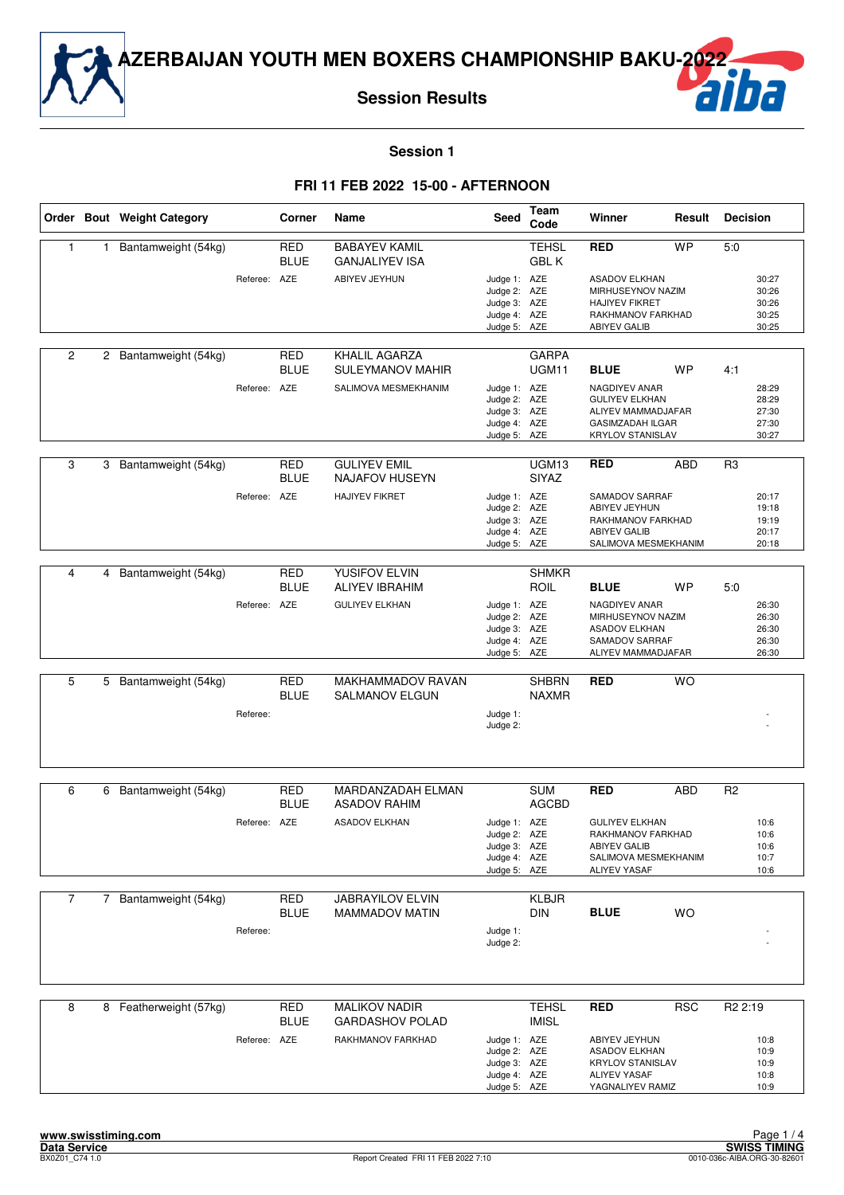# AZERBAIJAN YOUTH MEN BOXERS CHAMPIONSHIP BAKU-2022

## Session Results

### Session 1

### FRI 11 FEB 2022 15-00 - AFTERNOON

| Order | Bout | Weight Category | Corner | Name | Seed | Team Code | Winner | Result | Decision |
|---|---|---|---|---|---|---|---|---|---|
| 1 | 1 | Bantamweight (54kg) | RED | BABAYEV KAMIL | | TEHSL | RED | WP | 5:0 |
| | | | BLUE | GANJALIYEV ISA | | GBL K | | | |
| | | Referee: | AZE | ABIYEV JEYHUN | Judge 1: | AZE | ASADOV ELKHAN | | 30:27 |
| | | | | | Judge 2: | AZE | MIRHUSEYNOV NAZIM | | 30:26 |
| | | | | | Judge 3: | AZE | HAJIYEV FIKRET | | 30:26 |
| | | | | | Judge 4: | AZE | RAKHMANOV FARKHAD | | 30:25 |
| | | | | | Judge 5: | AZE | ABIYEV GALIB | | 30:25 |
| 2 | 2 | Bantamweight (54kg) | RED | KHALIL AGARZA | | GARPA | | | |
| | | | BLUE | SULEYMANOV MAHIR | | UGM11 | BLUE | WP | 4:1 |
| | | Referee: | AZE | SALIMOVA MESMEKHANIM | Judge 1: | AZE | NAGDIYEV ANAR | | 28:29 |
| | | | | | Judge 2: | AZE | GULIYEV ELKHAN | | 28:29 |
| | | | | | Judge 3: | AZE | ALIYEV MAMMADJAFAR | | 27:30 |
| | | | | | Judge 4: | AZE | GASIMZADAH ILGAR | | 27:30 |
| | | | | | Judge 5: | AZE | KRYLOV STANISLAV | | 30:27 |
| 3 | 3 | Bantamweight (54kg) | RED | GULIYEV EMIL | | UGM13 | RED | ABD | R3 |
| | | | BLUE | NAJAFOV HUSEYN | | SIYAZ | | | |
| | | Referee: | AZE | HAJIYEV FIKRET | Judge 1: | AZE | SAMADOV SARRAF | | 20:17 |
| | | | | | Judge 2: | AZE | ABIYEV JEYHUN | | 19:18 |
| | | | | | Judge 3: | AZE | RAKHMANOV FARKHAD | | 19:19 |
| | | | | | Judge 4: | AZE | ABIYEV GALIB | | 20:17 |
| | | | | | Judge 5: | AZE | SALIMOVA MESMEKHANIM | | 20:18 |
| 4 | 4 | Bantamweight (54kg) | RED | YUSIFOV ELVIN | | SHMKR | | | |
| | | | BLUE | ALIYEV IBRAHIM | | ROIL | BLUE | WP | 5:0 |
| | | Referee: | AZE | GULIYEV ELKHAN | Judge 1: | AZE | NAGDIYEV ANAR | | 26:30 |
| | | | | | Judge 2: | AZE | MIRHUSEYNOV NAZIM | | 26:30 |
| | | | | | Judge 3: | AZE | ASADOV ELKHAN | | 26:30 |
| | | | | | Judge 4: | AZE | SAMADOV SARRAF | | 26:30 |
| | | | | | Judge 5: | AZE | ALIYEV MAMMADJAFAR | | 26:30 |
| 5 | 5 | Bantamweight (54kg) | RED | MAKHAMMADOV RAVAN | | SHBRN | RED | WO | |
| | | | BLUE | SALMANOV ELGUN | | NAXMR | | | |
| | | Referee: | | | Judge 1: | | | | - |
| | | | | | Judge 2: | | | | - |
| 6 | 6 | Bantamweight (54kg) | RED | MARDANZADAH ELMAN | | SUM | RED | ABD | R2 |
| | | | BLUE | ASADOV RAHIM | | AGCBD | | | |
| | | Referee: | AZE | ASADOV ELKHAN | Judge 1: | AZE | GULIYEV ELKHAN | | 10:6 |
| | | | | | Judge 2: | AZE | RAKHMANOV FARKHAD | | 10:6 |
| | | | | | Judge 3: | AZE | ABIYEV GALIB | | 10:6 |
| | | | | | Judge 4: | AZE | SALIMOVA MESMEKHANIM | | 10:7 |
| | | | | | Judge 5: | AZE | ALIYEV YASAF | | 10:6 |
| 7 | 7 | Bantamweight (54kg) | RED | JABRAYILOV ELVIN | | KLBJR | | | |
| | | | BLUE | MAMMADOV MATIN | | DIN | BLUE | WO | |
| | | Referee: | | | Judge 1: | | | | - |
| | | | | | Judge 2: | | | | - |
| 8 | 8 | Featherweight (57kg) | RED | MALIKOV NADIR | | TEHSL | RED | RSC | R2 2:19 |
| | | | BLUE | GARDASHOV POLAD | | IMISL | | | |
| | | Referee: | AZE | RAKHMANOV FARKHAD | Judge 1: | AZE | ABIYEV JEYHUN | | 10:8 |
| | | | | | Judge 2: | AZE | ASADOV ELKHAN | | 10:9 |
| | | | | | Judge 3: | AZE | KRYLOV STANISLAV | | 10:9 |
| | | | | | Judge 4: | AZE | ALIYEV YASAF | | 10:8 |
| | | | | | Judge 5: | AZE | YAGNALIYEV RAMIZ | | 10:9 |

www.swisstiming.com
Data Service
BX0Z01_C74 1.0 Report Created FRI 11 FEB 2022 7:10
SWISS TIMING
0010-036c-AIBA.ORG-30-82601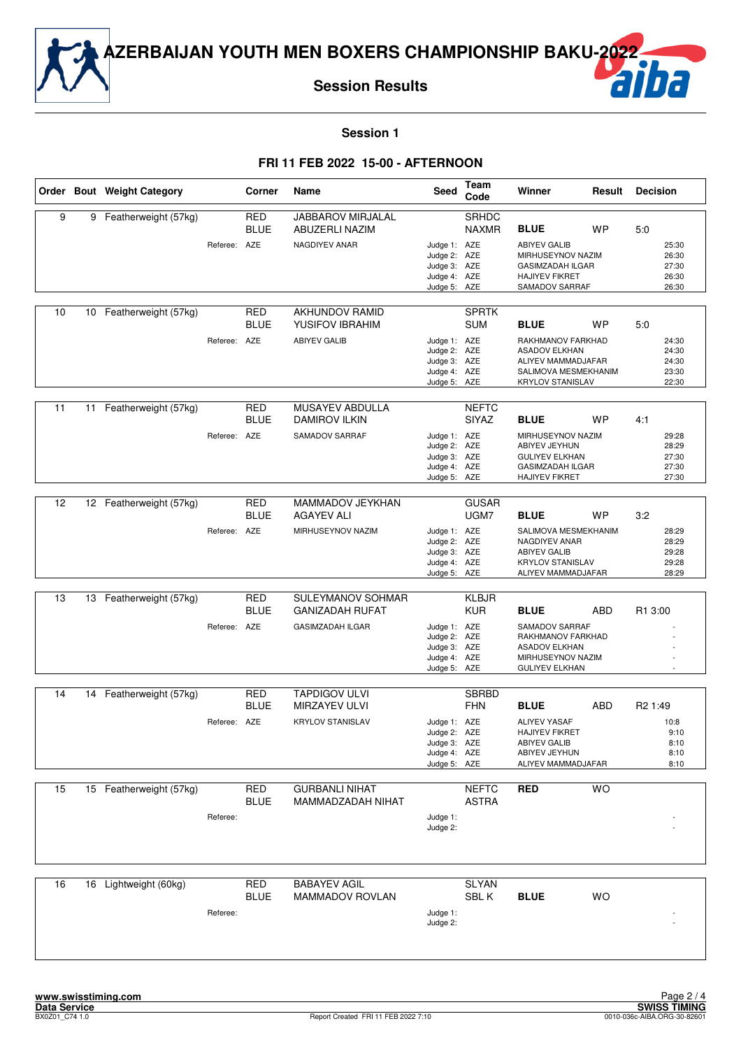# AZERBAIJAN YOUTH MEN BOXERS CHAMPIONSHIP BAKU-2022

## Session Results

### Session 1

### FRI 11 FEB 2022 15-00 - AFTERNOON

| Order | Bout | Weight Category | Corner | Name | Seed | Team Code | Winner | Result | Decision |
|---|---|---|---|---|---|---|---|---|---|
| 9 | 9 | Featherweight (57kg) | RED | JABBAROV MIRJALAL | | SRHDC | | | |
| | | | BLUE | ABUZERLI NAZIM | | NAXMR | **BLUE** | WP | 5:0 |
| | | Referee: | AZE | NAGDIYEV ANAR | Judge 1: | AZE | ABIYEV GALIB | | 25:30 |
| | | | | | Judge 2: | AZE | MIRHUSEYNOV NAZIM | | 26:30 |
| | | | | | Judge 3: | AZE | GASIMZADAH ILGAR | | 27:30 |
| | | | | | Judge 4: | AZE | HAJIYEV FIKRET | | 26:30 |
| | | | | | Judge 5: | AZE | SAMADOV SARRAF | | 26:30 |
| 10 | 10 | Featherweight (57kg) | RED | AKHUNDOV RAMID | | SPRTK | | | |
| | | | BLUE | YUSIFOV IBRAHIM | | SUM | **BLUE** | WP | 5:0 |
| | | Referee: | AZE | ABIYEV GALIB | Judge 1: | AZE | RAKHMANOV FARKHAD | | 24:30 |
| | | | | | Judge 2: | AZE | ASADOV ELKHAN | | 24:30 |
| | | | | | Judge 3: | AZE | ALIYEV MAMMADJAFAR | | 24:30 |
| | | | | | Judge 4: | AZE | SALIMOVA MESMEKHANIM | | 23:30 |
| | | | | | Judge 5: | AZE | KRYLOV STANISLAV | | 22:30 |
| 11 | 11 | Featherweight (57kg) | RED | MUSAYEV ABDULLA | | NEFTC | | | |
| | | | BLUE | DAMIROV ILKIN | | SIYAZ | **BLUE** | WP | 4:1 |
| | | Referee: | AZE | SAMADOV SARRAF | Judge 1: | AZE | MIRHUSEYNOV NAZIM | | 29:28 |
| | | | | | Judge 2: | AZE | ABIYEV JEYHUN | | 28:29 |
| | | | | | Judge 3: | AZE | GULIYEV ELKHAN | | 27:30 |
| | | | | | Judge 4: | AZE | GASIMZADAH ILGAR | | 27:30 |
| | | | | | Judge 5: | AZE | HAJIYEV FIKRET | | 27:30 |
| 12 | 12 | Featherweight (57kg) | RED | MAMMADOV JEYKHAN | | GUSAR | | | |
| | | | BLUE | AGAYEV ALI | | UGM7 | **BLUE** | WP | 3:2 |
| | | Referee: | AZE | MIRHUSEYNOV NAZIM | Judge 1: | AZE | SALIMOVA MESMEKHANIM | | 28:29 |
| | | | | | Judge 2: | AZE | NAGDIYEV ANAR | | 28:29 |
| | | | | | Judge 3: | AZE | ABIYEV GALIB | | 29:28 |
| | | | | | Judge 4: | AZE | KRYLOV STANISLAV | | 29:28 |
| | | | | | Judge 5: | AZE | ALIYEV MAMMADJAFAR | | 28:29 |
| 13 | 13 | Featherweight (57kg) | RED | SULEYMANOV SOHMAR | | KLBJR | | | |
| | | | BLUE | GANIZADAH RUFAT | | KUR | **BLUE** | ABD | R1 3:00 |
| | | Referee: | AZE | GASIMZADAH ILGAR | Judge 1: | AZE | SAMADOV SARRAF | | - |
| | | | | | Judge 2: | AZE | RAKHMANOV FARKHAD | | - |
| | | | | | Judge 3: | AZE | ASADOV ELKHAN | | - |
| | | | | | Judge 4: | AZE | MIRHUSEYNOV NAZIM | | - |
| | | | | | Judge 5: | AZE | GULIYEV ELKHAN | | - |
| 14 | 14 | Featherweight (57kg) | RED | TAPDIGOV ULVI | | SBRBD | | | |
| | | | BLUE | MIRZAYEV ULVI | | FHN | **BLUE** | ABD | R2 1:49 |
| | | Referee: | AZE | KRYLOV STANISLAV | Judge 1: | AZE | ALIYEV YASAF | | 10:8 |
| | | | | | Judge 2: | AZE | HAJIYEV FIKRET | | 9:10 |
| | | | | | Judge 3: | AZE | ABIYEV GALIB | | 8:10 |
| | | | | | Judge 4: | AZE | ABIYEV JEYHUN | | 8:10 |
| | | | | | Judge 5: | AZE | ALIYEV MAMMADJAFAR | | 8:10 |
| 15 | 15 | Featherweight (57kg) | RED | GURBANLI NIHAT | | NEFTC | **RED** | WO | |
| | | | BLUE | MAMMADZADAH NIHAT | | ASTRA | | | |
| | | Referee: | | | Judge 1: | | | | - |
| | | | | | Judge 2: | | | | - |
| 16 | 16 | Lightweight (60kg) | RED | BABAYEV AGIL | | SLYAN | | | |
| | | | BLUE | MAMMADOV ROVLAN | | SBL K | **BLUE** | WO | |
| | | Referee: | | | Judge 1: | | | | - |
| | | | | | Judge 2: | | | | - |

www.swisstiming.com
Data Service
BX0Z01_C74 1.0

Report Created FRI 11 FEB 2022 7:10

SWISS TIMING
0010-036c-AIBA.ORG-30-82601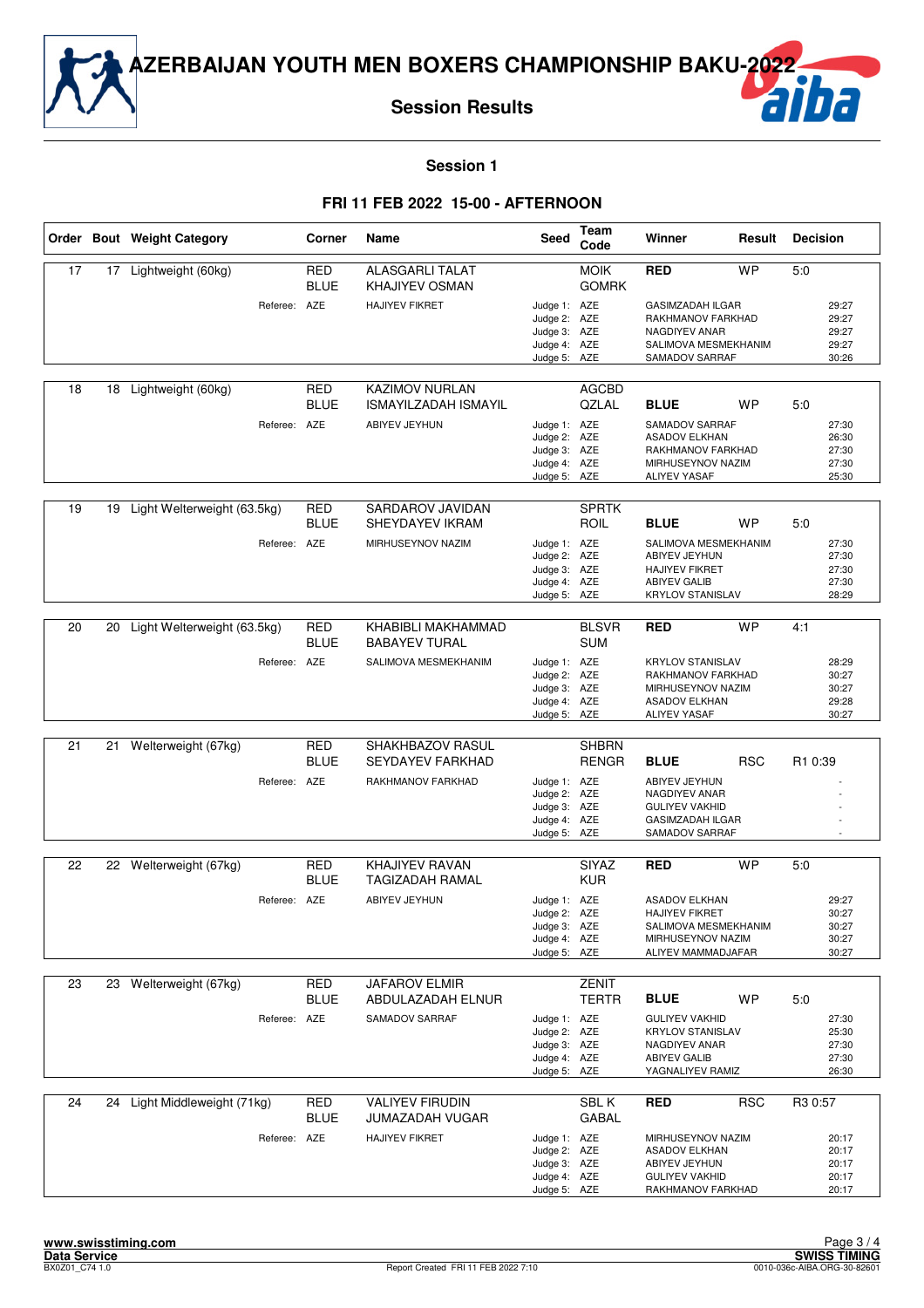# AZERBAIJAN YOUTH MEN BOXERS CHAMPIONSHIP BAKU-2022

## Session Results

### Session 1

### FRI 11 FEB 2022 15-00 - AFTERNOON

| Order | Bout | Weight Category | Corner | Name | Seed | Team Code | Winner | Result | Decision |
|---|---|---|---|---|---|---|---|---|---|
| 17 | 17 | Lightweight (60kg) | RED | ALASGARLI TALAT | | MOIK | **RED** | WP | 5:0 |
| | | | BLUE | KHAJIYEV OSMAN | | GOMRK | | | |
| | | Referee: | AZE | HAJIYEV FIKRET | Judge 1: | AZE | GASIMZADAH ILGAR | | 29:27 |
| | | | | | Judge 2: | AZE | RAKHMANOV FARKHAD | | 29:27 |
| | | | | | Judge 3: | AZE | NAGDIYEV ANAR | | 29:27 |
| | | | | | Judge 4: | AZE | SALIMOVA MESMEKHANIM | | 29:27 |
| | | | | | Judge 5: | AZE | SAMADOV SARRAF | | 30:26 |
| 18 | 18 | Lightweight (60kg) | RED | KAZIMOV NURLAN | | AGCBD | | | |
| | | | BLUE | ISMAYILZADAH ISMAYIL | | QZLAL | **BLUE** | WP | 5:0 |
| | | Referee: | AZE | ABIYEV JEYHUN | Judge 1: | AZE | SAMADOV SARRAF | | 27:30 |
| | | | | | Judge 2: | AZE | ASADOV ELKHAN | | 26:30 |
| | | | | | Judge 3: | AZE | RAKHMANOV FARKHAD | | 27:30 |
| | | | | | Judge 4: | AZE | MIRHUSEYNOV NAZIM | | 27:30 |
| | | | | | Judge 5: | AZE | ALIYEV YASAF | | 25:30 |
| 19 | 19 | Light Welterweight (63.5kg) | RED | SARDAROV JAVIDAN | | SPRTK | | | |
| | | | BLUE | SHEYDAYEV IKRAM | | ROIL | **BLUE** | WP | 5:0 |
| | | Referee: | AZE | MIRHUSEYNOV NAZIM | Judge 1: | AZE | SALIMOVA MESMEKHANIM | | 27:30 |
| | | | | | Judge 2: | AZE | ABIYEV JEYHUN | | 27:30 |
| | | | | | Judge 3: | AZE | HAJIYEV FIKRET | | 27:30 |
| | | | | | Judge 4: | AZE | ABIYEV GALIB | | 27:30 |
| | | | | | Judge 5: | AZE | KRYLOV STANISLAV | | 28:29 |
| 20 | 20 | Light Welterweight (63.5kg) | RED | KHABIBLI MAKHAMMAD | | BLSVR | **RED** | WP | 4:1 |
| | | | BLUE | BABAYEV TURAL | | SUM | | | |
| | | Referee: | AZE | SALIMOVA MESMEKHANIM | Judge 1: | AZE | KRYLOV STANISLAV | | 28:29 |
| | | | | | Judge 2: | AZE | RAKHMANOV FARKHAD | | 30:27 |
| | | | | | Judge 3: | AZE | MIRHUSEYNOV NAZIM | | 30:27 |
| | | | | | Judge 4: | AZE | ASADOV ELKHAN | | 29:28 |
| | | | | | Judge 5: | AZE | ALIYEV YASAF | | 30:27 |
| 21 | 21 | Welterweight (67kg) | RED | SHAKHBAZOV RASUL | | SHBRN | | | |
| | | | BLUE | SEYDAYEV FARKHAD | | RENGR | **BLUE** | RSC | R1 0:39 |
| | | Referee: | AZE | RAKHMANOV FARKHAD | Judge 1: | AZE | ABIYEV JEYHUN | | - |
| | | | | | Judge 2: | AZE | NAGDIYEV ANAR | | - |
| | | | | | Judge 3: | AZE | GULIYEV VAKHID | | - |
| | | | | | Judge 4: | AZE | GASIMZADAH ILGAR | | - |
| | | | | | Judge 5: | AZE | SAMADOV SARRAF | | - |
| 22 | 22 | Welterweight (67kg) | RED | KHAJIYEV RAVAN | | SIYAZ | **RED** | WP | 5:0 |
| | | | BLUE | TAGIZADAH RAMAL | | KUR | | | |
| | | Referee: | AZE | ABIYEV JEYHUN | Judge 1: | AZE | ASADOV ELKHAN | | 29:27 |
| | | | | | Judge 2: | AZE | HAJIYEV FIKRET | | 30:27 |
| | | | | | Judge 3: | AZE | SALIMOVA MESMEKHANIM | | 30:27 |
| | | | | | Judge 4: | AZE | MIRHUSEYNOV NAZIM | | 30:27 |
| | | | | | Judge 5: | AZE | ALIYEV MAMMADJAFAR | | 30:27 |
| 23 | 23 | Welterweight (67kg) | RED | JAFAROV ELMIR | | ZENIT | | | |
| | | | BLUE | ABDULAZADAH ELNUR | | TERTR | **BLUE** | WP | 5:0 |
| | | Referee: | AZE | SAMADOV SARRAF | Judge 1: | AZE | GULIYEV VAKHID | | 27:30 |
| | | | | | Judge 2: | AZE | KRYLOV STANISLAV | | 25:30 |
| | | | | | Judge 3: | AZE | NAGDIYEV ANAR | | 27:30 |
| | | | | | Judge 4: | AZE | ABIYEV GALIB | | 27:30 |
| | | | | | Judge 5: | AZE | YAGNALIYEV RAMIZ | | 26:30 |
| 24 | 24 | Light Middleweight (71kg) | RED | VALIYEV FIRUDIN | | SBL K | **RED** | RSC | R3 0:57 |
| | | | BLUE | JUMAZADAH VUGAR | | GABAL | | | |
| | | Referee: | AZE | HAJIYEV FIKRET | Judge 1: | AZE | MIRHUSEYNOV NAZIM | | 20:17 |
| | | | | | Judge 2: | AZE | ASADOV ELKHAN | | 20:17 |
| | | | | | Judge 3: | AZE | ABIYEV JEYHUN | | 20:17 |
| | | | | | Judge 4: | AZE | GULIYEV VAKHID | | 20:17 |
| | | | | | Judge 5: | AZE | RAKHMANOV FARKHAD | | 20:17 |

www.swisstiming.com
Data Service
BX0Z01_C74 1.0
Report Created FRI 11 FEB 2022 7:10
SWISS TIMING
0010-036c-AIBA.ORG-30-82601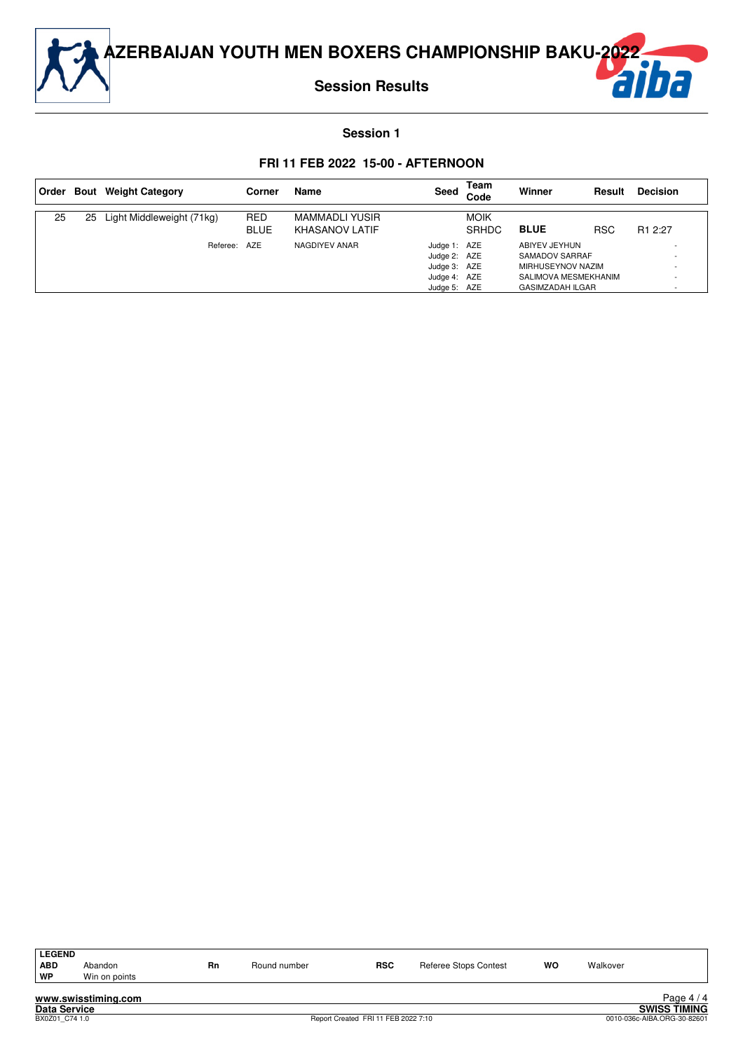# AZERBAIJAN YOUTH MEN BOXERS CHAMPIONSHIP BAKU-2022

## Session Results

### Session 1

### FRI 11 FEB 2022 15-00 - AFTERNOON

| Order | Bout | Weight Category | Corner | Name | Seed | Team Code | Winner | Result | Decision |
|---|---|---|---|---|---|---|---|---|---|
| 25 | 25 | Light Middleweight (71kg) | RED | MAMMADLI YUSIR | | MOIK | | | |
| | | | BLUE | KHASANOV LATIF | | SRHDC | **BLUE** | RSC | R1 2:27 |
| | | Referee: | AZE | NAGDIYEV ANAR | Judge 1: | AZE | ABIYEV JEYHUN | | - |
| | | | | | Judge 2: | AZE | SAMADOV SARRAF | | - |
| | | | | | Judge 3: | AZE | MIRHUSEYNOV NAZIM | | - |
| | | | | | Judge 4: | AZE | SALIMOVA MESMEKHANIM | | - |
| | | | | | Judge 5: | AZE | GASIMZADAH ILGAR | | - |

| LEGEND | | | | | | | |
|---|---|---|---|---|---|---|---|
| ABD | Abandon | Rn | Round number | RSC | Referee Stops Contest | WO | Walkover |
| WP | Win on points | | | | | | |

www.swisstiming.com
Data Service
BX0Z01_C74 1.0
Report Created FRI 11 FEB 2022 7:10
SWISS TIMING
0010-036c-AIBA.ORG-30-82601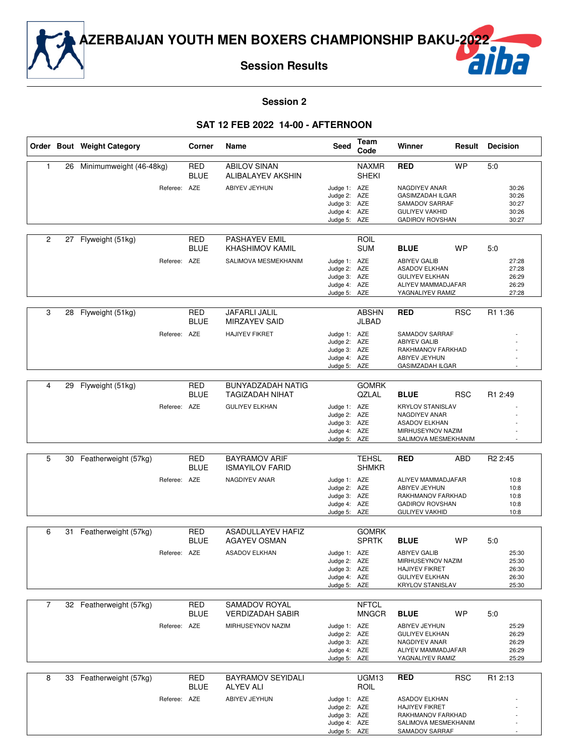# AZERBAIJAN YOUTH MEN BOXERS CHAMPIONSHIP BAKU-2022

## Session Results

### Session 2

### SAT 12 FEB 2022 14-00 - AFTERNOON

| Order | Bout | Weight Category | Corner | Name | Seed | Team Code | Winner | Result | Decision |
|---|---|---|---|---|---|---|---|---|---|
| 1 | 26 | Minimumweight (46-48kg) | RED | ABILOV SINAN | | NAXMR | **RED** | WP | 5:0 |
| | | | BLUE | ALIBALAYEV AKSHIN | | SHEKI | | | |
| | | Referee: | AZE | ABIYEV JEYHUN | Judge 1: | AZE | NAGDIYEV ANAR | | 30:26 |
| | | | | | Judge 2: | AZE | GASIMZADAH ILGAR | | 30:26 |
| | | | | | Judge 3: | AZE | SAMADOV SARRAF | | 30:27 |
| | | | | | Judge 4: | AZE | GULIYEV VAKHID | | 30:26 |
| | | | | | Judge 5: | AZE | GADIROV ROVSHAN | | 30:27 |
| 2 | 27 | Flyweight (51kg) | RED | PASHAYEV EMIL | | ROIL | | | |
| | | | BLUE | KHASHIMOV KAMIL | | SUM | **BLUE** | WP | 5:0 |
| | | Referee: | AZE | SALIMOVA MESMEKHANIM | Judge 1: | AZE | ABIYEV GALIB | | 27:28 |
| | | | | | Judge 2: | AZE | ASADOV ELKHAN | | 27:28 |
| | | | | | Judge 3: | AZE | GULIYEV ELKHAN | | 26:29 |
| | | | | | Judge 4: | AZE | ALIYEV MAMMADJAFAR | | 26:29 |
| | | | | | Judge 5: | AZE | YAGNALIYEV RAMIZ | | 27:28 |
| 3 | 28 | Flyweight (51kg) | RED | JAFARLI JALIL | | ABSHN | **RED** | RSC | R1 1:36 |
| | | | BLUE | MIRZAYEV SAID | | JLBAD | | | |
| | | Referee: | AZE | HAJIYEV FIKRET | Judge 1: | AZE | SAMADOV SARRAF | | - |
| | | | | | Judge 2: | AZE | ABIYEV GALIB | | - |
| | | | | | Judge 3: | AZE | RAKHMANOV FARKHAD | | - |
| | | | | | Judge 4: | AZE | ABIYEV JEYHUN | | - |
| | | | | | Judge 5: | AZE | GASIMZADAH ILGAR | | - |
| 4 | 29 | Flyweight (51kg) | RED | BUNYADZADAH NATIG | | GOMRK | | | |
| | | | BLUE | TAGIZADAH NIHAT | | QZLAL | **BLUE** | RSC | R1 2:49 |
| | | Referee: | AZE | GULIYEV ELKHAN | Judge 1: | AZE | KRYLOV STANISLAV | | - |
| | | | | | Judge 2: | AZE | NAGDIYEV ANAR | | - |
| | | | | | Judge 3: | AZE | ASADOV ELKHAN | | - |
| | | | | | Judge 4: | AZE | MIRHUSEYNOV NAZIM | | - |
| | | | | | Judge 5: | AZE | SALIMOVA MESMEKHANIM | | - |
| 5 | 30 | Featherweight (57kg) | RED | BAYRAMOV ARIF | | TEHSL | **RED** | ABD | R2 2:45 |
| | | | BLUE | ISMAYILOV FARID | | SHMKR | | | |
| | | Referee: | AZE | NAGDIYEV ANAR | Judge 1: | AZE | ALIYEV MAMMADJAFAR | | 10:8 |
| | | | | | Judge 2: | AZE | ABIYEV JEYHUN | | 10:8 |
| | | | | | Judge 3: | AZE | RAKHMANOV FARKHAD | | 10:8 |
| | | | | | Judge 4: | AZE | GADIROV ROVSHAN | | 10:8 |
| | | | | | Judge 5: | AZE | GULIYEV VAKHID | | 10:8 |
| 6 | 31 | Featherweight (57kg) | RED | ASADULLAYEV HAFIZ | | GOMRK | | | |
| | | | BLUE | AGAYEV OSMAN | | SPRTK | **BLUE** | WP | 5:0 |
| | | Referee: | AZE | ASADOV ELKHAN | Judge 1: | AZE | ABIYEV GALIB | | 25:30 |
| | | | | | Judge 2: | AZE | MIRHUSEYNOV NAZIM | | 25:30 |
| | | | | | Judge 3: | AZE | HAJIYEV FIKRET | | 26:30 |
| | | | | | Judge 4: | AZE | GULIYEV ELKHAN | | 26:30 |
| | | | | | Judge 5: | AZE | KRYLOV STANISLAV | | 25:30 |
| 7 | 32 | Featherweight (57kg) | RED | SAMADOV ROYAL | | NFTCL | | | |
| | | | BLUE | VERDIZADAH SABIR | | MNGCR | **BLUE** | WP | 5:0 |
| | | Referee: | AZE | MIRHUSEYNOV NAZIM | Judge 1: | AZE | ABIYEV JEYHUN | | 25:29 |
| | | | | | Judge 2: | AZE | GULIYEV ELKHAN | | 26:29 |
| | | | | | Judge 3: | AZE | NAGDIYEV ANAR | | 26:29 |
| | | | | | Judge 4: | AZE | ALIYEV MAMMADJAFAR | | 26:29 |
| | | | | | Judge 5: | AZE | YAGNALIYEV RAMIZ | | 25:29 |
| 8 | 33 | Featherweight (57kg) | RED | BAYRAMOV SEYIDALI | | UGM13 | **RED** | RSC | R1 2:13 |
| | | | BLUE | ALYEV ALI | | ROIL | | | |
| | | Referee: | AZE | ABIYEV JEYHUN | Judge 1: | AZE | ASADOV ELKHAN | | - |
| | | | | | Judge 2: | AZE | HAJIYEV FIKRET | | - |
| | | | | | Judge 3: | AZE | RAKHMANOV FARKHAD | | - |
| | | | | | Judge 4: | AZE | SALIMOVA MESMEKHANIM | | - |
| | | | | | Judge 5: | AZE | SAMADOV SARRAF | | - |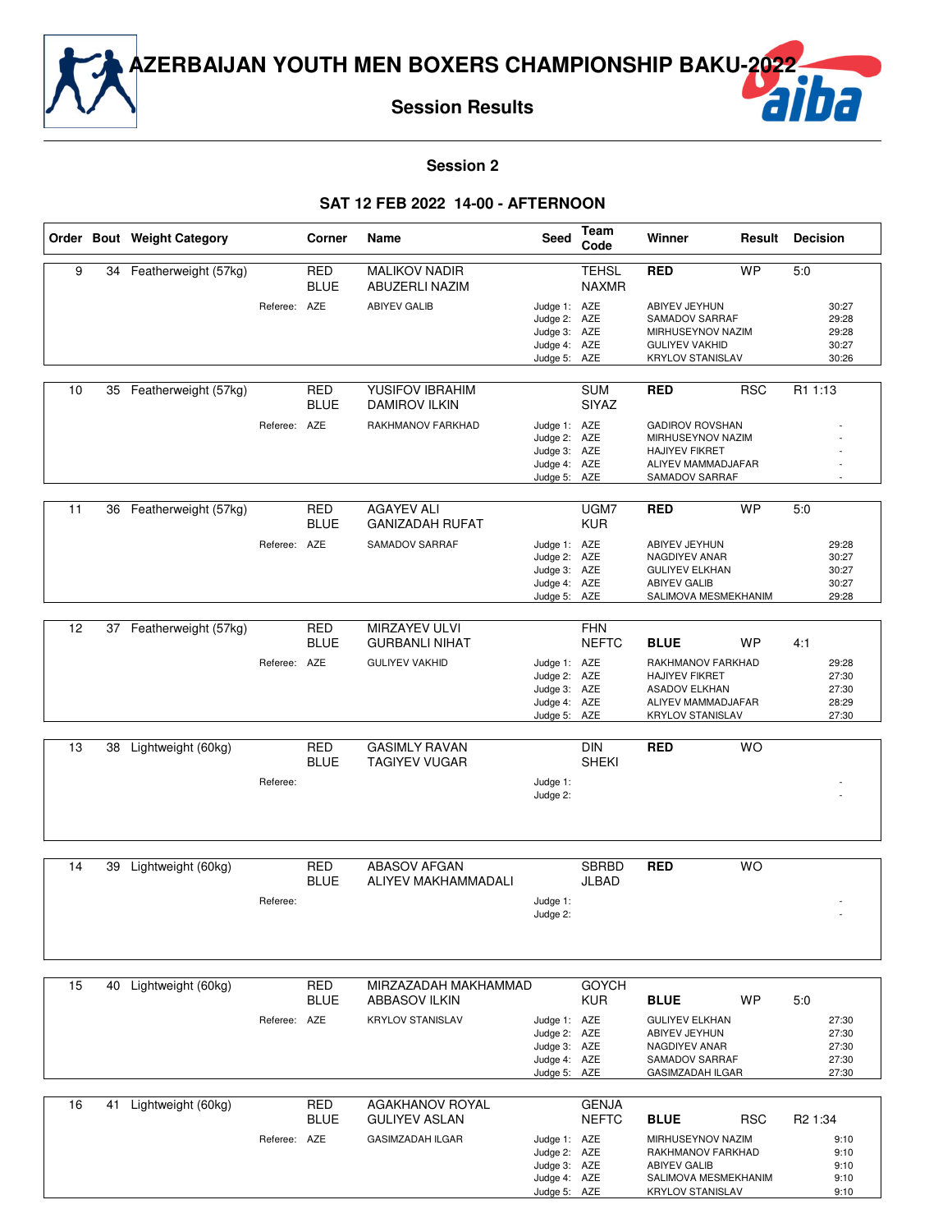# AZERBAIJAN YOUTH MEN BOXERS CHAMPIONSHIP BAKU-2022

## Session Results

### Session 2

### SAT 12 FEB 2022 14-00 - AFTERNOON

| Order | Bout | Weight Category | Corner | Name | Seed | Team Code | Winner | Result | Decision |
|---|---|---|---|---|---|---|---|---|---|
| 9 | 34 | Featherweight (57kg) | RED | MALIKOV NADIR | | TEHSL | **RED** | WP | 5:0 |
| | | | BLUE | ABUZERLI NAZIM | | NAXMR | | | |
| | | Referee: | AZE | ABIYEV GALIB | Judge 1: | AZE | ABIYEV JEYHUN | | 30:27 |
| | | | | | Judge 2: | AZE | SAMADOV SARRAF | | 29:28 |
| | | | | | Judge 3: | AZE | MIRHUSEYNOV NAZIM | | 29:28 |
| | | | | | Judge 4: | AZE | GULIYEV VAKHID | | 30:27 |
| | | | | | Judge 5: | AZE | KRYLOV STANISLAV | | 30:26 |
| 10 | 35 | Featherweight (57kg) | RED | YUSIFOV IBRAHIM | | SUM | **RED** | RSC | R1 1:13 |
| | | | BLUE | DAMIROV ILKIN | | SIYAZ | | | |
| | | Referee: | AZE | RAKHMANOV FARKHAD | Judge 1: | AZE | GADIROV ROVSHAN | | - |
| | | | | | Judge 2: | AZE | MIRHUSEYNOV NAZIM | | - |
| | | | | | Judge 3: | AZE | HAJIYEV FIKRET | | - |
| | | | | | Judge 4: | AZE | ALIYEV MAMMADJAFAR | | - |
| | | | | | Judge 5: | AZE | SAMADOV SARRAF | | - |
| 11 | 36 | Featherweight (57kg) | RED | AGAYEV ALI | | UGM7 | **RED** | WP | 5:0 |
| | | | BLUE | GANIZADAH RUFAT | | KUR | | | |
| | | Referee: | AZE | SAMADOV SARRAF | Judge 1: | AZE | ABIYEV JEYHUN | | 29:28 |
| | | | | | Judge 2: | AZE | NAGDIYEV ANAR | | 30:27 |
| | | | | | Judge 3: | AZE | GULIYEV ELKHAN | | 30:27 |
| | | | | | Judge 4: | AZE | ABIYEV GALIB | | 30:27 |
| | | | | | Judge 5: | AZE | SALIMOVA MESMEKHANIM | | 29:28 |
| 12 | 37 | Featherweight (57kg) | RED | MIRZAYEV ULVI | | FHN | | | |
| | | | BLUE | GURBANLI NIHAT | | NEFTC | **BLUE** | WP | 4:1 |
| | | Referee: | AZE | GULIYEV VAKHID | Judge 1: | AZE | RAKHMANOV FARKHAD | | 29:28 |
| | | | | | Judge 2: | AZE | HAJIYEV FIKRET | | 27:30 |
| | | | | | Judge 3: | AZE | ASADOV ELKHAN | | 27:30 |
| | | | | | Judge 4: | AZE | ALIYEV MAMMADJAFAR | | 28:29 |
| | | | | | Judge 5: | AZE | KRYLOV STANISLAV | | 27:30 |
| 13 | 38 | Lightweight (60kg) | RED | GASIMLY RAVAN | | DIN | **RED** | WO | |
| | | | BLUE | TAGIYEV VUGAR | | SHEKI | | | |
| | | Referee: | | | Judge 1: | | | | - |
| | | | | | Judge 2: | | | | - |
| 14 | 39 | Lightweight (60kg) | RED | ABASOV AFGAN | | SBRBD | **RED** | WO | |
| | | | BLUE | ALIYEV MAKHAMMADALI | | JLBAD | | | |
| | | Referee: | | | Judge 1: | | | | - |
| | | | | | Judge 2: | | | | - |
| 15 | 40 | Lightweight (60kg) | RED | MIRZAZADAH MAKHAMMAD | | GOYCH | | | |
| | | | BLUE | ABBASOV ILKIN | | KUR | **BLUE** | WP | 5:0 |
| | | Referee: | AZE | KRYLOV STANISLAV | Judge 1: | AZE | GULIYEV ELKHAN | | 27:30 |
| | | | | | Judge 2: | AZE | ABIYEV JEYHUN | | 27:30 |
| | | | | | Judge 3: | AZE | NAGDIYEV ANAR | | 27:30 |
| | | | | | Judge 4: | AZE | SAMADOV SARRAF | | 27:30 |
| | | | | | Judge 5: | AZE | GASIMZADAH ILGAR | | 27:30 |
| 16 | 41 | Lightweight (60kg) | RED | AGAKHANOV ROYAL | | GENJA | | | |
| | | | BLUE | GULIYEV ASLAN | | NEFTC | **BLUE** | RSC | R2 1:34 |
| | | Referee: | AZE | GASIMZADAH ILGAR | Judge 1: | AZE | MIRHUSEYNOV NAZIM | | 9:10 |
| | | | | | Judge 2: | AZE | RAKHMANOV FARKHAD | | 9:10 |
| | | | | | Judge 3: | AZE | ABIYEV GALIB | | 9:10 |
| | | | | | Judge 4: | AZE | SALIMOVA MESMEKHANIM | | 9:10 |
| | | | | | Judge 5: | AZE | KRYLOV STANISLAV | | 9:10 |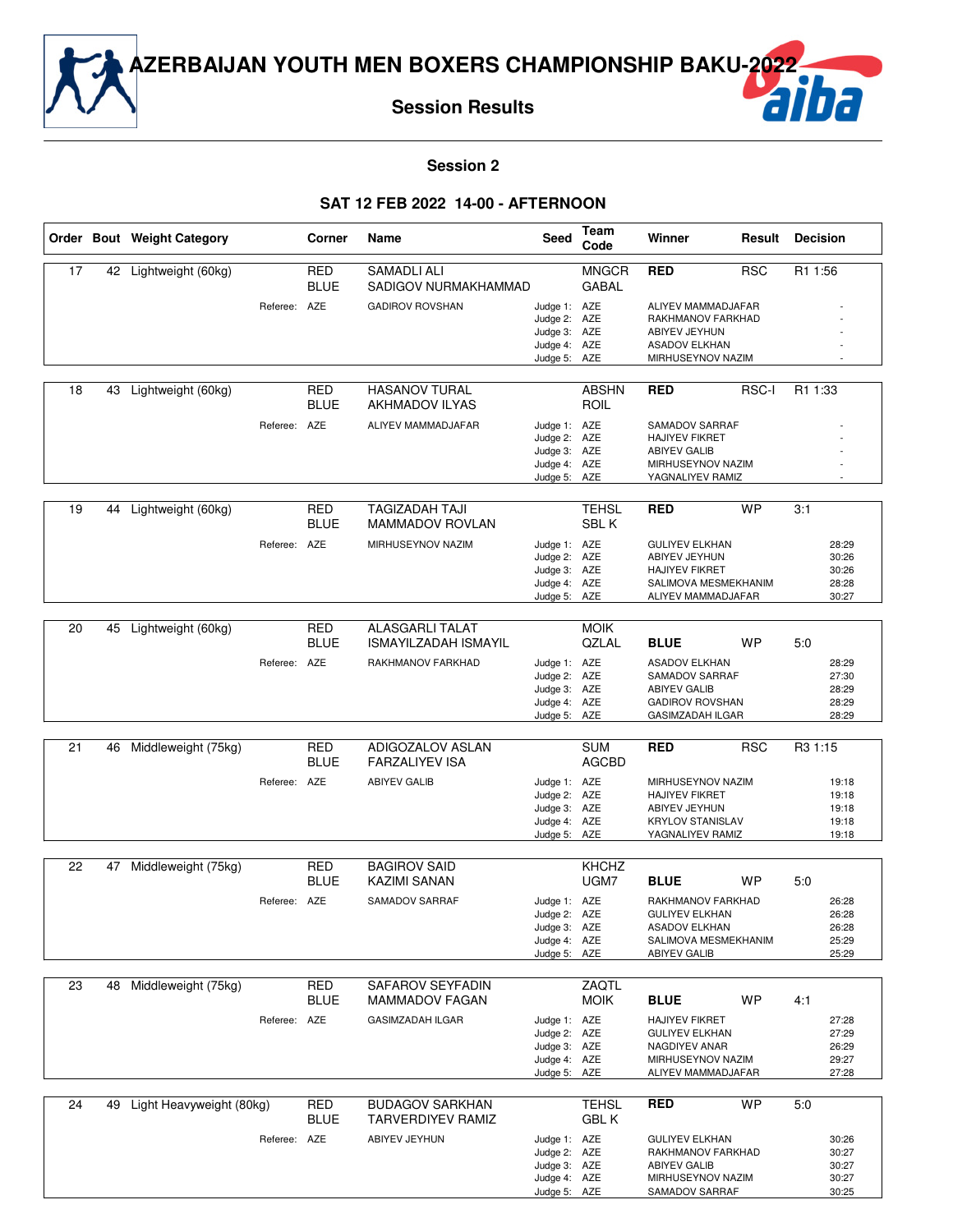# AZERBAIJAN YOUTH MEN BOXERS CHAMPIONSHIP BAKU-2022

## Session Results

### Session 2

### SAT 12 FEB 2022 14-00 - AFTERNOON

| Order | Bout | Weight Category | Corner | Name | Seed | Team Code | Winner | Result | Decision |
|---|---|---|---|---|---|---|---|---|---|
| 17 | 42 | Lightweight (60kg) | RED | SAMADLI ALI | | MNGCR | **RED** | RSC | R1 1:56 |
| | | | BLUE | SADIGOV NURMAKHAMMAD | | GABAL | | | |
| | | Referee: | AZE | GADIROV ROVSHAN | Judge 1: | AZE | ALIYEV MAMMADJAFAR | | - |
| | | | | | Judge 2: | AZE | RAKHMANOV FARKHAD | | - |
| | | | | | Judge 3: | AZE | ABIYEV JEYHUN | | - |
| | | | | | Judge 4: | AZE | ASADOV ELKHAN | | - |
| | | | | | Judge 5: | AZE | MIRHUSEYNOV NAZIM | | - |
| 18 | 43 | Lightweight (60kg) | RED | HASANOV TURAL | | ABSHN | **RED** | RSC-I | R1 1:33 |
| | | | BLUE | AKHMADOV ILYAS | | ROIL | | | |
| | | Referee: | AZE | ALIYEV MAMMADJAFAR | Judge 1: | AZE | SAMADOV SARRAF | | - |
| | | | | | Judge 2: | AZE | HAJIYEV FIKRET | | - |
| | | | | | Judge 3: | AZE | ABIYEV GALIB | | - |
| | | | | | Judge 4: | AZE | MIRHUSEYNOV NAZIM | | - |
| | | | | | Judge 5: | AZE | YAGNALIYEV RAMIZ | | - |
| 19 | 44 | Lightweight (60kg) | RED | TAGIZADAH TAJI | | TEHSL | **RED** | WP | 3:1 |
| | | | BLUE | MAMMADOV ROVLAN | | SBL K | | | |
| | | Referee: | AZE | MIRHUSEYNOV NAZIM | Judge 1: | AZE | GULIYEV ELKHAN | | 28:29 |
| | | | | | Judge 2: | AZE | ABIYEV JEYHUN | | 30:26 |
| | | | | | Judge 3: | AZE | HAJIYEV FIKRET | | 30:26 |
| | | | | | Judge 4: | AZE | SALIMOVA MESMEKHANIM | | 28:28 |
| | | | | | Judge 5: | AZE | ALIYEV MAMMADJAFAR | | 30:27 |
| 20 | 45 | Lightweight (60kg) | RED | ALASGARLI TALAT | | MOIK | | | |
| | | | BLUE | ISMAYILZADAH ISMAYIL | | QZLAL | **BLUE** | WP | 5:0 |
| | | Referee: | AZE | RAKHMANOV FARKHAD | Judge 1: | AZE | ASADOV ELKHAN | | 28:29 |
| | | | | | Judge 2: | AZE | SAMADOV SARRAF | | 27:30 |
| | | | | | Judge 3: | AZE | ABIYEV GALIB | | 28:29 |
| | | | | | Judge 4: | AZE | GADIROV ROVSHAN | | 28:29 |
| | | | | | Judge 5: | AZE | GASIMZADAH ILGAR | | 28:29 |
| 21 | 46 | Middleweight (75kg) | RED | ADIGOZALOV ASLAN | | SUM | **RED** | RSC | R3 1:15 |
| | | | BLUE | FARZALIYEV ISA | | AGCBD | | | |
| | | Referee: | AZE | ABIYEV GALIB | Judge 1: | AZE | MIRHUSEYNOV NAZIM | | 19:18 |
| | | | | | Judge 2: | AZE | HAJIYEV FIKRET | | 19:18 |
| | | | | | Judge 3: | AZE | ABIYEV JEYHUN | | 19:18 |
| | | | | | Judge 4: | AZE | KRYLOV STANISLAV | | 19:18 |
| | | | | | Judge 5: | AZE | YAGNALIYEV RAMIZ | | 19:18 |
| 22 | 47 | Middleweight (75kg) | RED | BAGIROV SAID | | KHCHZ | | | |
| | | | BLUE | KAZIMI SANAN | | UGM7 | **BLUE** | WP | 5:0 |
| | | Referee: | AZE | SAMADOV SARRAF | Judge 1: | AZE | RAKHMANOV FARKHAD | | 26:28 |
| | | | | | Judge 2: | AZE | GULIYEV ELKHAN | | 26:28 |
| | | | | | Judge 3: | AZE | ASADOV ELKHAN | | 26:28 |
| | | | | | Judge 4: | AZE | SALIMOVA MESMEKHANIM | | 25:29 |
| | | | | | Judge 5: | AZE | ABIYEV GALIB | | 25:29 |
| 23 | 48 | Middleweight (75kg) | RED | SAFAROV SEYFADIN | | ZAQTL | | | |
| | | | BLUE | MAMMADOV FAGAN | | MOIK | **BLUE** | WP | 4:1 |
| | | Referee: | AZE | GASIMZADAH ILGAR | Judge 1: | AZE | HAJIYEV FIKRET | | 27:28 |
| | | | | | Judge 2: | AZE | GULIYEV ELKHAN | | 27:29 |
| | | | | | Judge 3: | AZE | NAGDIYEV ANAR | | 26:29 |
| | | | | | Judge 4: | AZE | MIRHUSEYNOV NAZIM | | 29:27 |
| | | | | | Judge 5: | AZE | ALIYEV MAMMADJAFAR | | 27:28 |
| 24 | 49 | Light Heavyweight (80kg) | RED | BUDAGOV SARKHAN | | TEHSL | **RED** | WP | 5:0 |
| | | | BLUE | TARVERDIYEV RAMIZ | | GBL K | | | |
| | | Referee: | AZE | ABIYEV JEYHUN | Judge 1: | AZE | GULIYEV ELKHAN | | 30:26 |
| | | | | | Judge 2: | AZE | RAKHMANOV FARKHAD | | 30:27 |
| | | | | | Judge 3: | AZE | ABIYEV GALIB | | 30:27 |
| | | | | | Judge 4: | AZE | MIRHUSEYNOV NAZIM | | 30:27 |
| | | | | | Judge 5: | AZE | SAMADOV SARRAF | | 30:25 |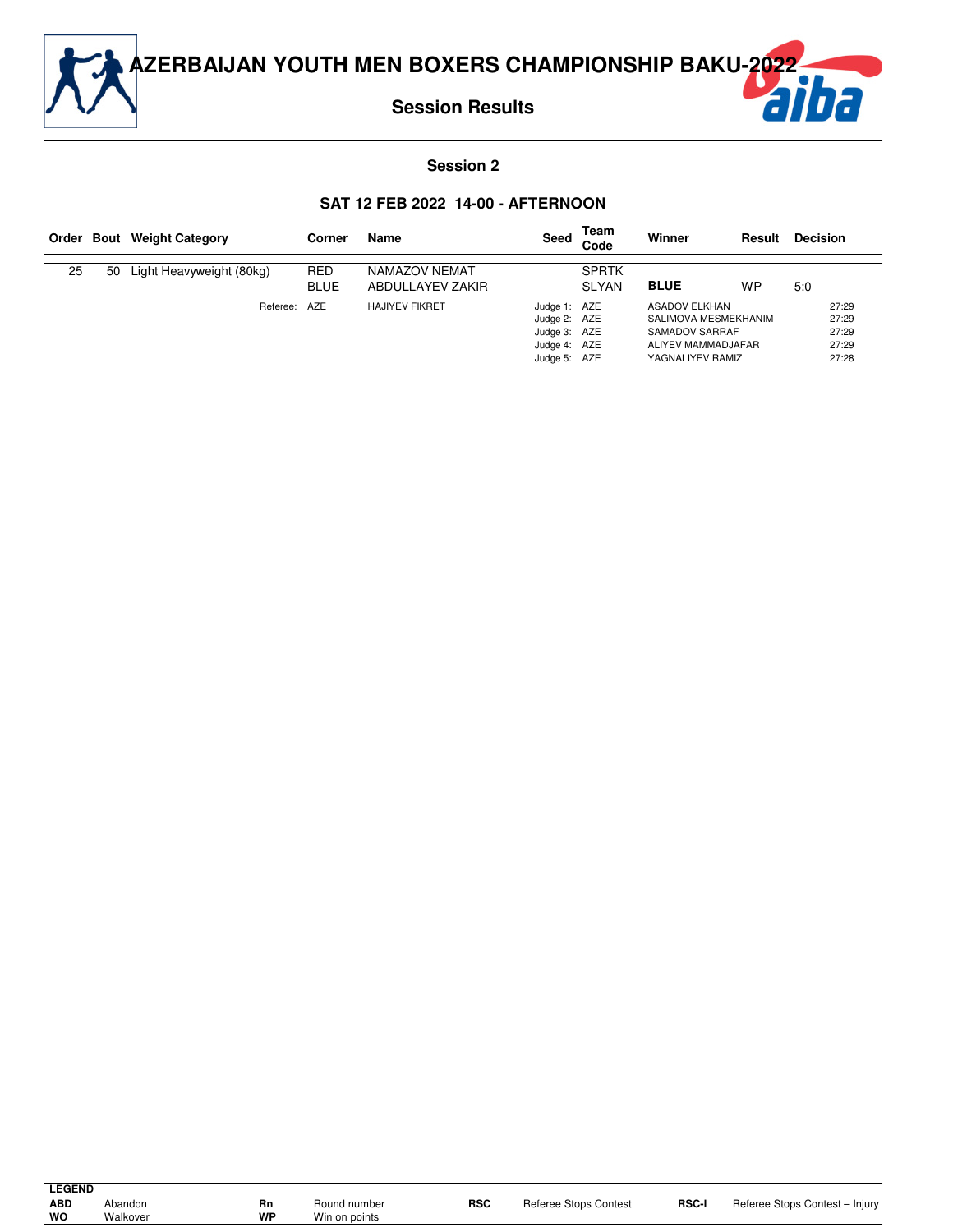# AZERBAIJAN YOUTH MEN BOXERS CHAMPIONSHIP BAKU-2022

## Session Results

### Session 2

### SAT 12 FEB 2022 14-00 - AFTERNOON

| Order | Bout | Weight Category | Corner | Name | Seed | Team Code | Winner | Result | Decision |
|---|---|---|---|---|---|---|---|---|---|
| 25 | 50 | Light Heavyweight (80kg) | RED<br>BLUE | NAMAZOV NEMAT<br>ABDULLAYEV ZAKIR | | SPRTK<br>SLYAN | **BLUE** | WP | 5:0 |
| | | Referee: | AZE | HAJIYEV FIKRET | Judge 1: | AZE | ASADOV ELKHAN | | 27:29 |
| | | | | | Judge 2: | AZE | SALIMOVA MESMEKHANIM | | 27:29 |
| | | | | | Judge 3: | AZE | SAMADOV SARRAF | | 27:29 |
| | | | | | Judge 4: | AZE | ALIYEV MAMMADJAFAR | | 27:29 |
| | | | | | Judge 5: | AZE | YAGNALIYEV RAMIZ | | 27:28 |

**LEGEND**

| | | | | | | | |
|---|---|---|---|---|---|---|---|
| **ABD** | Abandon | **Rn** | Round number | **RSC** | Referee Stops Contest | **RSC-I** | Referee Stops Contest – Injury |
| **WO** | Walkover | **WP** | Win on points | | | | |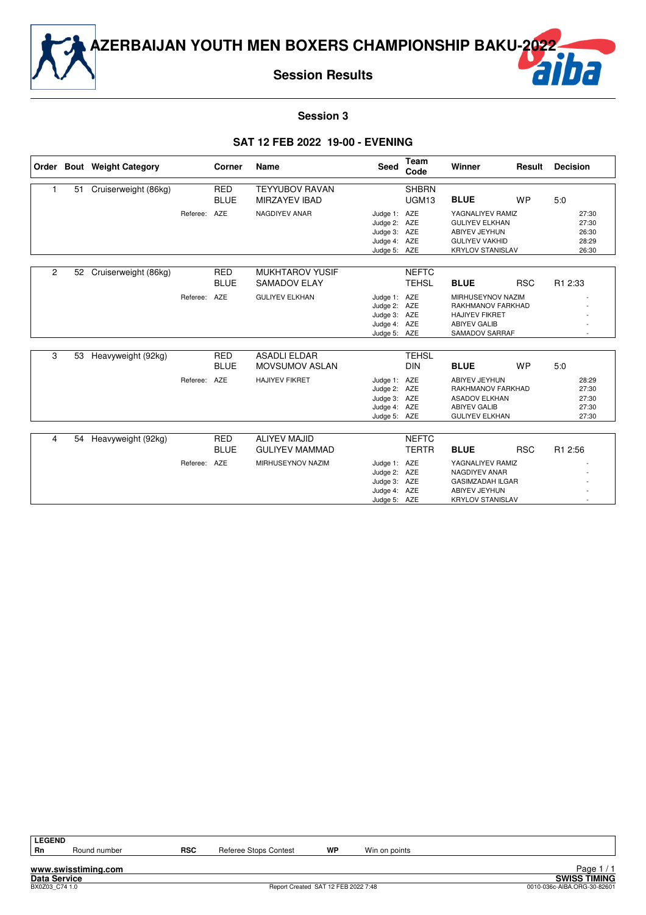# AZERBAIJAN YOUTH MEN BOXERS CHAMPIONSHIP BAKU-2022

## Session Results

### Session 3

### SAT 12 FEB 2022 19-00 - EVENING

| Order | Bout | Weight Category | Corner | Name | Seed | Team Code | Winner | Result | Decision |
|---|---|---|---|---|---|---|---|---|---|
| 1 | 51 | Cruiserweight (86kg) | RED | TEYYUBOV RAVAN | | SHBRN | | | |
| | | | BLUE | MIRZAYEV IBAD | | UGM13 | **BLUE** | WP | 5:0 |
| | | Referee: | AZE | NAGDIYEV ANAR | Judge 1: | AZE | YAGNALIYEV RAMIZ | | 27:30 |
| | | | | | Judge 2: | AZE | GULIYEV ELKHAN | | 27:30 |
| | | | | | Judge 3: | AZE | ABIYEV JEYHUN | | 26:30 |
| | | | | | Judge 4: | AZE | GULIYEV VAKHID | | 28:29 |
| | | | | | Judge 5: | AZE | KRYLOV STANISLAV | | 26:30 |
| 2 | 52 | Cruiserweight (86kg) | RED | MUKHTAROV YUSIF | | NEFTC | | | |
| | | | BLUE | SAMADOV ELAY | | TEHSL | **BLUE** | RSC | R1 2:33 |
| | | Referee: | AZE | GULIYEV ELKHAN | Judge 1: | AZE | MIRHUSEYNOV NAZIM | | - |
| | | | | | Judge 2: | AZE | RAKHMANOV FARKHAD | | - |
| | | | | | Judge 3: | AZE | HAJIYEV FIKRET | | - |
| | | | | | Judge 4: | AZE | ABIYEV GALIB | | - |
| | | | | | Judge 5: | AZE | SAMADOV SARRAF | | - |
| 3 | 53 | Heavyweight (92kg) | RED | ASADLI ELDAR | | TEHSL | | | |
| | | | BLUE | MOVSUMOV ASLAN | | DIN | **BLUE** | WP | 5:0 |
| | | Referee: | AZE | HAJIYEV FIKRET | Judge 1: | AZE | ABIYEV JEYHUN | | 28:29 |
| | | | | | Judge 2: | AZE | RAKHMANOV FARKHAD | | 27:30 |
| | | | | | Judge 3: | AZE | ASADOV ELKHAN | | 27:30 |
| | | | | | Judge 4: | AZE | ABIYEV GALIB | | 27:30 |
| | | | | | Judge 5: | AZE | GULIYEV ELKHAN | | 27:30 |
| 4 | 54 | Heavyweight (92kg) | RED | ALIYEV MAJID | | NEFTC | | | |
| | | | BLUE | GULIYEV MAMMAD | | TERTR | **BLUE** | RSC | R1 2:56 |
| | | Referee: | AZE | MIRHUSEYNOV NAZIM | Judge 1: | AZE | YAGNALIYEV RAMIZ | | - |
| | | | | | Judge 2: | AZE | NAGDIYEV ANAR | | - |
| | | | | | Judge 3: | AZE | GASIMZADAH ILGAR | | - |
| | | | | | Judge 4: | AZE | ABIYEV JEYHUN | | - |
| | | | | | Judge 5: | AZE | KRYLOV STANISLAV | | - |

**LEGEND**

| | | | | | |
|---|---|---|---|---|---|
| **Rn** | Round number | **RSC** | Referee Stops Contest | **WP** | Win on points |

www.swisstiming.com
Data Service
BX0Z03_C74 1.0 — Report Created SAT 12 FEB 2022 7:48 — SWISS TIMING — 0010-036c-AIBA.ORG-30-82601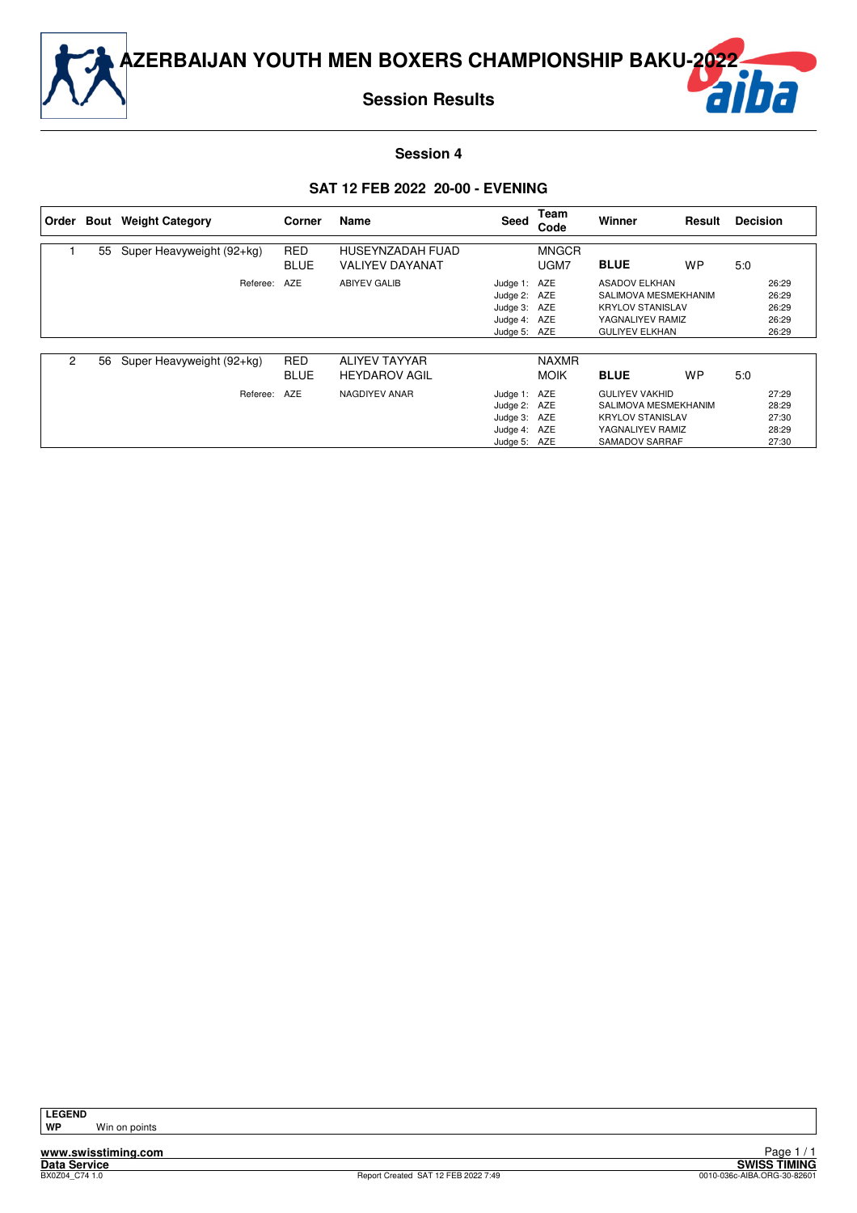# AZERBAIJAN YOUTH MEN BOXERS CHAMPIONSHIP BAKU-2022

## Session Results

### Session 4

### SAT 12 FEB 2022 20-00 - EVENING

| Order | Bout | Weight Category | Corner | Name | Seed | Team Code | Winner | Result | Decision |
|---|---|---|---|---|---|---|---|---|---|
| 1 | 55 | Super Heavyweight (92+kg) | RED | HUSEYNZADAH FUAD | | MNGCR | | | |
| | | | BLUE | VALIYEV DAYANAT | | UGM7 | **BLUE** | WP | 5:0 |
| | | Referee: | AZE | ABIYEV GALIB | Judge 1: | AZE | ASADOV ELKHAN | | 26:29 |
| | | | | | Judge 2: | AZE | SALIMOVA MESMEKHANIM | | 26:29 |
| | | | | | Judge 3: | AZE | KRYLOV STANISLAV | | 26:29 |
| | | | | | Judge 4: | AZE | YAGNALIYEV RAMIZ | | 26:29 |
| | | | | | Judge 5: | AZE | GULIYEV ELKHAN | | 26:29 |

| Order | Bout | Weight Category | Corner | Name | Seed | Team Code | Winner | Result | Decision |
|---|---|---|---|---|---|---|---|---|---|
| 2 | 56 | Super Heavyweight (92+kg) | RED | ALIYEV TAYYAR | | NAXMR | | | |
| | | | BLUE | HEYDAROV AGIL | | MOIK | **BLUE** | WP | 5:0 |
| | | Referee: | AZE | NAGDIYEV ANAR | Judge 1: | AZE | GULIYEV VAKHID | | 27:29 |
| | | | | | Judge 2: | AZE | SALIMOVA MESMEKHANIM | | 28:29 |
| | | | | | Judge 3: | AZE | KRYLOV STANISLAV | | 27:30 |
| | | | | | Judge 4: | AZE | YAGNALIYEV RAMIZ | | 28:29 |
| | | | | | Judge 5: | AZE | SAMADOV SARRAF | | 27:30 |

**LEGEND**

**WP** Win on points

www.swisstiming.com
Data Service
BX0Z04_C74 1.0
Report Created SAT 12 FEB 2022 7:49
SWISS TIMING
0010-036c-AIBA.ORG-30-82601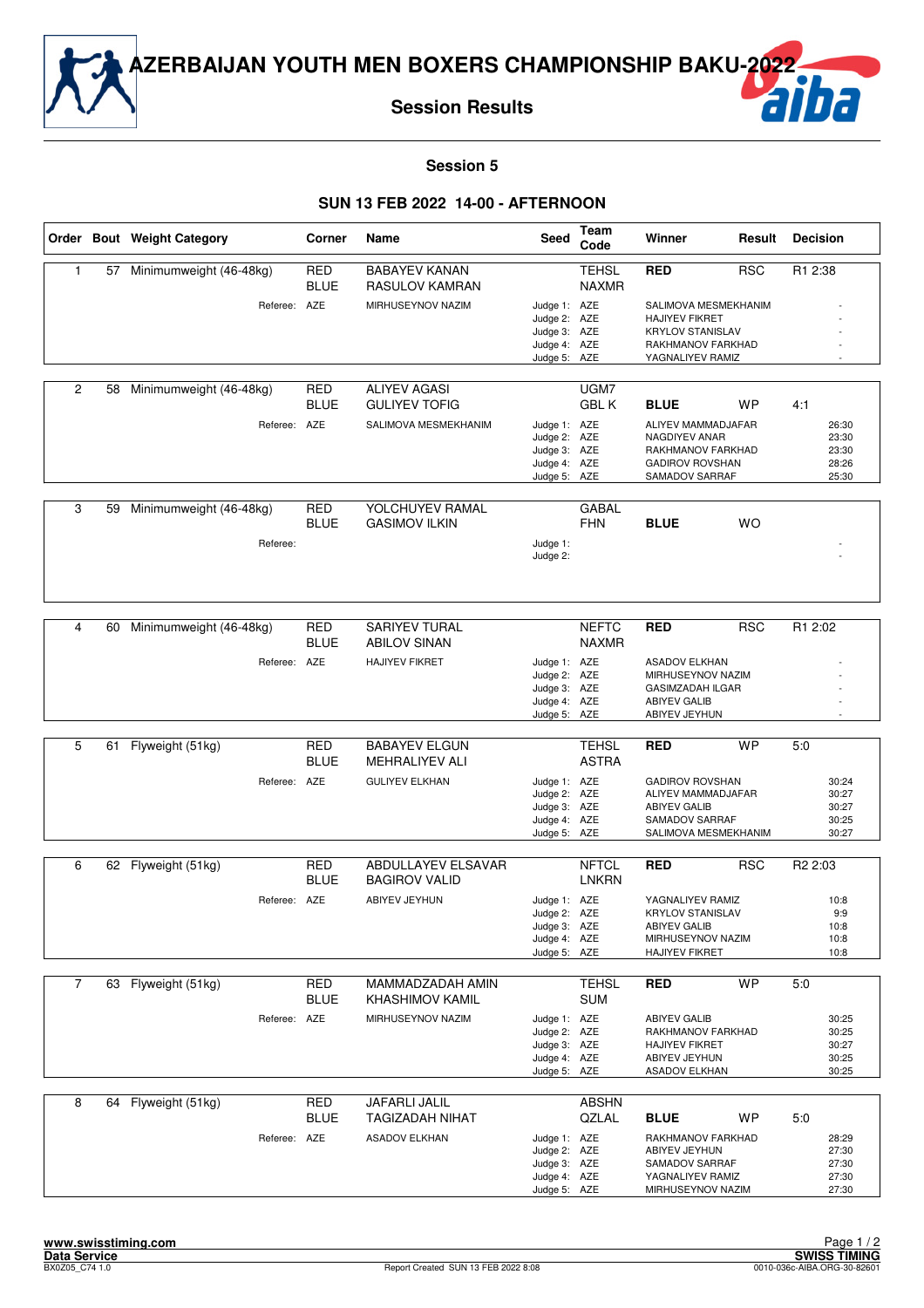# AZERBAIJAN YOUTH MEN BOXERS CHAMPIONSHIP BAKU-2022

## Session Results

### Session 5

### SUN 13 FEB 2022 14-00 - AFTERNOON

| Order | Bout | Weight Category | Corner | Name | Seed | Team Code | Winner | Result | Decision |
|---|---|---|---|---|---|---|---|---|---|
| 1 | 57 | Minimumweight (46-48kg) | RED | BABAYEV KANAN | | TEHSL | **RED** | RSC | R1 2:38 |
| | | | BLUE | RASULOV KAMRAN | | NAXMR | | | |
| | | Referee: | AZE | MIRHUSEYNOV NAZIM | | Judge 1: AZE | SALIMOVA MESMEKHANIM | | - |
| | | | | | | Judge 2: AZE | HAJIYEV FIKRET | | - |
| | | | | | | Judge 3: AZE | KRYLOV STANISLAV | | - |
| | | | | | | Judge 4: AZE | RAKHMANOV FARKHAD | | - |
| | | | | | | Judge 5: AZE | YAGNALIYEV RAMIZ | | - |
| 2 | 58 | Minimumweight (46-48kg) | RED | ALIYEV AGASI | | UGM7 | | | |
| | | | BLUE | GULIYEV TOFIG | | GBL K | **BLUE** | WP | 4:1 |
| | | Referee: | AZE | SALIMOVA MESMEKHANIM | | Judge 1: AZE | ALIYEV MAMMADJAFAR | | 26:30 |
| | | | | | | Judge 2: AZE | NAGDIYEV ANAR | | 23:30 |
| | | | | | | Judge 3: AZE | RAKHMANOV FARKHAD | | 23:30 |
| | | | | | | Judge 4: AZE | GADIROV ROVSHAN | | 28:26 |
| | | | | | | Judge 5: AZE | SAMADOV SARRAF | | 25:30 |
| 3 | 59 | Minimumweight (46-48kg) | RED | YOLCHUYEV RAMAL | | GABAL | | | |
| | | | BLUE | GASIMOV ILKIN | | FHN | **BLUE** | WO | |
| | | Referee: | | | | Judge 1: | | | - |
| | | | | | | Judge 2: | | | - |
| 4 | 60 | Minimumweight (46-48kg) | RED | SARIYEV TURAL | | NEFTC | **RED** | RSC | R1 2:02 |
| | | | BLUE | ABILOV SINAN | | NAXMR | | | |
| | | Referee: | AZE | HAJIYEV FIKRET | | Judge 1: AZE | ASADOV ELKHAN | | - |
| | | | | | | Judge 2: AZE | MIRHUSEYNOV NAZIM | | - |
| | | | | | | Judge 3: AZE | GASIMZADAH ILGAR | | - |
| | | | | | | Judge 4: AZE | ABIYEV GALIB | | - |
| | | | | | | Judge 5: AZE | ABIYEV JEYHUN | | - |
| 5 | 61 | Flyweight (51kg) | RED | BABAYEV ELGUN | | TEHSL | **RED** | WP | 5:0 |
| | | | BLUE | MEHRALIYEV ALI | | ASTRA | | | |
| | | Referee: | AZE | GULIYEV ELKHAN | | Judge 1: AZE | GADIROV ROVSHAN | | 30:24 |
| | | | | | | Judge 2: AZE | ALIYEV MAMMADJAFAR | | 30:27 |
| | | | | | | Judge 3: AZE | ABIYEV GALIB | | 30:27 |
| | | | | | | Judge 4: AZE | SAMADOV SARRAF | | 30:25 |
| | | | | | | Judge 5: AZE | SALIMOVA MESMEKHANIM | | 30:27 |
| 6 | 62 | Flyweight (51kg) | RED | ABDULLAYEV ELSAVAR | | NFTCL | **RED** | RSC | R2 2:03 |
| | | | BLUE | BAGIROV VALID | | LNKRN | | | |
| | | Referee: | AZE | ABIYEV JEYHUN | | Judge 1: AZE | YAGNALIYEV RAMIZ | | 10:8 |
| | | | | | | Judge 2: AZE | KRYLOV STANISLAV | | 9:9 |
| | | | | | | Judge 3: AZE | ABIYEV GALIB | | 10:8 |
| | | | | | | Judge 4: AZE | MIRHUSEYNOV NAZIM | | 10:8 |
| | | | | | | Judge 5: AZE | HAJIYEV FIKRET | | 10:8 |
| 7 | 63 | Flyweight (51kg) | RED | MAMMADZADAH AMIN | | TEHSL | **RED** | WP | 5:0 |
| | | | BLUE | KHASHIMOV KAMIL | | SUM | | | |
| | | Referee: | AZE | MIRHUSEYNOV NAZIM | | Judge 1: AZE | ABIYEV GALIB | | 30:25 |
| | | | | | | Judge 2: AZE | RAKHMANOV FARKHAD | | 30:25 |
| | | | | | | Judge 3: AZE | HAJIYEV FIKRET | | 30:27 |
| | | | | | | Judge 4: AZE | ABIYEV JEYHUN | | 30:25 |
| | | | | | | Judge 5: AZE | ASADOV ELKHAN | | 30:25 |
| 8 | 64 | Flyweight (51kg) | RED | JAFARLI JALIL | | ABSHN | | | |
| | | | BLUE | TAGIZADAH NIHAT | | QZLAL | **BLUE** | WP | 5:0 |
| | | Referee: | AZE | ASADOV ELKHAN | | Judge 1: AZE | RAKHMANOV FARKHAD | | 28:29 |
| | | | | | | Judge 2: AZE | ABIYEV JEYHUN | | 27:30 |
| | | | | | | Judge 3: AZE | SAMADOV SARRAF | | 27:30 |
| | | | | | | Judge 4: AZE | YAGNALIYEV RAMIZ | | 27:30 |
| | | | | | | Judge 5: AZE | MIRHUSEYNOV NAZIM | | 27:30 |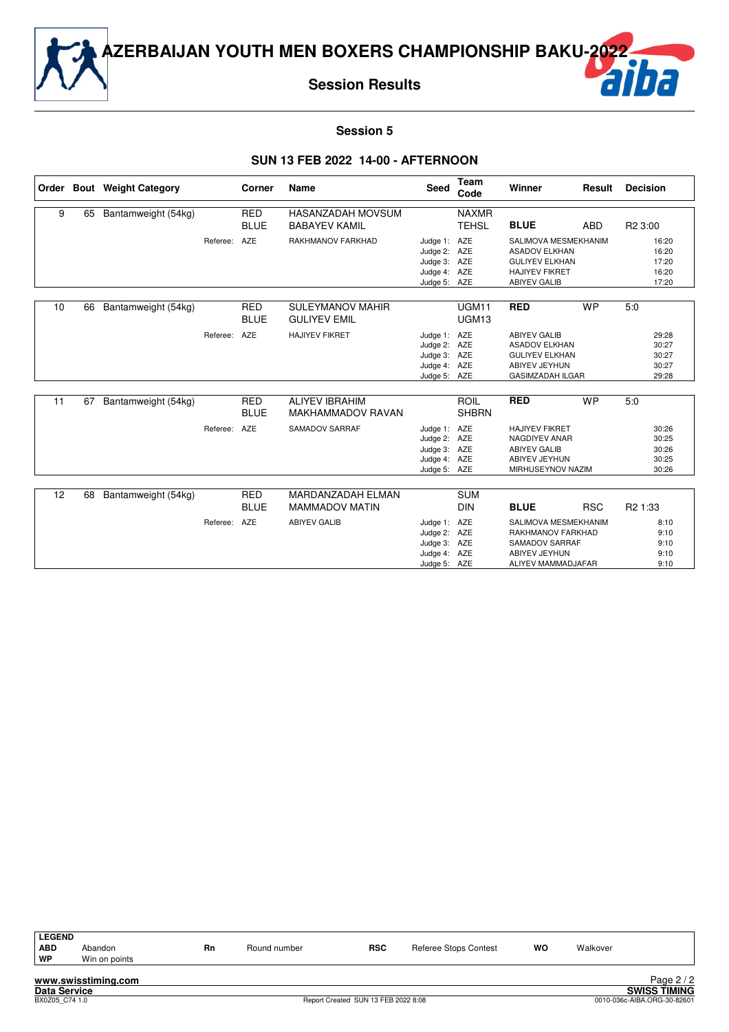# AZERBAIJAN YOUTH MEN BOXERS CHAMPIONSHIP BAKU-2022

## Session Results

### Session 5

### SUN 13 FEB 2022 14-00 - AFTERNOON

| Order | Bout | Weight Category | Corner | Name | Seed | Team Code | Winner | Result | Decision |
|---|---|---|---|---|---|---|---|---|---|
| 9 | 65 | Bantamweight (54kg) | RED | HASANZADAH MOVSUM | | NAXMR | | | |
| | | | BLUE | BABAYEV KAMIL | | TEHSL | **BLUE** | ABD | R2 3:00 |
| | | Referee: | AZE | RAKHMANOV FARKHAD | Judge 1: | AZE | SALIMOVA MESMEKHANIM | | 16:20 |
| | | | | | Judge 2: | AZE | ASADOV ELKHAN | | 16:20 |
| | | | | | Judge 3: | AZE | GULIYEV ELKHAN | | 17:20 |
| | | | | | Judge 4: | AZE | HAJIYEV FIKRET | | 16:20 |
| | | | | | Judge 5: | AZE | ABIYEV GALIB | | 17:20 |
| 10 | 66 | Bantamweight (54kg) | RED | SULEYMANOV MAHIR | | UGM11 | **RED** | WP | 5:0 |
| | | | BLUE | GULIYEV EMIL | | UGM13 | | | |
| | | Referee: | AZE | HAJIYEV FIKRET | Judge 1: | AZE | ABIYEV GALIB | | 29:28 |
| | | | | | Judge 2: | AZE | ASADOV ELKHAN | | 30:27 |
| | | | | | Judge 3: | AZE | GULIYEV ELKHAN | | 30:27 |
| | | | | | Judge 4: | AZE | ABIYEV JEYHUN | | 30:27 |
| | | | | | Judge 5: | AZE | GASIMZADAH ILGAR | | 29:28 |
| 11 | 67 | Bantamweight (54kg) | RED | ALIYEV IBRAHIM | | ROIL | **RED** | WP | 5:0 |
| | | | BLUE | MAKHAMMADOV RAVAN | | SHBRN | | | |
| | | Referee: | AZE | SAMADOV SARRAF | Judge 1: | AZE | HAJIYEV FIKRET | | 30:26 |
| | | | | | Judge 2: | AZE | NAGDIYEV ANAR | | 30:25 |
| | | | | | Judge 3: | AZE | ABIYEV GALIB | | 30:26 |
| | | | | | Judge 4: | AZE | ABIYEV JEYHUN | | 30:25 |
| | | | | | Judge 5: | AZE | MIRHUSEYNOV NAZIM | | 30:26 |
| 12 | 68 | Bantamweight (54kg) | RED | MARDANZADAH ELMAN | | SUM | | | |
| | | | BLUE | MAMMADOV MATIN | | DIN | **BLUE** | RSC | R2 1:33 |
| | | Referee: | AZE | ABIYEV GALIB | Judge 1: | AZE | SALIMOVA MESMEKHANIM | | 8:10 |
| | | | | | Judge 2: | AZE | RAKHMANOV FARKHAD | | 9:10 |
| | | | | | Judge 3: | AZE | SAMADOV SARRAF | | 9:10 |
| | | | | | Judge 4: | AZE | ABIYEV JEYHUN | | 9:10 |
| | | | | | Judge 5: | AZE | ALIYEV MAMMADJAFAR | | 9:10 |

**LEGEND**

| | | | | | | | |
|---|---|---|---|---|---|---|---|
| **ABD** | Abandon | **Rn** | Round number | **RSC** | Referee Stops Contest | **WO** | Walkover |
| **WP** | Win on points | | | | | | |

www.swisstiming.com
Data Service — SWISS TIMING
BX0Z05_C74 1.0 — Report Created SUN 13 FEB 2022 8:08 — 0010-036c-AIBA.ORG-30-82601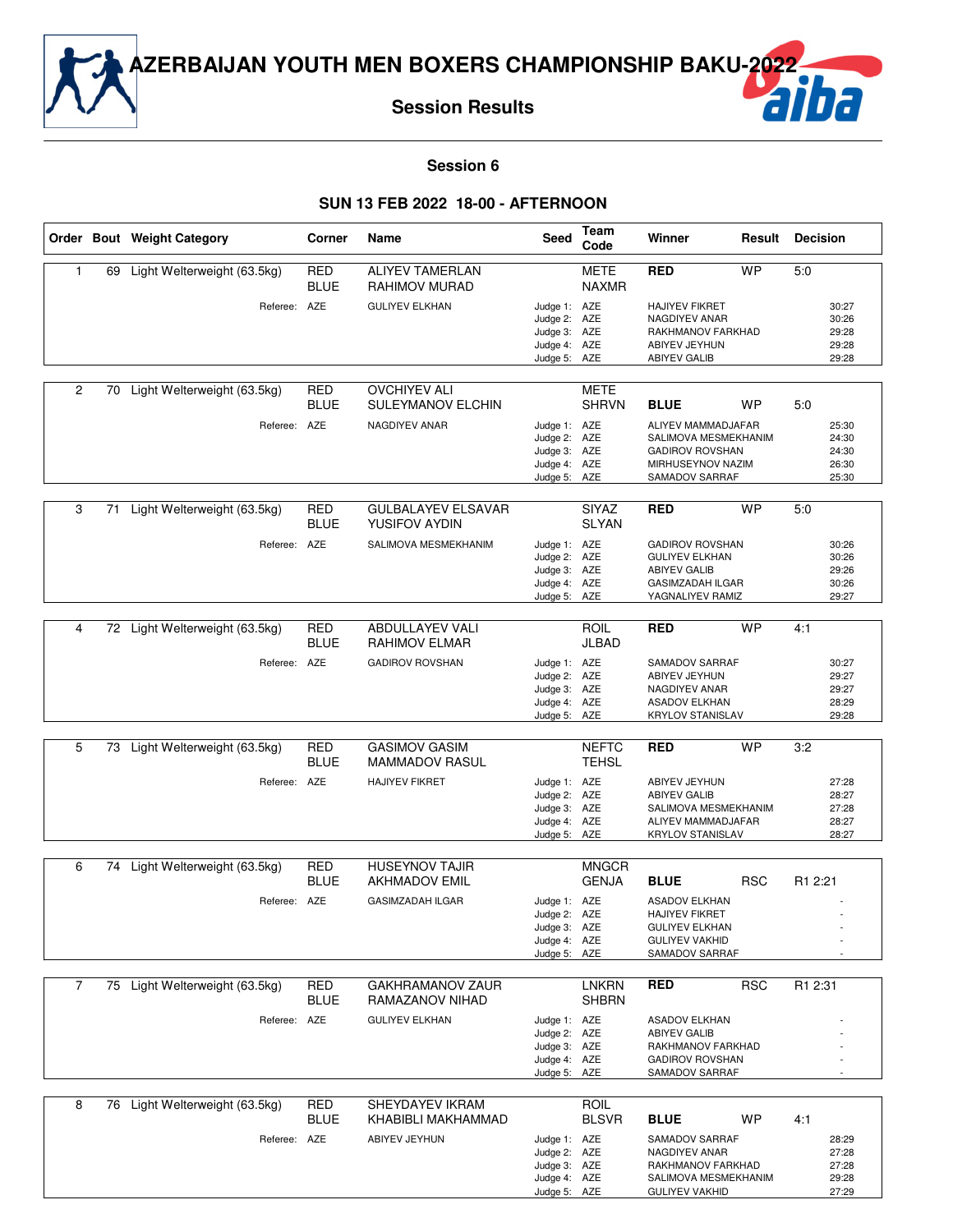# AZERBAIJAN YOUTH MEN BOXERS CHAMPIONSHIP BAKU-2022

## Session Results

### Session 6

### SUN 13 FEB 2022 18-00 - AFTERNOON

| Order | Bout | Weight Category | Corner | Name | Seed | Team Code | Winner | Result | Decision |
|---|---|---|---|---|---|---|---|---|---|
| 1 | 69 | Light Welterweight (63.5kg) | RED | ALIYEV TAMERLAN | | METE | **RED** | WP | 5:0 |
| | | | BLUE | RAHIMOV MURAD | | NAXMR | | | |
| | | Referee: | AZE | GULIYEV ELKHAN | Judge 1: | AZE | HAJIYEV FIKRET | | 30:27 |
| | | | | | Judge 2: | AZE | NAGDIYEV ANAR | | 30:26 |
| | | | | | Judge 3: | AZE | RAKHMANOV FARKHAD | | 29:28 |
| | | | | | Judge 4: | AZE | ABIYEV JEYHUN | | 29:28 |
| | | | | | Judge 5: | AZE | ABIYEV GALIB | | 29:28 |
| 2 | 70 | Light Welterweight (63.5kg) | RED | OVCHIYEV ALI | | METE | | | |
| | | | BLUE | SULEYMANOV ELCHIN | | SHRVN | **BLUE** | WP | 5:0 |
| | | Referee: | AZE | NAGDIYEV ANAR | Judge 1: | AZE | ALIYEV MAMMADJAFAR | | 25:30 |
| | | | | | Judge 2: | AZE | SALIMOVA MESMEKHANIM | | 24:30 |
| | | | | | Judge 3: | AZE | GADIROV ROVSHAN | | 24:30 |
| | | | | | Judge 4: | AZE | MIRHUSEYNOV NAZIM | | 26:30 |
| | | | | | Judge 5: | AZE | SAMADOV SARRAF | | 25:30 |
| 3 | 71 | Light Welterweight (63.5kg) | RED | GULBALAYEV ELSAVAR | | SIYAZ | **RED** | WP | 5:0 |
| | | | BLUE | YUSIFOV AYDIN | | SLYAN | | | |
| | | Referee: | AZE | SALIMOVA MESMEKHANIM | Judge 1: | AZE | GADIROV ROVSHAN | | 30:26 |
| | | | | | Judge 2: | AZE | GULIYEV ELKHAN | | 30:26 |
| | | | | | Judge 3: | AZE | ABIYEV GALIB | | 29:26 |
| | | | | | Judge 4: | AZE | GASIMZADAH ILGAR | | 30:26 |
| | | | | | Judge 5: | AZE | YAGNALIYEV RAMIZ | | 29:27 |
| 4 | 72 | Light Welterweight (63.5kg) | RED | ABDULLAYEV VALI | | ROIL | **RED** | WP | 4:1 |
| | | | BLUE | RAHIMOV ELMAR | | JLBAD | | | |
| | | Referee: | AZE | GADIROV ROVSHAN | Judge 1: | AZE | SAMADOV SARRAF | | 30:27 |
| | | | | | Judge 2: | AZE | ABIYEV JEYHUN | | 29:27 |
| | | | | | Judge 3: | AZE | NAGDIYEV ANAR | | 29:27 |
| | | | | | Judge 4: | AZE | ASADOV ELKHAN | | 28:29 |
| | | | | | Judge 5: | AZE | KRYLOV STANISLAV | | 29:28 |
| 5 | 73 | Light Welterweight (63.5kg) | RED | GASIMOV GASIM | | NEFTC | **RED** | WP | 3:2 |
| | | | BLUE | MAMMADOV RASUL | | TEHSL | | | |
| | | Referee: | AZE | HAJIYEV FIKRET | Judge 1: | AZE | ABIYEV JEYHUN | | 27:28 |
| | | | | | Judge 2: | AZE | ABIYEV GALIB | | 28:27 |
| | | | | | Judge 3: | AZE | SALIMOVA MESMEKHANIM | | 27:28 |
| | | | | | Judge 4: | AZE | ALIYEV MAMMADJAFAR | | 28:27 |
| | | | | | Judge 5: | AZE | KRYLOV STANISLAV | | 28:27 |
| 6 | 74 | Light Welterweight (63.5kg) | RED | HUSEYNOV TAJIR | | MNGCR | | | |
| | | | BLUE | AKHMADOV EMIL | | GENJA | **BLUE** | RSC | R1 2:21 |
| | | Referee: | AZE | GASIMZADAH ILGAR | Judge 1: | AZE | ASADOV ELKHAN | | - |
| | | | | | Judge 2: | AZE | HAJIYEV FIKRET | | - |
| | | | | | Judge 3: | AZE | GULIYEV ELKHAN | | - |
| | | | | | Judge 4: | AZE | GULIYEV VAKHID | | - |
| | | | | | Judge 5: | AZE | SAMADOV SARRAF | | - |
| 7 | 75 | Light Welterweight (63.5kg) | RED | GAKHRAMANOV ZAUR | | LNKRN | **RED** | RSC | R1 2:31 |
| | | | BLUE | RAMAZANOV NIHAD | | SHBRN | | | |
| | | Referee: | AZE | GULIYEV ELKHAN | Judge 1: | AZE | ASADOV ELKHAN | | - |
| | | | | | Judge 2: | AZE | ABIYEV GALIB | | - |
| | | | | | Judge 3: | AZE | RAKHMANOV FARKHAD | | - |
| | | | | | Judge 4: | AZE | GADIROV ROVSHAN | | - |
| | | | | | Judge 5: | AZE | SAMADOV SARRAF | | - |
| 8 | 76 | Light Welterweight (63.5kg) | RED | SHEYDAYEV IKRAM | | ROIL | | | |
| | | | BLUE | KHABIBLI MAKHAMMAD | | BLSVR | **BLUE** | WP | 4:1 |
| | | Referee: | AZE | ABIYEV JEYHUN | Judge 1: | AZE | SAMADOV SARRAF | | 28:29 |
| | | | | | Judge 2: | AZE | NAGDIYEV ANAR | | 27:28 |
| | | | | | Judge 3: | AZE | RAKHMANOV FARKHAD | | 27:28 |
| | | | | | Judge 4: | AZE | SALIMOVA MESMEKHANIM | | 29:28 |
| | | | | | Judge 5: | AZE | GULIYEV VAKHID | | 27:29 |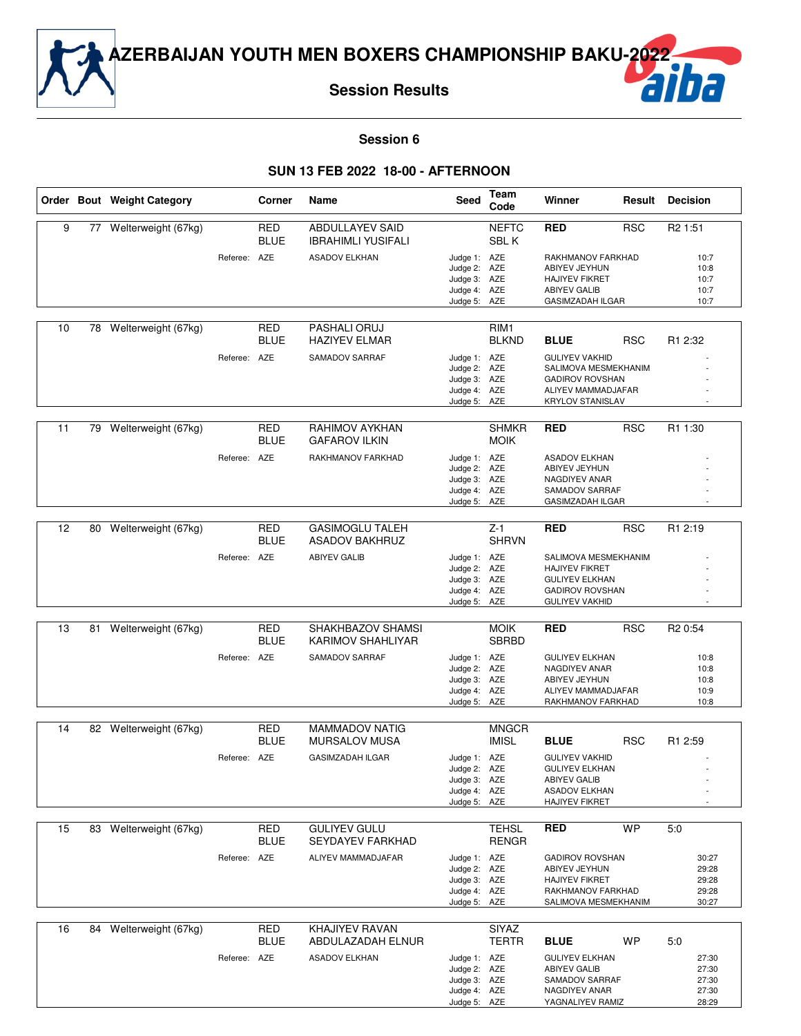# AZERBAIJAN YOUTH MEN BOXERS CHAMPIONSHIP BAKU-2022

## Session Results

### Session 6

### SUN 13 FEB 2022 18-00 - AFTERNOON

| Order | Bout | Weight Category | Corner | Name | Seed | Team Code | Winner | Result | Decision |
|---|---|---|---|---|---|---|---|---|---|
| 9 | 77 | Welterweight (67kg) | RED | ABDULLAYEV SAID | | NEFTC | **RED** | RSC | R2 1:51 |
| | | | BLUE | IBRAHIMLI YUSIFALI | | SBL K | | | |
| | | Referee: | AZE | ASADOV ELKHAN | Judge 1: | AZE | RAKHMANOV FARKHAD | | 10:7 |
| | | | | | Judge 2: | AZE | ABIYEV JEYHUN | | 10:8 |
| | | | | | Judge 3: | AZE | HAJIYEV FIKRET | | 10:7 |
| | | | | | Judge 4: | AZE | ABIYEV GALIB | | 10:7 |
| | | | | | Judge 5: | AZE | GASIMZADAH ILGAR | | 10:7 |
| 10 | 78 | Welterweight (67kg) | RED | PASHALI ORUJ | | RIM1 | | | |
| | | | BLUE | HAZIYEV ELMAR | | BLKND | **BLUE** | RSC | R1 2:32 |
| | | Referee: | AZE | SAMADOV SARRAF | Judge 1: | AZE | GULIYEV VAKHID | | - |
| | | | | | Judge 2: | AZE | SALIMOVA MESMEKHANIM | | - |
| | | | | | Judge 3: | AZE | GADIROV ROVSHAN | | - |
| | | | | | Judge 4: | AZE | ALIYEV MAMMADJAFAR | | - |
| | | | | | Judge 5: | AZE | KRYLOV STANISLAV | | - |
| 11 | 79 | Welterweight (67kg) | RED | RAHIMOV AYKHAN | | SHMKR | **RED** | RSC | R1 1:30 |
| | | | BLUE | GAFAROV ILKIN | | MOIK | | | |
| | | Referee: | AZE | RAKHMANOV FARKHAD | Judge 1: | AZE | ASADOV ELKHAN | | - |
| | | | | | Judge 2: | AZE | ABIYEV JEYHUN | | - |
| | | | | | Judge 3: | AZE | NAGDIYEV ANAR | | - |
| | | | | | Judge 4: | AZE | SAMADOV SARRAF | | - |
| | | | | | Judge 5: | AZE | GASIMZADAH ILGAR | | - |
| 12 | 80 | Welterweight (67kg) | RED | GASIMOGLU TALEH | | Z-1 | **RED** | RSC | R1 2:19 |
| | | | BLUE | ASADOV BAKHRUZ | | SHRVN | | | |
| | | Referee: | AZE | ABIYEV GALIB | Judge 1: | AZE | SALIMOVA MESMEKHANIM | | - |
| | | | | | Judge 2: | AZE | HAJIYEV FIKRET | | - |
| | | | | | Judge 3: | AZE | GULIYEV ELKHAN | | - |
| | | | | | Judge 4: | AZE | GADIROV ROVSHAN | | - |
| | | | | | Judge 5: | AZE | GULIYEV VAKHID | | - |
| 13 | 81 | Welterweight (67kg) | RED | SHAKHBAZOV SHAMSI | | MOIK | **RED** | RSC | R2 0:54 |
| | | | BLUE | KARIMOV SHAHLIYAR | | SBRBD | | | |
| | | Referee: | AZE | SAMADOV SARRAF | Judge 1: | AZE | GULIYEV ELKHAN | | 10:8 |
| | | | | | Judge 2: | AZE | NAGDIYEV ANAR | | 10:8 |
| | | | | | Judge 3: | AZE | ABIYEV JEYHUN | | 10:8 |
| | | | | | Judge 4: | AZE | ALIYEV MAMMADJAFAR | | 10:9 |
| | | | | | Judge 5: | AZE | RAKHMANOV FARKHAD | | 10:8 |
| 14 | 82 | Welterweight (67kg) | RED | MAMMADOV NATIG | | MNGCR | | | |
| | | | BLUE | MURSALOV MUSA | | IMISL | **BLUE** | RSC | R1 2:59 |
| | | Referee: | AZE | GASIMZADAH ILGAR | Judge 1: | AZE | GULIYEV VAKHID | | - |
| | | | | | Judge 2: | AZE | GULIYEV ELKHAN | | - |
| | | | | | Judge 3: | AZE | ABIYEV GALIB | | - |
| | | | | | Judge 4: | AZE | ASADOV ELKHAN | | - |
| | | | | | Judge 5: | AZE | HAJIYEV FIKRET | | - |
| 15 | 83 | Welterweight (67kg) | RED | GULIYEV GULU | | TEHSL | **RED** | WP | 5:0 |
| | | | BLUE | SEYDAYEV FARKHAD | | RENGR | | | |
| | | Referee: | AZE | ALIYEV MAMMADJAFAR | Judge 1: | AZE | GADIROV ROVSHAN | | 30:27 |
| | | | | | Judge 2: | AZE | ABIYEV JEYHUN | | 29:28 |
| | | | | | Judge 3: | AZE | HAJIYEV FIKRET | | 29:28 |
| | | | | | Judge 4: | AZE | RAKHMANOV FARKHAD | | 29:28 |
| | | | | | Judge 5: | AZE | SALIMOVA MESMEKHANIM | | 30:27 |
| 16 | 84 | Welterweight (67kg) | RED | KHAJIYEV RAVAN | | SIYAZ | | | |
| | | | BLUE | ABDULAZADAH ELNUR | | TERTR | **BLUE** | WP | 5:0 |
| | | Referee: | AZE | ASADOV ELKHAN | Judge 1: | AZE | GULIYEV ELKHAN | | 27:30 |
| | | | | | Judge 2: | AZE | ABIYEV GALIB | | 27:30 |
| | | | | | Judge 3: | AZE | SAMADOV SARRAF | | 27:30 |
| | | | | | Judge 4: | AZE | NAGDIYEV ANAR | | 27:30 |
| | | | | | Judge 5: | AZE | YAGNALIYEV RAMIZ | | 28:29 |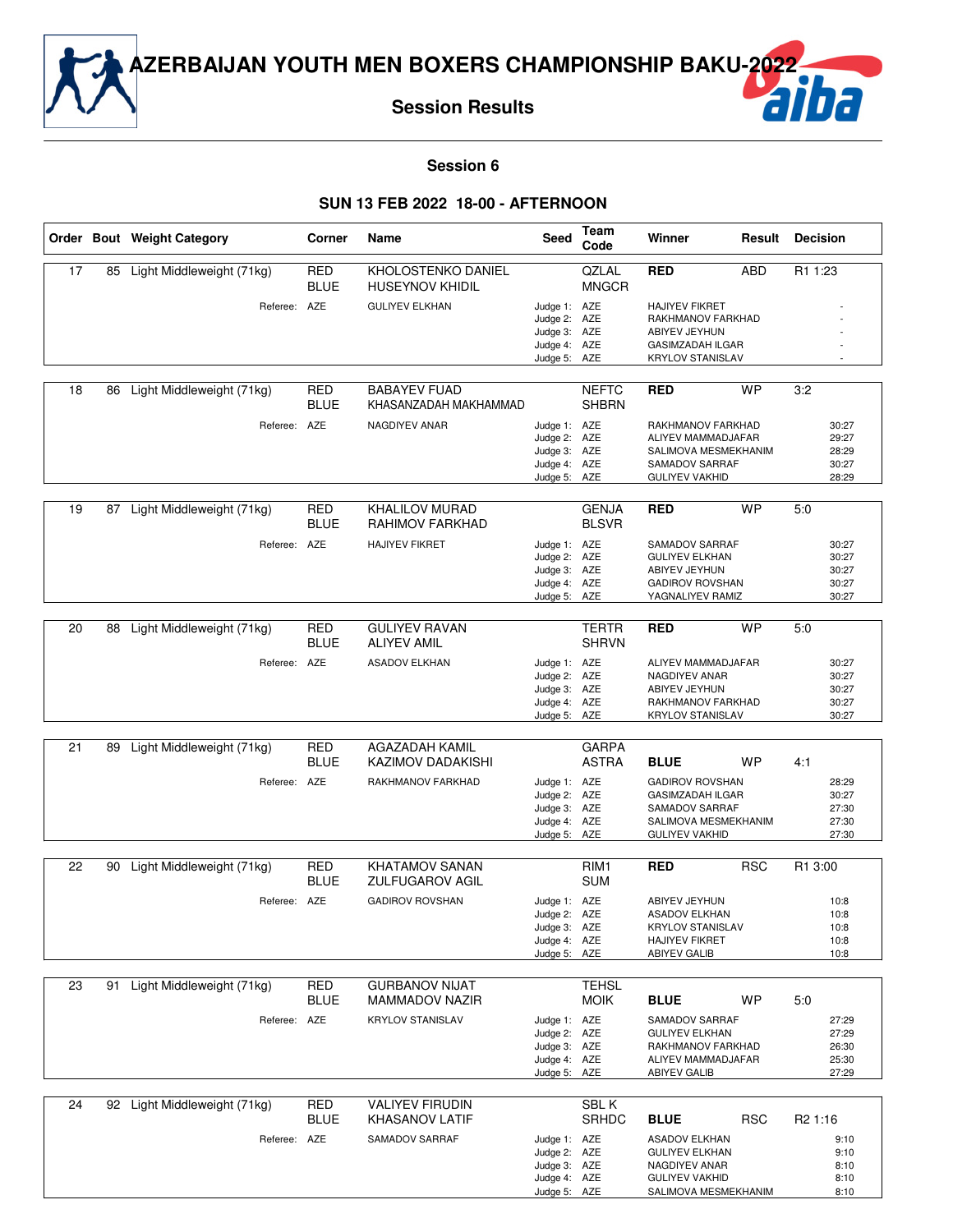# AZERBAIJAN YOUTH MEN BOXERS CHAMPIONSHIP BAKU-2022

## Session Results

### Session 6

### SUN 13 FEB 2022 18-00 - AFTERNOON

| Order | Bout | Weight Category | Corner | Name | Seed | Team Code | Winner | Result | Decision |
|---|---|---|---|---|---|---|---|---|---|
| 17 | 85 | Light Middleweight (71kg) | RED | KHOLOSTENKO DANIEL | | QZLAL | **RED** | ABD | R1 1:23 |
| | | | BLUE | HUSEYNOV KHIDIL | | MNGCR | | | |
| | | Referee: | AZE | GULIYEV ELKHAN | Judge 1: | AZE | HAJIYEV FIKRET | | - |
| | | | | | Judge 2: | AZE | RAKHMANOV FARKHAD | | - |
| | | | | | Judge 3: | AZE | ABIYEV JEYHUN | | - |
| | | | | | Judge 4: | AZE | GASIMZADAH ILGAR | | - |
| | | | | | Judge 5: | AZE | KRYLOV STANISLAV | | - |
| 18 | 86 | Light Middleweight (71kg) | RED | BABAYEV FUAD | | NEFTC | **RED** | WP | 3:2 |
| | | | BLUE | KHASANZADAH MAKHAMMAD | | SHBRN | | | |
| | | Referee: | AZE | NAGDIYEV ANAR | Judge 1: | AZE | RAKHMANOV FARKHAD | | 30:27 |
| | | | | | Judge 2: | AZE | ALIYEV MAMMADJAFAR | | 29:27 |
| | | | | | Judge 3: | AZE | SALIMOVA MESMEKHANIM | | 28:29 |
| | | | | | Judge 4: | AZE | SAMADOV SARRAF | | 30:27 |
| | | | | | Judge 5: | AZE | GULIYEV VAKHID | | 28:29 |
| 19 | 87 | Light Middleweight (71kg) | RED | KHALILOV MURAD | | GENJA | **RED** | WP | 5:0 |
| | | | BLUE | RAHIMOV FARKHAD | | BLSVR | | | |
| | | Referee: | AZE | HAJIYEV FIKRET | Judge 1: | AZE | SAMADOV SARRAF | | 30:27 |
| | | | | | Judge 2: | AZE | GULIYEV ELKHAN | | 30:27 |
| | | | | | Judge 3: | AZE | ABIYEV JEYHUN | | 30:27 |
| | | | | | Judge 4: | AZE | GADIROV ROVSHAN | | 30:27 |
| | | | | | Judge 5: | AZE | YAGNALIYEV RAMIZ | | 30:27 |
| 20 | 88 | Light Middleweight (71kg) | RED | GULIYEV RAVAN | | TERTR | **RED** | WP | 5:0 |
| | | | BLUE | ALIYEV AMIL | | SHRVN | | | |
| | | Referee: | AZE | ASADOV ELKHAN | Judge 1: | AZE | ALIYEV MAMMADJAFAR | | 30:27 |
| | | | | | Judge 2: | AZE | NAGDIYEV ANAR | | 30:27 |
| | | | | | Judge 3: | AZE | ABIYEV JEYHUN | | 30:27 |
| | | | | | Judge 4: | AZE | RAKHMANOV FARKHAD | | 30:27 |
| | | | | | Judge 5: | AZE | KRYLOV STANISLAV | | 30:27 |
| 21 | 89 | Light Middleweight (71kg) | RED | AGAZADAH KAMIL | | GARPA | | | |
| | | | BLUE | KAZIMOV DADAKISHI | | ASTRA | **BLUE** | WP | 4:1 |
| | | Referee: | AZE | RAKHMANOV FARKHAD | Judge 1: | AZE | GADIROV ROVSHAN | | 28:29 |
| | | | | | Judge 2: | AZE | GASIMZADAH ILGAR | | 30:27 |
| | | | | | Judge 3: | AZE | SAMADOV SARRAF | | 27:30 |
| | | | | | Judge 4: | AZE | SALIMOVA MESMEKHANIM | | 27:30 |
| | | | | | Judge 5: | AZE | GULIYEV VAKHID | | 27:30 |
| 22 | 90 | Light Middleweight (71kg) | RED | KHATAMOV SANAN | | RIM1 | **RED** | RSC | R1 3:00 |
| | | | BLUE | ZULFUGAROV AGIL | | SUM | | | |
| | | Referee: | AZE | GADIROV ROVSHAN | Judge 1: | AZE | ABIYEV JEYHUN | | 10:8 |
| | | | | | Judge 2: | AZE | ASADOV ELKHAN | | 10:8 |
| | | | | | Judge 3: | AZE | KRYLOV STANISLAV | | 10:8 |
| | | | | | Judge 4: | AZE | HAJIYEV FIKRET | | 10:8 |
| | | | | | Judge 5: | AZE | ABIYEV GALIB | | 10:8 |
| 23 | 91 | Light Middleweight (71kg) | RED | GURBANOV NIJAT | | TEHSL | | | |
| | | | BLUE | MAMMADOV NAZIR | | MOIK | **BLUE** | WP | 5:0 |
| | | Referee: | AZE | KRYLOV STANISLAV | Judge 1: | AZE | SAMADOV SARRAF | | 27:29 |
| | | | | | Judge 2: | AZE | GULIYEV ELKHAN | | 27:29 |
| | | | | | Judge 3: | AZE | RAKHMANOV FARKHAD | | 26:30 |
| | | | | | Judge 4: | AZE | ALIYEV MAMMADJAFAR | | 25:30 |
| | | | | | Judge 5: | AZE | ABIYEV GALIB | | 27:29 |
| 24 | 92 | Light Middleweight (71kg) | RED | VALIYEV FIRUDIN | | SBL K | | | |
| | | | BLUE | KHASANOV LATIF | | SRHDC | **BLUE** | RSC | R2 1:16 |
| | | Referee: | AZE | SAMADOV SARRAF | Judge 1: | AZE | ASADOV ELKHAN | | 9:10 |
| | | | | | Judge 2: | AZE | GULIYEV ELKHAN | | 9:10 |
| | | | | | Judge 3: | AZE | NAGDIYEV ANAR | | 8:10 |
| | | | | | Judge 4: | AZE | GULIYEV VAKHID | | 8:10 |
| | | | | | Judge 5: | AZE | SALIMOVA MESMEKHANIM | | 8:10 |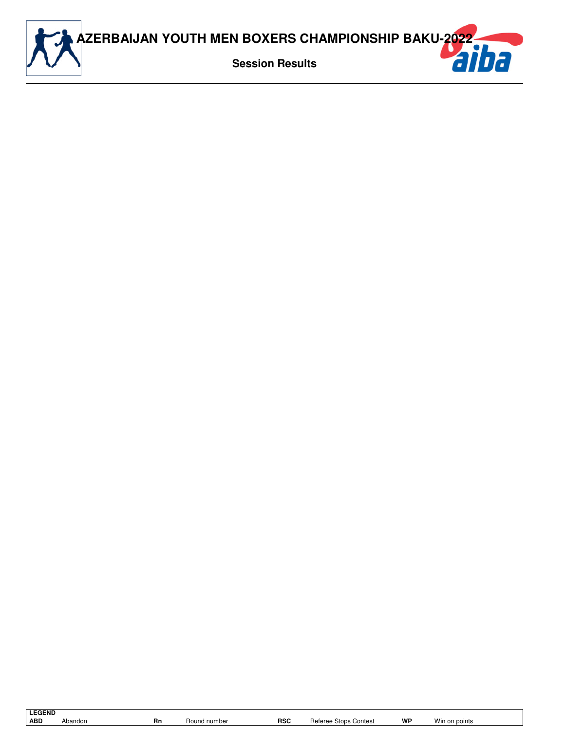# AZERBAIJAN YOUTH MEN BOXERS CHAMPIONSHIP BAKU-2022

## Session Results

| LEGEND | | | | | | | |
|---|---|---|---|---|---|---|---|
| ABD | Abandon | Rn | Round number | RSC | Referee Stops Contest | WP | Win on points |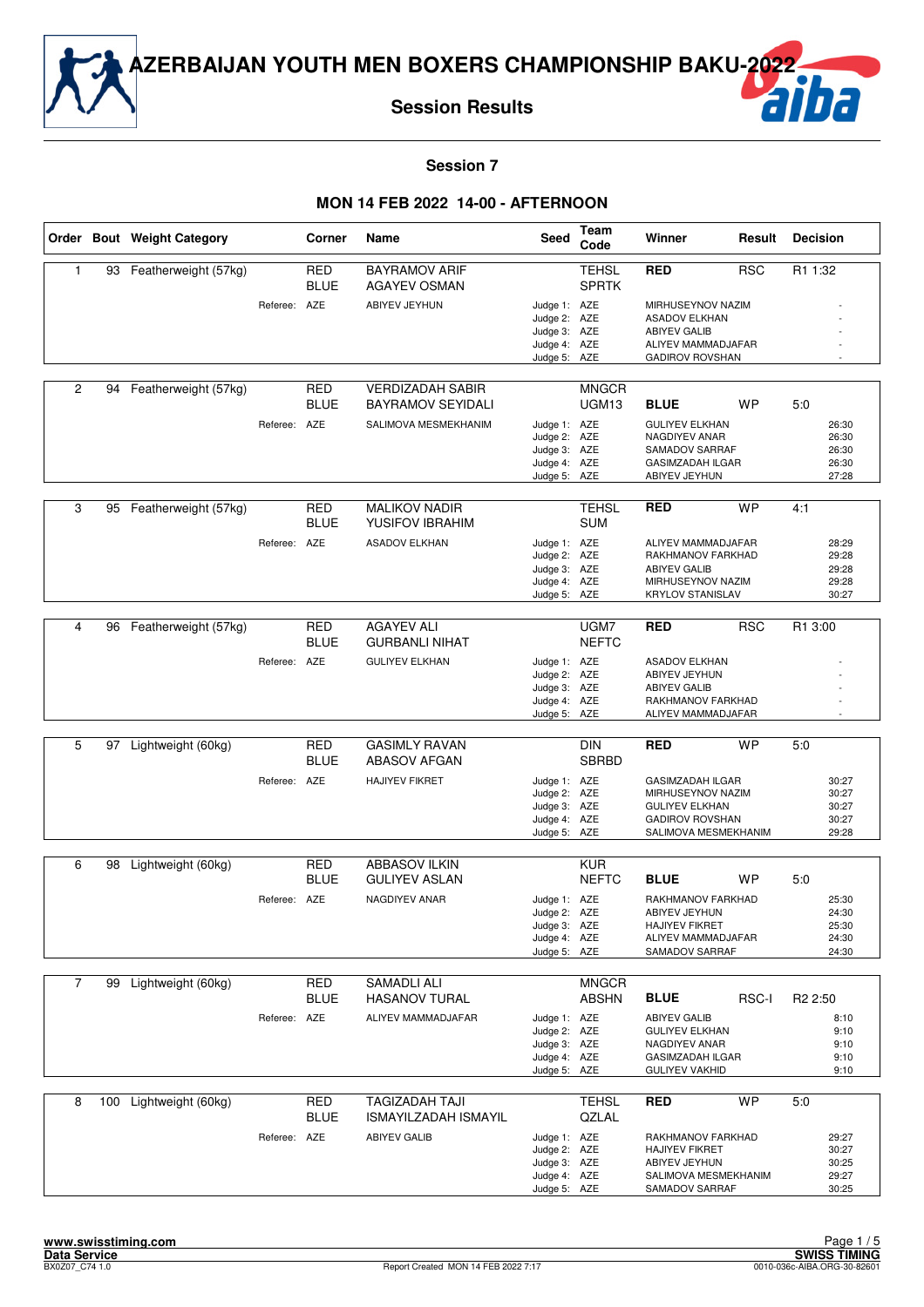# AZERBAIJAN YOUTH MEN BOXERS CHAMPIONSHIP BAKU-2022

## Session Results

### Session 7

### MON 14 FEB 2022 14-00 - AFTERNOON

| Order | Bout | Weight Category | Corner | Name | Seed | Team Code | Winner | Result | Decision |
|---|---|---|---|---|---|---|---|---|---|
| 1 | 93 | Featherweight (57kg) | RED | BAYRAMOV ARIF | | TEHSL | **RED** | RSC | R1 1:32 |
| | | | BLUE | AGAYEV OSMAN | | SPRTK | | | |
| | | Referee: | AZE | ABIYEV JEYHUN | Judge 1: | AZE | MIRHUSEYNOV NAZIM | | - |
| | | | | | Judge 2: | AZE | ASADOV ELKHAN | | - |
| | | | | | Judge 3: | AZE | ABIYEV GALIB | | - |
| | | | | | Judge 4: | AZE | ALIYEV MAMMADJAFAR | | - |
| | | | | | Judge 5: | AZE | GADIROV ROVSHAN | | - |
| 2 | 94 | Featherweight (57kg) | RED | VERDIZADAH SABIR | | MNGCR | | | |
| | | | BLUE | BAYRAMOV SEYIDALI | | UGM13 | **BLUE** | WP | 5:0 |
| | | Referee: | AZE | SALIMOVA MESMEKHANIM | Judge 1: | AZE | GULIYEV ELKHAN | | 26:30 |
| | | | | | Judge 2: | AZE | NAGDIYEV ANAR | | 26:30 |
| | | | | | Judge 3: | AZE | SAMADOV SARRAF | | 26:30 |
| | | | | | Judge 4: | AZE | GASIMZADAH ILGAR | | 26:30 |
| | | | | | Judge 5: | AZE | ABIYEV JEYHUN | | 27:28 |
| 3 | 95 | Featherweight (57kg) | RED | MALIKOV NADIR | | TEHSL | **RED** | WP | 4:1 |
| | | | BLUE | YUSIFOV IBRAHIM | | SUM | | | |
| | | Referee: | AZE | ASADOV ELKHAN | Judge 1: | AZE | ALIYEV MAMMADJAFAR | | 28:29 |
| | | | | | Judge 2: | AZE | RAKHMANOV FARKHAD | | 29:28 |
| | | | | | Judge 3: | AZE | ABIYEV GALIB | | 29:28 |
| | | | | | Judge 4: | AZE | MIRHUSEYNOV NAZIM | | 29:28 |
| | | | | | Judge 5: | AZE | KRYLOV STANISLAV | | 30:27 |
| 4 | 96 | Featherweight (57kg) | RED | AGAYEV ALI | | UGM7 | **RED** | RSC | R1 3:00 |
| | | | BLUE | GURBANLI NIHAT | | NEFTC | | | |
| | | Referee: | AZE | GULIYEV ELKHAN | Judge 1: | AZE | ASADOV ELKHAN | | - |
| | | | | | Judge 2: | AZE | ABIYEV JEYHUN | | - |
| | | | | | Judge 3: | AZE | ABIYEV GALIB | | - |
| | | | | | Judge 4: | AZE | RAKHMANOV FARKHAD | | - |
| | | | | | Judge 5: | AZE | ALIYEV MAMMADJAFAR | | - |
| 5 | 97 | Lightweight (60kg) | RED | GASIMLY RAVAN | | DIN | **RED** | WP | 5:0 |
| | | | BLUE | ABASOV AFGAN | | SBRBD | | | |
| | | Referee: | AZE | HAJIYEV FIKRET | Judge 1: | AZE | GASIMZADAH ILGAR | | 30:27 |
| | | | | | Judge 2: | AZE | MIRHUSEYNOV NAZIM | | 30:27 |
| | | | | | Judge 3: | AZE | GULIYEV ELKHAN | | 30:27 |
| | | | | | Judge 4: | AZE | GADIROV ROVSHAN | | 30:27 |
| | | | | | Judge 5: | AZE | SALIMOVA MESMEKHANIM | | 29:28 |
| 6 | 98 | Lightweight (60kg) | RED | ABBASOV ILKIN | | KUR | | | |
| | | | BLUE | GULIYEV ASLAN | | NEFTC | **BLUE** | WP | 5:0 |
| | | Referee: | AZE | NAGDIYEV ANAR | Judge 1: | AZE | RAKHMANOV FARKHAD | | 25:30 |
| | | | | | Judge 2: | AZE | ABIYEV JEYHUN | | 24:30 |
| | | | | | Judge 3: | AZE | HAJIYEV FIKRET | | 25:30 |
| | | | | | Judge 4: | AZE | ALIYEV MAMMADJAFAR | | 24:30 |
| | | | | | Judge 5: | AZE | SAMADOV SARRAF | | 24:30 |
| 7 | 99 | Lightweight (60kg) | RED | SAMADLI ALI | | MNGCR | | | |
| | | | BLUE | HASANOV TURAL | | ABSHN | **BLUE** | RSC-I | R2 2:50 |
| | | Referee: | AZE | ALIYEV MAMMADJAFAR | Judge 1: | AZE | ABIYEV GALIB | | 8:10 |
| | | | | | Judge 2: | AZE | GULIYEV ELKHAN | | 9:10 |
| | | | | | Judge 3: | AZE | NAGDIYEV ANAR | | 9:10 |
| | | | | | Judge 4: | AZE | GASIMZADAH ILGAR | | 9:10 |
| | | | | | Judge 5: | AZE | GULIYEV VAKHID | | 9:10 |
| 8 | 100 | Lightweight (60kg) | RED | TAGIZADAH TAJI | | TEHSL | **RED** | WP | 5:0 |
| | | | BLUE | ISMAYILZADAH ISMAYIL | | QZLAL | | | |
| | | Referee: | AZE | ABIYEV GALIB | Judge 1: | AZE | RAKHMANOV FARKHAD | | 29:27 |
| | | | | | Judge 2: | AZE | HAJIYEV FIKRET | | 30:27 |
| | | | | | Judge 3: | AZE | ABIYEV JEYHUN | | 30:25 |
| | | | | | Judge 4: | AZE | SALIMOVA MESMEKHANIM | | 29:27 |
| | | | | | Judge 5: | AZE | SAMADOV SARRAF | | 30:25 |

www.swisstiming.com
Data Service
BX0Z07_C74 1.0 — Report Created MON 14 FEB 2022 7:17 — SWISS TIMING 0010-036c-AIBA.ORG-30-82601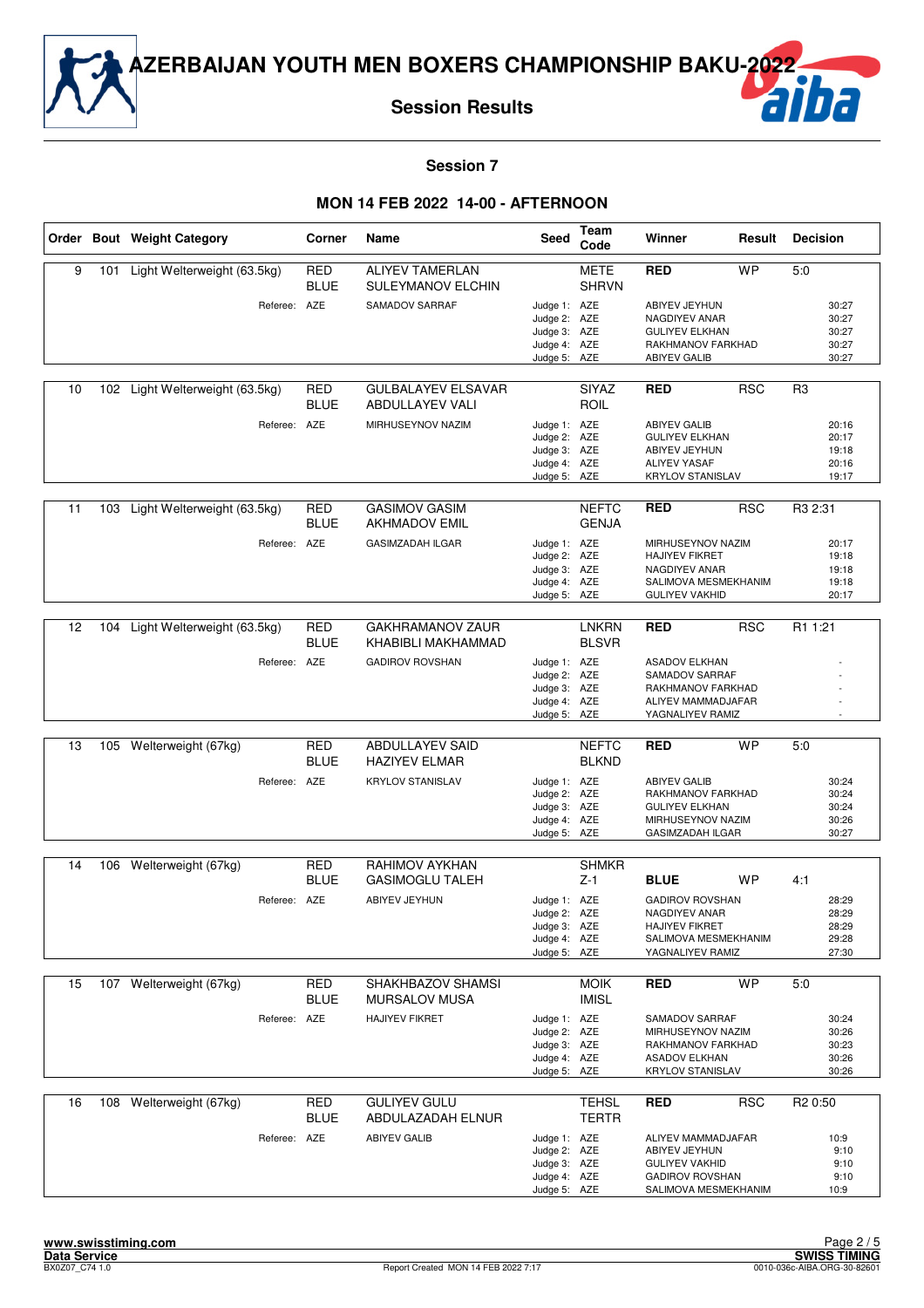# AZERBAIJAN YOUTH MEN BOXERS CHAMPIONSHIP BAKU-2022

## Session Results

### Session 7

### MON 14 FEB 2022 14-00 - AFTERNOON

| Order | Bout | Weight Category | Corner | Name | Seed | Team Code | Winner | Result | Decision |
|---|---|---|---|---|---|---|---|---|---|
| 9 | 101 | Light Welterweight (63.5kg) | RED | ALIYEV TAMERLAN | | METE | **RED** | WP | 5:0 |
| | | | BLUE | SULEYMANOV ELCHIN | | SHRVN | | | |
| | | Referee: | AZE | SAMADOV SARRAF | Judge 1: | AZE | ABIYEV JEYHUN | | 30:27 |
| | | | | | Judge 2: | AZE | NAGDIYEV ANAR | | 30:27 |
| | | | | | Judge 3: | AZE | GULIYEV ELKHAN | | 30:27 |
| | | | | | Judge 4: | AZE | RAKHMANOV FARKHAD | | 30:27 |
| | | | | | Judge 5: | AZE | ABIYEV GALIB | | 30:27 |
| 10 | 102 | Light Welterweight (63.5kg) | RED | GULBALAYEV ELSAVAR | | SIYAZ | **RED** | RSC | R3 |
| | | | BLUE | ABDULLAYEV VALI | | ROIL | | | |
| | | Referee: | AZE | MIRHUSEYNOV NAZIM | Judge 1: | AZE | ABIYEV GALIB | | 20:16 |
| | | | | | Judge 2: | AZE | GULIYEV ELKHAN | | 20:17 |
| | | | | | Judge 3: | AZE | ABIYEV JEYHUN | | 19:18 |
| | | | | | Judge 4: | AZE | ALIYEV YASAF | | 20:16 |
| | | | | | Judge 5: | AZE | KRYLOV STANISLAV | | 19:17 |
| 11 | 103 | Light Welterweight (63.5kg) | RED | GASIMOV GASIM | | NEFTC | **RED** | RSC | R3 2:31 |
| | | | BLUE | AKHMADOV EMIL | | GENJA | | | |
| | | Referee: | AZE | GASIMZADAH ILGAR | Judge 1: | AZE | MIRHUSEYNOV NAZIM | | 20:17 |
| | | | | | Judge 2: | AZE | HAJIYEV FIKRET | | 19:18 |
| | | | | | Judge 3: | AZE | NAGDIYEV ANAR | | 19:18 |
| | | | | | Judge 4: | AZE | SALIMOVA MESMEKHANIM | | 19:18 |
| | | | | | Judge 5: | AZE | GULIYEV VAKHID | | 20:17 |
| 12 | 104 | Light Welterweight (63.5kg) | RED | GAKHRAMANOV ZAUR | | LNKRN | **RED** | RSC | R1 1:21 |
| | | | BLUE | KHABIBLI MAKHAMMAD | | BLSVR | | | |
| | | Referee: | AZE | GADIROV ROVSHAN | Judge 1: | AZE | ASADOV ELKHAN | | - |
| | | | | | Judge 2: | AZE | SAMADOV SARRAF | | - |
| | | | | | Judge 3: | AZE | RAKHMANOV FARKHAD | | - |
| | | | | | Judge 4: | AZE | ALIYEV MAMMADJAFAR | | - |
| | | | | | Judge 5: | AZE | YAGNALIYEV RAMIZ | | - |
| 13 | 105 | Welterweight (67kg) | RED | ABDULLAYEV SAID | | NEFTC | **RED** | WP | 5:0 |
| | | | BLUE | HAZIYEV ELMAR | | BLKND | | | |
| | | Referee: | AZE | KRYLOV STANISLAV | Judge 1: | AZE | ABIYEV GALIB | | 30:24 |
| | | | | | Judge 2: | AZE | RAKHMANOV FARKHAD | | 30:24 |
| | | | | | Judge 3: | AZE | GULIYEV ELKHAN | | 30:24 |
| | | | | | Judge 4: | AZE | MIRHUSEYNOV NAZIM | | 30:26 |
| | | | | | Judge 5: | AZE | GASIMZADAH ILGAR | | 30:27 |
| 14 | 106 | Welterweight (67kg) | RED | RAHIMOV AYKHAN | | SHMKR | | | |
| | | | BLUE | GASIMOGLU TALEH | | Z-1 | **BLUE** | WP | 4:1 |
| | | Referee: | AZE | ABIYEV JEYHUN | Judge 1: | AZE | GADIROV ROVSHAN | | 28:29 |
| | | | | | Judge 2: | AZE | NAGDIYEV ANAR | | 28:29 |
| | | | | | Judge 3: | AZE | HAJIYEV FIKRET | | 28:29 |
| | | | | | Judge 4: | AZE | SALIMOVA MESMEKHANIM | | 29:28 |
| | | | | | Judge 5: | AZE | YAGNALIYEV RAMIZ | | 27:30 |
| 15 | 107 | Welterweight (67kg) | RED | SHAKHBAZOV SHAMSI | | MOIK | **RED** | WP | 5:0 |
| | | | BLUE | MURSALOV MUSA | | IMISL | | | |
| | | Referee: | AZE | HAJIYEV FIKRET | Judge 1: | AZE | SAMADOV SARRAF | | 30:24 |
| | | | | | Judge 2: | AZE | MIRHUSEYNOV NAZIM | | 30:26 |
| | | | | | Judge 3: | AZE | RAKHMANOV FARKHAD | | 30:23 |
| | | | | | Judge 4: | AZE | ASADOV ELKHAN | | 30:26 |
| | | | | | Judge 5: | AZE | KRYLOV STANISLAV | | 30:26 |
| 16 | 108 | Welterweight (67kg) | RED | GULIYEV GULU | | TEHSL | **RED** | RSC | R2 0:50 |
| | | | BLUE | ABDULAZADAH ELNUR | | TERTR | | | |
| | | Referee: | AZE | ABIYEV GALIB | Judge 1: | AZE | ALIYEV MAMMADJAFAR | | 10:9 |
| | | | | | Judge 2: | AZE | ABIYEV JEYHUN | | 9:10 |
| | | | | | Judge 3: | AZE | GULIYEV VAKHID | | 9:10 |
| | | | | | Judge 4: | AZE | GADIROV ROVSHAN | | 9:10 |
| | | | | | Judge 5: | AZE | SALIMOVA MESMEKHANIM | | 10:9 |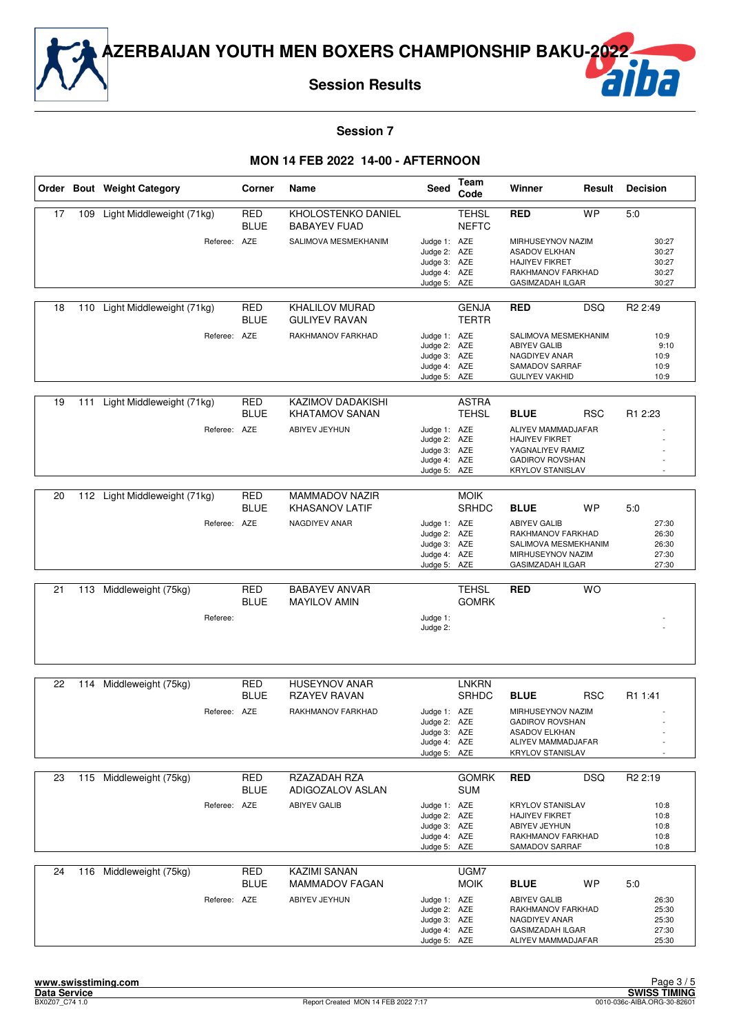# AZERBAIJAN YOUTH MEN BOXERS CHAMPIONSHIP BAKU-2022

## Session Results

### Session 7

### MON 14 FEB 2022 14-00 - AFTERNOON

| Order | Bout | Weight Category | Corner | Name | Seed | Team Code | Winner | Result | Decision |
|---|---|---|---|---|---|---|---|---|---|
| 17 | 109 | Light Middleweight (71kg) | RED<br>BLUE | KHOLOSTENKO DANIEL<br>BABAYEV FUAD | | TEHSL<br>NEFTC | RED | WP | 5:0 |
| | | Referee: | AZE | SALIMOVA MESMEKHANIM | Judge 1: | AZE | MIRHUSEYNOV NAZIM | | 30:27 |
| | | | | | Judge 2: | AZE | ASADOV ELKHAN | | 30:27 |
| | | | | | Judge 3: | AZE | HAJIYEV FIKRET | | 30:27 |
| | | | | | Judge 4: | AZE | RAKHMANOV FARKHAD | | 30:27 |
| | | | | | Judge 5: | AZE | GASIMZADAH ILGAR | | 30:27 |
| 18 | 110 | Light Middleweight (71kg) | RED<br>BLUE | KHALILOV MURAD<br>GULIYEV RAVAN | | GENJA<br>TERTR | RED | DSQ | R2 2:49 |
| | | Referee: | AZE | RAKHMANOV FARKHAD | Judge 1: | AZE | SALIMOVA MESMEKHANIM | | 10:9 |
| | | | | | Judge 2: | AZE | ABIYEV GALIB | | 9:10 |
| | | | | | Judge 3: | AZE | NAGDIYEV ANAR | | 10:9 |
| | | | | | Judge 4: | AZE | SAMADOV SARRAF | | 10:9 |
| | | | | | Judge 5: | AZE | GULIYEV VAKHID | | 10:9 |
| 19 | 111 | Light Middleweight (71kg) | RED<br>BLUE | KAZIMOV DADAKISHI<br>KHATAMOV SANAN | | ASTRA<br>TEHSL | BLUE | RSC | R1 2:23 |
| | | Referee: | AZE | ABIYEV JEYHUN | Judge 1: | AZE | ALIYEV MAMMADJAFAR | | - |
| | | | | | Judge 2: | AZE | HAJIYEV FIKRET | | - |
| | | | | | Judge 3: | AZE | YAGNALIYEV RAMIZ | | - |
| | | | | | Judge 4: | AZE | GADIROV ROVSHAN | | - |
| | | | | | Judge 5: | AZE | KRYLOV STANISLAV | | - |
| 20 | 112 | Light Middleweight (71kg) | RED<br>BLUE | MAMMADOV NAZIR<br>KHASANOV LATIF | | MOIK<br>SRHDC | BLUE | WP | 5:0 |
| | | Referee: | AZE | NAGDIYEV ANAR | Judge 1: | AZE | ABIYEV GALIB | | 27:30 |
| | | | | | Judge 2: | AZE | RAKHMANOV FARKHAD | | 26:30 |
| | | | | | Judge 3: | AZE | SALIMOVA MESMEKHANIM | | 26:30 |
| | | | | | Judge 4: | AZE | MIRHUSEYNOV NAZIM | | 27:30 |
| | | | | | Judge 5: | AZE | GASIMZADAH ILGAR | | 27:30 |
| 21 | 113 | Middleweight (75kg) | RED<br>BLUE | BABAYEV ANVAR<br>MAYILOV AMIN | | TEHSL<br>GOMRK | RED | WO | |
| | | Referee: | | | Judge 1: | | | | - |
| | | | | | Judge 2: | | | | - |
| 22 | 114 | Middleweight (75kg) | RED<br>BLUE | HUSEYNOV ANAR<br>RZAYEV RAVAN | | LNKRN<br>SRHDC | BLUE | RSC | R1 1:41 |
| | | Referee: | AZE | RAKHMANOV FARKHAD | Judge 1: | AZE | MIRHUSEYNOV NAZIM | | - |
| | | | | | Judge 2: | AZE | GADIROV ROVSHAN | | - |
| | | | | | Judge 3: | AZE | ASADOV ELKHAN | | - |
| | | | | | Judge 4: | AZE | ALIYEV MAMMADJAFAR | | - |
| | | | | | Judge 5: | AZE | KRYLOV STANISLAV | | - |
| 23 | 115 | Middleweight (75kg) | RED<br>BLUE | RZAZADAH RZA<br>ADIGOZALOV ASLAN | | GOMRK<br>SUM | RED | DSQ | R2 2:19 |
| | | Referee: | AZE | ABIYEV GALIB | Judge 1: | AZE | KRYLOV STANISLAV | | 10:8 |
| | | | | | Judge 2: | AZE | HAJIYEV FIKRET | | 10:8 |
| | | | | | Judge 3: | AZE | ABIYEV JEYHUN | | 10:8 |
| | | | | | Judge 4: | AZE | RAKHMANOV FARKHAD | | 10:8 |
| | | | | | Judge 5: | AZE | SAMADOV SARRAF | | 10:8 |
| 24 | 116 | Middleweight (75kg) | RED<br>BLUE | KAZIMI SANAN<br>MAMMADOV FAGAN | | UGM7<br>MOIK | BLUE | WP | 5:0 |
| | | Referee: | AZE | ABIYEV JEYHUN | Judge 1: | AZE | ABIYEV GALIB | | 26:30 |
| | | | | | Judge 2: | AZE | RAKHMANOV FARKHAD | | 25:30 |
| | | | | | Judge 3: | AZE | NAGDIYEV ANAR | | 25:30 |
| | | | | | Judge 4: | AZE | GASIMZADAH ILGAR | | 27:30 |
| | | | | | Judge 5: | AZE | ALIYEV MAMMADJAFAR | | 25:30 |

www.swisstiming.com
Data Service
BX0Z07_C74 1.0
Report Created MON 14 FEB 2022 7:17
SWISS TIMING
0010-036c-AIBA.ORG-30-82601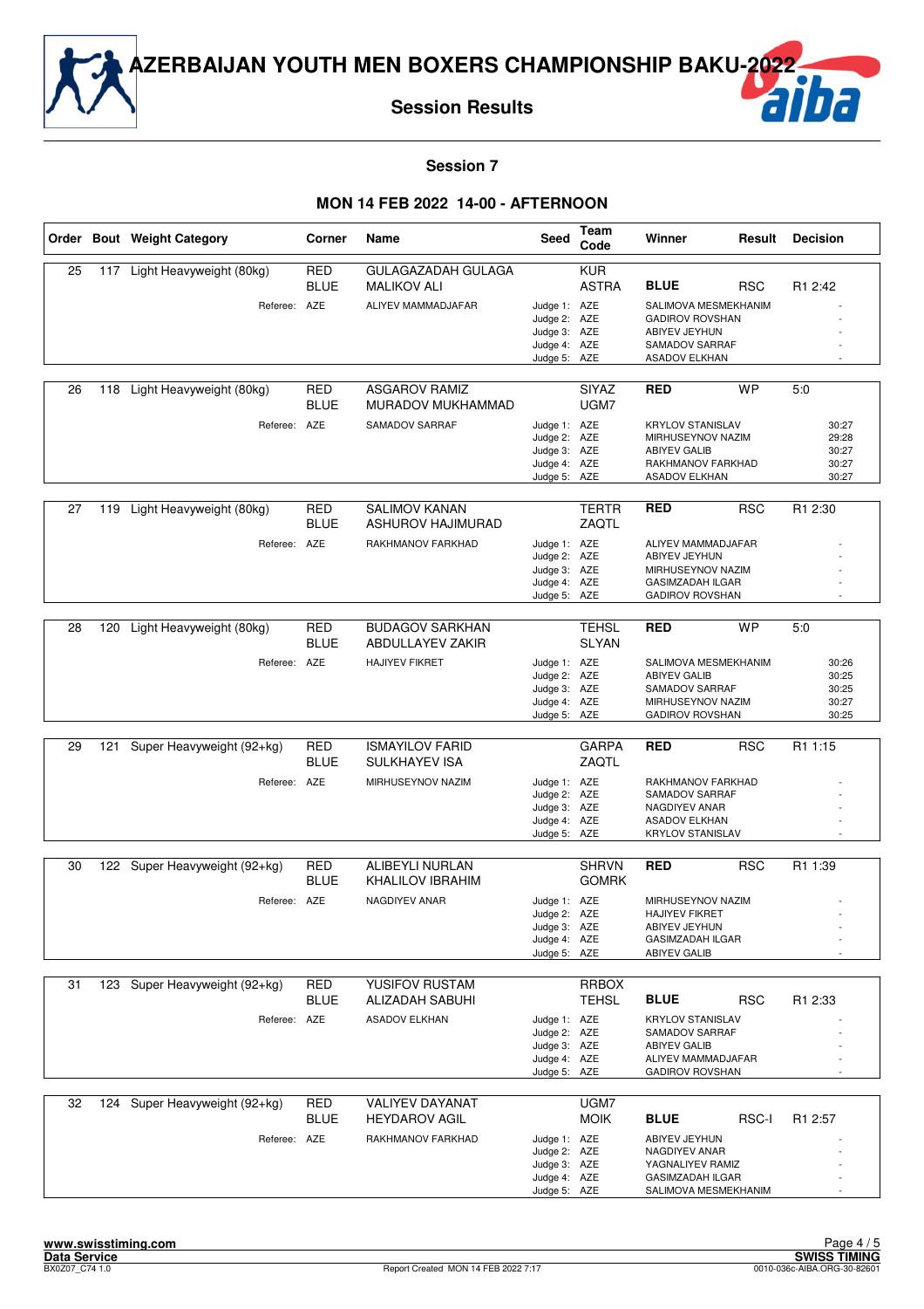# AZERBAIJAN YOUTH MEN BOXERS CHAMPIONSHIP BAKU-2022

## Session Results

### Session 7

### MON 14 FEB 2022 14-00 - AFTERNOON

| Order | Bout | Weight Category | Corner | Name | Seed | Team Code | Winner | Result | Decision |
|---|---|---|---|---|---|---|---|---|---|
| 25 | 117 | Light Heavyweight (80kg) | RED | GULAGAZADAH GULAGA | | KUR | BLUE | RSC | R1 2:42 |
| | | | BLUE | MALIKOV ALI | | ASTRA | | | |
| | | Referee: | AZE | ALIYEV MAMMADJAFAR | Judge 1: | AZE | SALIMOVA MESMEKHANIM | | - |
| | | | | | Judge 2: | AZE | GADIROV ROVSHAN | | - |
| | | | | | Judge 3: | AZE | ABIYEV JEYHUN | | - |
| | | | | | Judge 4: | AZE | SAMADOV SARRAF | | - |
| | | | | | Judge 5: | AZE | ASADOV ELKHAN | | - |
| 26 | 118 | Light Heavyweight (80kg) | RED | ASGAROV RAMIZ | | SIYAZ | RED | WP | 5:0 |
| | | | BLUE | MURADOV MUKHAMMAD | | UGM7 | | | |
| | | Referee: | AZE | SAMADOV SARRAF | Judge 1: | AZE | KRYLOV STANISLAV | | 30:27 |
| | | | | | Judge 2: | AZE | MIRHUSEYNOV NAZIM | | 29:28 |
| | | | | | Judge 3: | AZE | ABIYEV GALIB | | 30:27 |
| | | | | | Judge 4: | AZE | RAKHMANOV FARKHAD | | 30:27 |
| | | | | | Judge 5: | AZE | ASADOV ELKHAN | | 30:27 |
| 27 | 119 | Light Heavyweight (80kg) | RED | SALIMOV KANAN | | TERTR | RED | RSC | R1 2:30 |
| | | | BLUE | ASHUROV HAJIMURAD | | ZAQTL | | | |
| | | Referee: | AZE | RAKHMANOV FARKHAD | Judge 1: | AZE | ALIYEV MAMMADJAFAR | | - |
| | | | | | Judge 2: | AZE | ABIYEV JEYHUN | | - |
| | | | | | Judge 3: | AZE | MIRHUSEYNOV NAZIM | | - |
| | | | | | Judge 4: | AZE | GASIMZADAH ILGAR | | - |
| | | | | | Judge 5: | AZE | GADIROV ROVSHAN | | - |
| 28 | 120 | Light Heavyweight (80kg) | RED | BUDAGOV SARKHAN | | TEHSL | RED | WP | 5:0 |
| | | | BLUE | ABDULLAYEV ZAKIR | | SLYAN | | | |
| | | Referee: | AZE | HAJIYEV FIKRET | Judge 1: | AZE | SALIMOVA MESMEKHANIM | | 30:26 |
| | | | | | Judge 2: | AZE | ABIYEV GALIB | | 30:25 |
| | | | | | Judge 3: | AZE | SAMADOV SARRAF | | 30:25 |
| | | | | | Judge 4: | AZE | MIRHUSEYNOV NAZIM | | 30:27 |
| | | | | | Judge 5: | AZE | GADIROV ROVSHAN | | 30:25 |
| 29 | 121 | Super Heavyweight (92+kg) | RED | ISMAYILOV FARID | | GARPA | RED | RSC | R1 1:15 |
| | | | BLUE | SULKHAYEV ISA | | ZAQTL | | | |
| | | Referee: | AZE | MIRHUSEYNOV NAZIM | Judge 1: | AZE | RAKHMANOV FARKHAD | | - |
| | | | | | Judge 2: | AZE | SAMADOV SARRAF | | - |
| | | | | | Judge 3: | AZE | NAGDIYEV ANAR | | - |
| | | | | | Judge 4: | AZE | ASADOV ELKHAN | | - |
| | | | | | Judge 5: | AZE | KRYLOV STANISLAV | | - |
| 30 | 122 | Super Heavyweight (92+kg) | RED | ALIBEYLI NURLAN | | SHRVN | RED | RSC | R1 1:39 |
| | | | BLUE | KHALILOV IBRAHIM | | GOMRK | | | |
| | | Referee: | AZE | NAGDIYEV ANAR | Judge 1: | AZE | MIRHUSEYNOV NAZIM | | - |
| | | | | | Judge 2: | AZE | HAJIYEV FIKRET | | - |
| | | | | | Judge 3: | AZE | ABIYEV JEYHUN | | - |
| | | | | | Judge 4: | AZE | GASIMZADAH ILGAR | | - |
| | | | | | Judge 5: | AZE | ABIYEV GALIB | | - |
| 31 | 123 | Super Heavyweight (92+kg) | RED | YUSIFOV RUSTAM | | RRBOX | BLUE | RSC | R1 2:33 |
| | | | BLUE | ALIZADAH SABUHI | | TEHSL | | | |
| | | Referee: | AZE | ASADOV ELKHAN | Judge 1: | AZE | KRYLOV STANISLAV | | - |
| | | | | | Judge 2: | AZE | SAMADOV SARRAF | | - |
| | | | | | Judge 3: | AZE | ABIYEV GALIB | | - |
| | | | | | Judge 4: | AZE | ALIYEV MAMMADJAFAR | | - |
| | | | | | Judge 5: | AZE | GADIROV ROVSHAN | | - |
| 32 | 124 | Super Heavyweight (92+kg) | RED | VALIYEV DAYANAT | | UGM7 | BLUE | RSC-I | R1 2:57 |
| | | | BLUE | HEYDAROV AGIL | | MOIK | | | |
| | | Referee: | AZE | RAKHMANOV FARKHAD | Judge 1: | AZE | ABIYEV JEYHUN | | - |
| | | | | | Judge 2: | AZE | NAGDIYEV ANAR | | - |
| | | | | | Judge 3: | AZE | YAGNALIYEV RAMIZ | | - |
| | | | | | Judge 4: | AZE | GASIMZADAH ILGAR | | - |
| | | | | | Judge 5: | AZE | SALIMOVA MESMEKHANIM | | - |

www.swisstiming.com
Data Service
BX0Z07_C74 1.0 — Report Created MON 14 FEB 2022 7:17
SWISS TIMING
0010-036c-AIBA.ORG-30-82601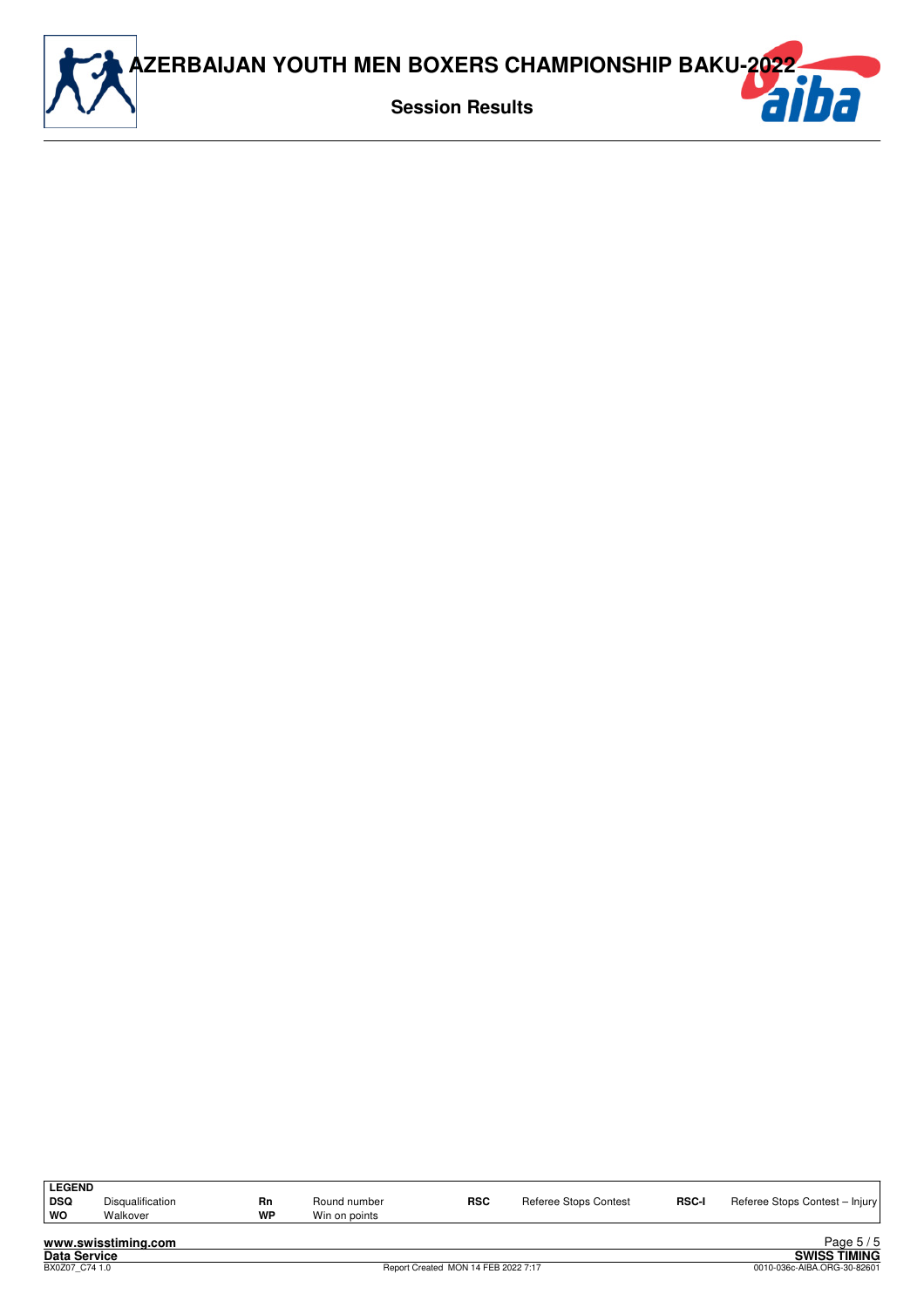# AZERBAIJAN YOUTH MEN BOXERS CHAMPIONSHIP BAKU-2022

## Session Results

| LEGEND | | | | | | | |
|---|---|---|---|---|---|---|---|
| DSQ | Disqualification | Rn | Round number | RSC | Referee Stops Contest | RSC-I | Referee Stops Contest – Injury |
| WO | Walkover | WP | Win on points | | | | |

www.swisstiming.com
Data Service
BX0Z07_C74 1.0

Report Created MON 14 FEB 2022 7:17

SWISS TIMING
0010-036c-AIBA.ORG-30-82601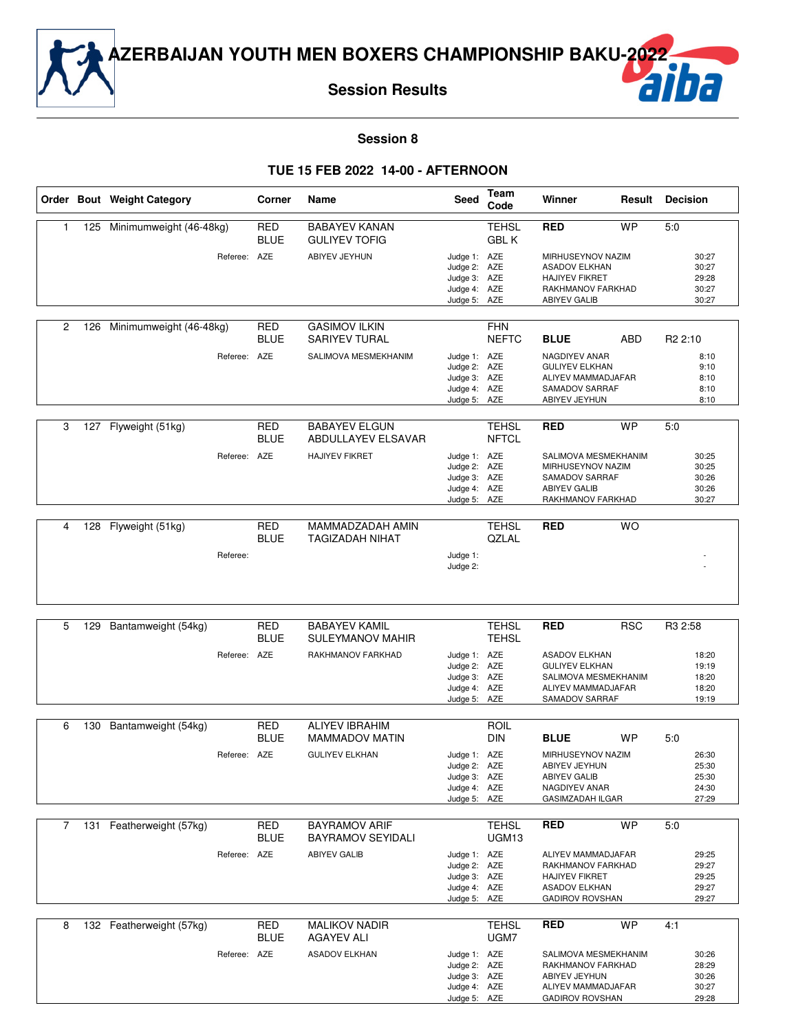# AZERBAIJAN YOUTH MEN BOXERS CHAMPIONSHIP BAKU-2022

## Session Results

### Session 8

### TUE 15 FEB 2022 14-00 - AFTERNOON

| Order | Bout | Weight Category | Corner | Name | Seed | Team Code | Winner | Result | Decision |
|---|---|---|---|---|---|---|---|---|---|
| 1 | 125 | Minimumweight (46-48kg) | RED<br>BLUE | BABAYEV KANAN<br>GULIYEV TOFIG | | TEHSL<br>GBL K | RED | WP | 5:0 |
| | | Referee: | AZE | ABIYEV JEYHUN | Judge 1:<br>Judge 2:<br>Judge 3:<br>Judge 4:<br>Judge 5: | AZE<br>AZE<br>AZE<br>AZE<br>AZE | MIRHUSEYNOV NAZIM<br>ASADOV ELKHAN<br>HAJIYEV FIKRET<br>RAKHMANOV FARKHAD<br>ABIYEV GALIB | | 30:27<br>30:27<br>29:28<br>30:27<br>30:27 |
| 2 | 126 | Minimumweight (46-48kg) | RED<br>BLUE | GASIMOV ILKIN<br>SARIYEV TURAL | | FHN<br>NEFTC | BLUE | ABD | R2 2:10 |
| | | Referee: | AZE | SALIMOVA MESMEKHANIM | Judge 1:<br>Judge 2:<br>Judge 3:<br>Judge 4:<br>Judge 5: | AZE<br>AZE<br>AZE<br>AZE<br>AZE | NAGDIYEV ANAR<br>GULIYEV ELKHAN<br>ALIYEV MAMMADJAFAR<br>SAMADOV SARRAF<br>ABIYEV JEYHUN | | 8:10<br>9:10<br>8:10<br>8:10<br>8:10 |
| 3 | 127 | Flyweight (51kg) | RED<br>BLUE | BABAYEV ELGUN<br>ABDULLAYEV ELSAVAR | | TEHSL<br>NFTCL | RED | WP | 5:0 |
| | | Referee: | AZE | HAJIYEV FIKRET | Judge 1:<br>Judge 2:<br>Judge 3:<br>Judge 4:<br>Judge 5: | AZE<br>AZE<br>AZE<br>AZE<br>AZE | SALIMOVA MESMEKHANIM<br>MIRHUSEYNOV NAZIM<br>SAMADOV SARRAF<br>ABIYEV GALIB<br>RAKHMANOV FARKHAD | | 30:25<br>30:25<br>30:26<br>30:26<br>30:27 |
| 4 | 128 | Flyweight (51kg) | RED<br>BLUE | MAMMADZADAH AMIN<br>TAGIZADAH NIHAT | | TEHSL<br>QZLAL | RED | WO | |
| | | Referee: | | | Judge 1:<br>Judge 2: | | | | -<br>- |
| 5 | 129 | Bantamweight (54kg) | RED<br>BLUE | BABAYEV KAMIL<br>SULEYMANOV MAHIR | | TEHSL<br>TEHSL | RED | RSC | R3 2:58 |
| | | Referee: | AZE | RAKHMANOV FARKHAD | Judge 1:<br>Judge 2:<br>Judge 3:<br>Judge 4:<br>Judge 5: | AZE<br>AZE<br>AZE<br>AZE<br>AZE | ASADOV ELKHAN<br>GULIYEV ELKHAN<br>SALIMOVA MESMEKHANIM<br>ALIYEV MAMMADJAFAR<br>SAMADOV SARRAF | | 18:20<br>19:19<br>18:20<br>18:20<br>19:19 |
| 6 | 130 | Bantamweight (54kg) | RED<br>BLUE | ALIYEV IBRAHIM<br>MAMMADOV MATIN | | ROIL<br>DIN | BLUE | WP | 5:0 |
| | | Referee: | AZE | GULIYEV ELKHAN | Judge 1:<br>Judge 2:<br>Judge 3:<br>Judge 4:<br>Judge 5: | AZE<br>AZE<br>AZE<br>AZE<br>AZE | MIRHUSEYNOV NAZIM<br>ABIYEV JEYHUN<br>ABIYEV GALIB<br>NAGDIYEV ANAR<br>GASIMZADAH ILGAR | | 26:30<br>25:30<br>25:30<br>24:30<br>27:29 |
| 7 | 131 | Featherweight (57kg) | RED<br>BLUE | BAYRAMOV ARIF<br>BAYRAMOV SEYIDALI | | TEHSL<br>UGM13 | RED | WP | 5:0 |
| | | Referee: | AZE | ABIYEV GALIB | Judge 1:<br>Judge 2:<br>Judge 3:<br>Judge 4:<br>Judge 5: | AZE<br>AZE<br>AZE<br>AZE<br>AZE | ALIYEV MAMMADJAFAR<br>RAKHMANOV FARKHAD<br>HAJIYEV FIKRET<br>ASADOV ELKHAN<br>GADIROV ROVSHAN | | 29:25<br>29:27<br>29:25<br>29:27<br>29:27 |
| 8 | 132 | Featherweight (57kg) | RED<br>BLUE | MALIKOV NADIR<br>AGAYEV ALI | | TEHSL<br>UGM7 | RED | WP | 4:1 |
| | | Referee: | AZE | ASADOV ELKHAN | Judge 1:<br>Judge 2:<br>Judge 3:<br>Judge 4:<br>Judge 5: | AZE<br>AZE<br>AZE<br>AZE<br>AZE | SALIMOVA MESMEKHANIM<br>RAKHMANOV FARKHAD<br>ABIYEV JEYHUN<br>ALIYEV MAMMADJAFAR<br>GADIROV ROVSHAN | | 30:26<br>28:29<br>30:26<br>30:27<br>29:28 |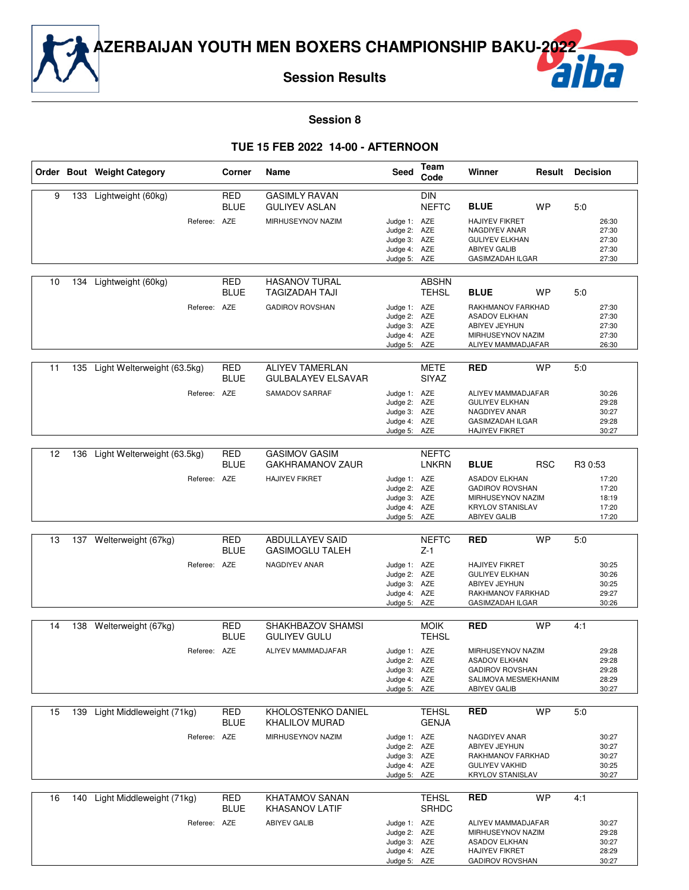# AZERBAIJAN YOUTH MEN BOXERS CHAMPIONSHIP BAKU-2022

## Session Results

### Session 8

### TUE 15 FEB 2022 14-00 - AFTERNOON

| Order | Bout | Weight Category | Corner | Name | Seed | Team Code | Winner | Result | Decision |
|---|---|---|---|---|---|---|---|---|---|
| 9 | 133 | Lightweight (60kg) | RED | GASIMLY RAVAN | | DIN | | | |
| | | | BLUE | GULIYEV ASLAN | | NEFTC | **BLUE** | WP | 5:0 |
| | | Referee: | AZE | MIRHUSEYNOV NAZIM | Judge 1: | AZE | HAJIYEV FIKRET | | 26:30 |
| | | | | | Judge 2: | AZE | NAGDIYEV ANAR | | 27:30 |
| | | | | | Judge 3: | AZE | GULIYEV ELKHAN | | 27:30 |
| | | | | | Judge 4: | AZE | ABIYEV GALIB | | 27:30 |
| | | | | | Judge 5: | AZE | GASIMZADAH ILGAR | | 27:30 |
| 10 | 134 | Lightweight (60kg) | RED | HASANOV TURAL | | ABSHN | | | |
| | | | BLUE | TAGIZADAH TAJI | | TEHSL | **BLUE** | WP | 5:0 |
| | | Referee: | AZE | GADIROV ROVSHAN | Judge 1: | AZE | RAKHMANOV FARKHAD | | 27:30 |
| | | | | | Judge 2: | AZE | ASADOV ELKHAN | | 27:30 |
| | | | | | Judge 3: | AZE | ABIYEV JEYHUN | | 27:30 |
| | | | | | Judge 4: | AZE | MIRHUSEYNOV NAZIM | | 27:30 |
| | | | | | Judge 5: | AZE | ALIYEV MAMMADJAFAR | | 26:30 |
| 11 | 135 | Light Welterweight (63.5kg) | RED | ALIYEV TAMERLAN | | METE | **RED** | WP | 5:0 |
| | | | BLUE | GULBALAYEV ELSAVAR | | SIYAZ | | | |
| | | Referee: | AZE | SAMADOV SARRAF | Judge 1: | AZE | ALIYEV MAMMADJAFAR | | 30:26 |
| | | | | | Judge 2: | AZE | GULIYEV ELKHAN | | 29:28 |
| | | | | | Judge 3: | AZE | NAGDIYEV ANAR | | 30:27 |
| | | | | | Judge 4: | AZE | GASIMZADAH ILGAR | | 29:28 |
| | | | | | Judge 5: | AZE | HAJIYEV FIKRET | | 30:27 |
| 12 | 136 | Light Welterweight (63.5kg) | RED | GASIMOV GASIM | | NEFTC | | | |
| | | | BLUE | GAKHRAMANOV ZAUR | | LNKRN | **BLUE** | RSC | R3 0:53 |
| | | Referee: | AZE | HAJIYEV FIKRET | Judge 1: | AZE | ASADOV ELKHAN | | 17:20 |
| | | | | | Judge 2: | AZE | GADIROV ROVSHAN | | 17:20 |
| | | | | | Judge 3: | AZE | MIRHUSEYNOV NAZIM | | 18:19 |
| | | | | | Judge 4: | AZE | KRYLOV STANISLAV | | 17:20 |
| | | | | | Judge 5: | AZE | ABIYEV GALIB | | 17:20 |
| 13 | 137 | Welterweight (67kg) | RED | ABDULLAYEV SAID | | NEFTC | **RED** | WP | 5:0 |
| | | | BLUE | GASIMOGLU TALEH | | Z-1 | | | |
| | | Referee: | AZE | NAGDIYEV ANAR | Judge 1: | AZE | HAJIYEV FIKRET | | 30:25 |
| | | | | | Judge 2: | AZE | GULIYEV ELKHAN | | 30:26 |
| | | | | | Judge 3: | AZE | ABIYEV JEYHUN | | 30:25 |
| | | | | | Judge 4: | AZE | RAKHMANOV FARKHAD | | 29:27 |
| | | | | | Judge 5: | AZE | GASIMZADAH ILGAR | | 30:26 |
| 14 | 138 | Welterweight (67kg) | RED | SHAKHBAZOV SHAMSI | | MOIK | **RED** | WP | 4:1 |
| | | | BLUE | GULIYEV GULU | | TEHSL | | | |
| | | Referee: | AZE | ALIYEV MAMMADJAFAR | Judge 1: | AZE | MIRHUSEYNOV NAZIM | | 29:28 |
| | | | | | Judge 2: | AZE | ASADOV ELKHAN | | 29:28 |
| | | | | | Judge 3: | AZE | GADIROV ROVSHAN | | 29:28 |
| | | | | | Judge 4: | AZE | SALIMOVA MESMEKHANIM | | 28:29 |
| | | | | | Judge 5: | AZE | ABIYEV GALIB | | 30:27 |
| 15 | 139 | Light Middleweight (71kg) | RED | KHOLOSTENKO DANIEL | | TEHSL | **RED** | WP | 5:0 |
| | | | BLUE | KHALILOV MURAD | | GENJA | | | |
| | | Referee: | AZE | MIRHUSEYNOV NAZIM | Judge 1: | AZE | NAGDIYEV ANAR | | 30:27 |
| | | | | | Judge 2: | AZE | ABIYEV JEYHUN | | 30:27 |
| | | | | | Judge 3: | AZE | RAKHMANOV FARKHAD | | 30:27 |
| | | | | | Judge 4: | AZE | GULIYEV VAKHID | | 30:25 |
| | | | | | Judge 5: | AZE | KRYLOV STANISLAV | | 30:27 |
| 16 | 140 | Light Middleweight (71kg) | RED | KHATAMOV SANAN | | TEHSL | **RED** | WP | 4:1 |
| | | | BLUE | KHASANOV LATIF | | SRHDC | | | |
| | | Referee: | AZE | ABIYEV GALIB | Judge 1: | AZE | ALIYEV MAMMADJAFAR | | 30:27 |
| | | | | | Judge 2: | AZE | MIRHUSEYNOV NAZIM | | 29:28 |
| | | | | | Judge 3: | AZE | ASADOV ELKHAN | | 30:27 |
| | | | | | Judge 4: | AZE | HAJIYEV FIKRET | | 28:29 |
| | | | | | Judge 5: | AZE | GADIROV ROVSHAN | | 30:27 |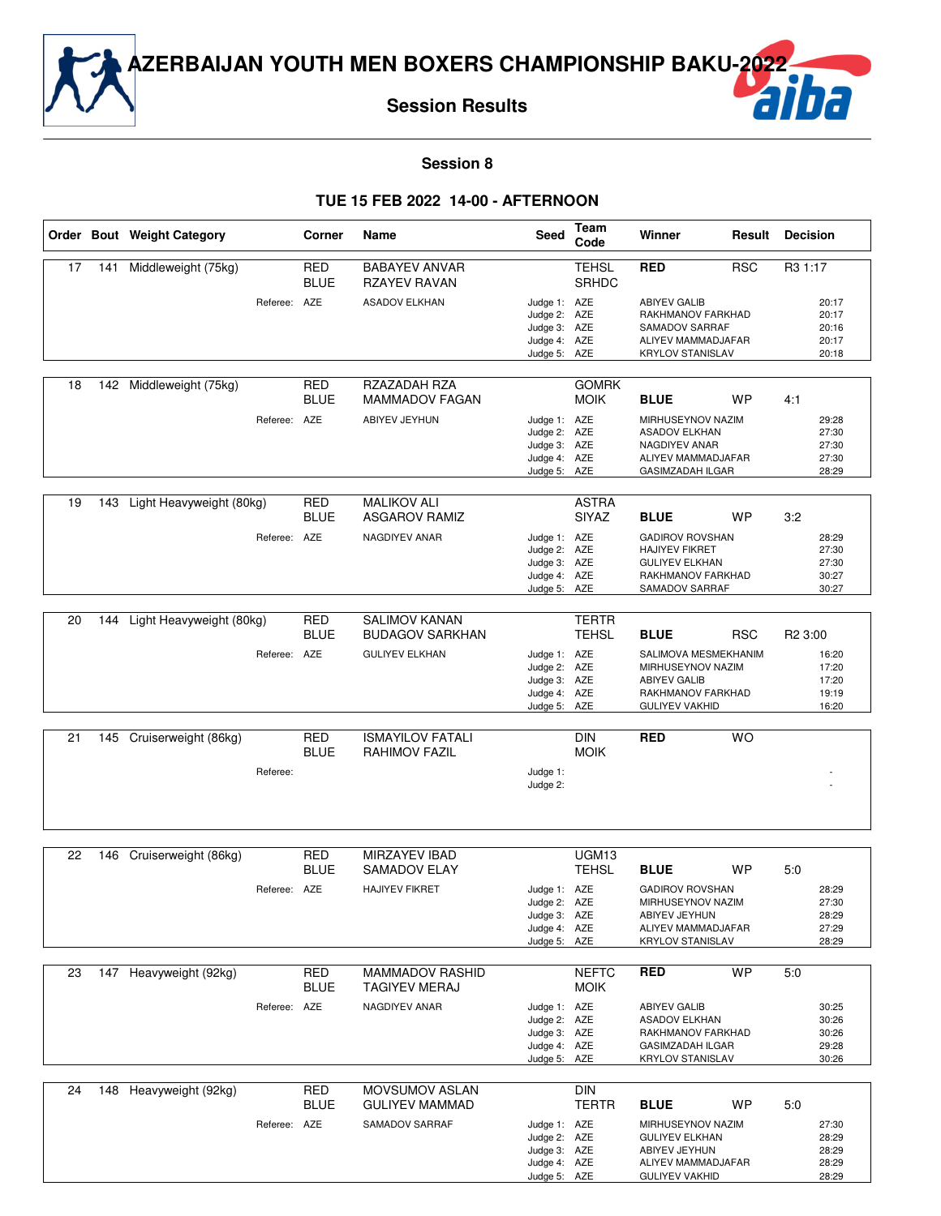# AZERBAIJAN YOUTH MEN BOXERS CHAMPIONSHIP BAKU-2022

## Session Results

### Session 8

### TUE 15 FEB 2022 14-00 - AFTERNOON

| Order | Bout | Weight Category | Corner | Name | Seed | Team Code | Winner | Result | Decision |
|---|---|---|---|---|---|---|---|---|---|
| 17 | 141 | Middleweight (75kg) | RED | BABAYEV ANVAR | | TEHSL | **RED** | RSC | R3 1:17 |
| | | | BLUE | RZAYEV RAVAN | | SRHDC | | | |
| | | Referee: | AZE | ASADOV ELKHAN | Judge 1: | AZE | ABIYEV GALIB | | 20:17 |
| | | | | | Judge 2: | AZE | RAKHMANOV FARKHAD | | 20:17 |
| | | | | | Judge 3: | AZE | SAMADOV SARRAF | | 20:16 |
| | | | | | Judge 4: | AZE | ALIYEV MAMMADJAFAR | | 20:17 |
| | | | | | Judge 5: | AZE | KRYLOV STANISLAV | | 20:18 |
| 18 | 142 | Middleweight (75kg) | RED | RZAZADAH RZA | | GOMRK | | | |
| | | | BLUE | MAMMADOV FAGAN | | MOIK | **BLUE** | WP | 4:1 |
| | | Referee: | AZE | ABIYEV JEYHUN | Judge 1: | AZE | MIRHUSEYNOV NAZIM | | 29:28 |
| | | | | | Judge 2: | AZE | ASADOV ELKHAN | | 27:30 |
| | | | | | Judge 3: | AZE | NAGDIYEV ANAR | | 27:30 |
| | | | | | Judge 4: | AZE | ALIYEV MAMMADJAFAR | | 27:30 |
| | | | | | Judge 5: | AZE | GASIMZADAH ILGAR | | 28:29 |
| 19 | 143 | Light Heavyweight (80kg) | RED | MALIKOV ALI | | ASTRA | | | |
| | | | BLUE | ASGAROV RAMIZ | | SIYAZ | **BLUE** | WP | 3:2 |
| | | Referee: | AZE | NAGDIYEV ANAR | Judge 1: | AZE | GADIROV ROVSHAN | | 28:29 |
| | | | | | Judge 2: | AZE | HAJIYEV FIKRET | | 27:30 |
| | | | | | Judge 3: | AZE | GULIYEV ELKHAN | | 27:30 |
| | | | | | Judge 4: | AZE | RAKHMANOV FARKHAD | | 30:27 |
| | | | | | Judge 5: | AZE | SAMADOV SARRAF | | 30:27 |
| 20 | 144 | Light Heavyweight (80kg) | RED | SALIMOV KANAN | | TERTR | | | |
| | | | BLUE | BUDAGOV SARKHAN | | TEHSL | **BLUE** | RSC | R2 3:00 |
| | | Referee: | AZE | GULIYEV ELKHAN | Judge 1: | AZE | SALIMOVA MESMEKHANIM | | 16:20 |
| | | | | | Judge 2: | AZE | MIRHUSEYNOV NAZIM | | 17:20 |
| | | | | | Judge 3: | AZE | ABIYEV GALIB | | 17:20 |
| | | | | | Judge 4: | AZE | RAKHMANOV FARKHAD | | 19:19 |
| | | | | | Judge 5: | AZE | GULIYEV VAKHID | | 16:20 |
| 21 | 145 | Cruiserweight (86kg) | RED | ISMAYILOV FATALI | | DIN | **RED** | WO | |
| | | | BLUE | RAHIMOV FAZIL | | MOIK | | | |
| | | Referee: | | | Judge 1: | | | | - |
| | | | | | Judge 2: | | | | - |
| 22 | 146 | Cruiserweight (86kg) | RED | MIRZAYEV IBAD | | UGM13 | | | |
| | | | BLUE | SAMADOV ELAY | | TEHSL | **BLUE** | WP | 5:0 |
| | | Referee: | AZE | HAJIYEV FIKRET | Judge 1: | AZE | GADIROV ROVSHAN | | 28:29 |
| | | | | | Judge 2: | AZE | MIRHUSEYNOV NAZIM | | 27:30 |
| | | | | | Judge 3: | AZE | ABIYEV JEYHUN | | 28:29 |
| | | | | | Judge 4: | AZE | ALIYEV MAMMADJAFAR | | 27:29 |
| | | | | | Judge 5: | AZE | KRYLOV STANISLAV | | 28:29 |
| 23 | 147 | Heavyweight (92kg) | RED | MAMMADOV RASHID | | NEFTC | **RED** | WP | 5:0 |
| | | | BLUE | TAGIYEV MERAJ | | MOIK | | | |
| | | Referee: | AZE | NAGDIYEV ANAR | Judge 1: | AZE | ABIYEV GALIB | | 30:25 |
| | | | | | Judge 2: | AZE | ASADOV ELKHAN | | 30:26 |
| | | | | | Judge 3: | AZE | RAKHMANOV FARKHAD | | 30:26 |
| | | | | | Judge 4: | AZE | GASIMZADAH ILGAR | | 29:28 |
| | | | | | Judge 5: | AZE | KRYLOV STANISLAV | | 30:26 |
| 24 | 148 | Heavyweight (92kg) | RED | MOVSUMOV ASLAN | | DIN | | | |
| | | | BLUE | GULIYEV MAMMAD | | TERTR | **BLUE** | WP | 5:0 |
| | | Referee: | AZE | SAMADOV SARRAF | Judge 1: | AZE | MIRHUSEYNOV NAZIM | | 27:30 |
| | | | | | Judge 2: | AZE | GULIYEV ELKHAN | | 28:29 |
| | | | | | Judge 3: | AZE | ABIYEV JEYHUN | | 28:29 |
| | | | | | Judge 4: | AZE | ALIYEV MAMMADJAFAR | | 28:29 |
| | | | | | Judge 5: | AZE | GULIYEV VAKHID | | 28:29 |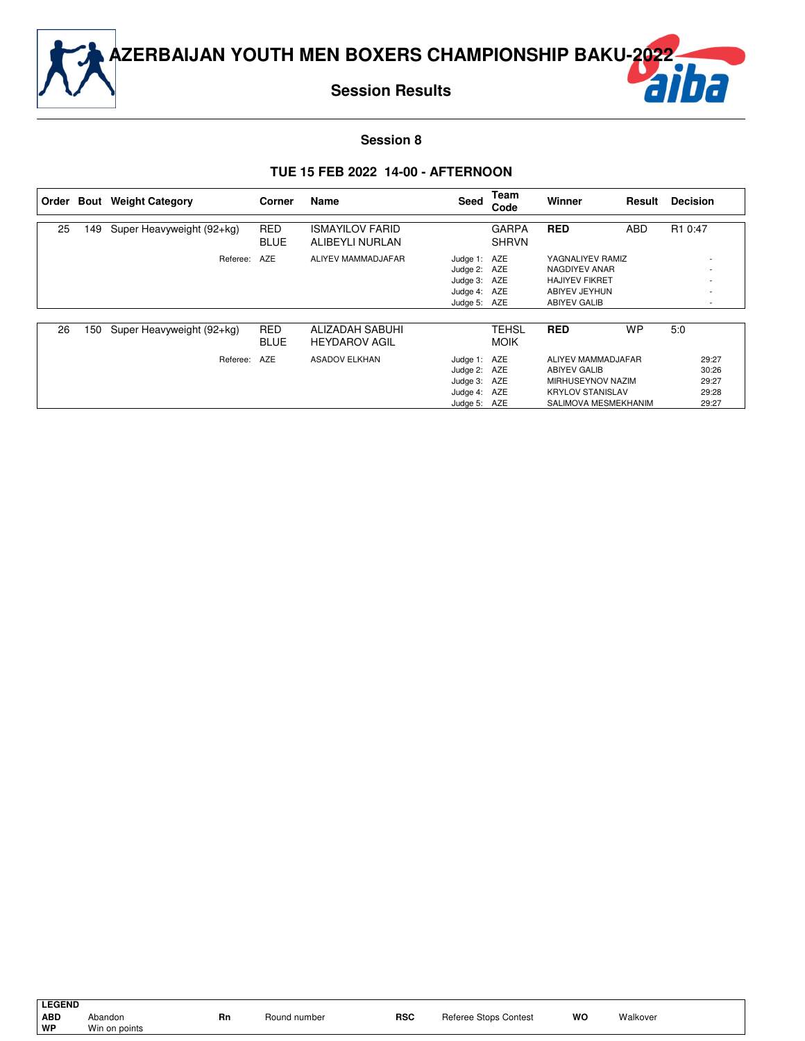# AZERBAIJAN YOUTH MEN BOXERS CHAMPIONSHIP BAKU-2022

## Session Results

### Session 8

### TUE 15 FEB 2022 14-00 - AFTERNOON

| Order | Bout | Weight Category | Corner | Name | Seed | Team Code | Winner | Result | Decision |
|---|---|---|---|---|---|---|---|---|---|
| 25 | 149 | Super Heavyweight (92+kg) | RED | ISMAYILOV FARID | | GARPA | **RED** | ABD | R1 0:47 |
| | | | BLUE | ALIBEYLI NURLAN | | SHRVN | | | |
| | | Referee: | AZE | ALIYEV MAMMADJAFAR | Judge 1: | AZE | YAGNALIYEV RAMIZ | | - |
| | | | | | Judge 2: | AZE | NAGDIYEV ANAR | | - |
| | | | | | Judge 3: | AZE | HAJIYEV FIKRET | | - |
| | | | | | Judge 4: | AZE | ABIYEV JEYHUN | | - |
| | | | | | Judge 5: | AZE | ABIYEV GALIB | | - |
| 26 | 150 | Super Heavyweight (92+kg) | RED | ALIZADAH SABUHI | | TEHSL | **RED** | WP | 5:0 |
| | | | BLUE | HEYDAROV AGIL | | MOIK | | | |
| | | Referee: | AZE | ASADOV ELKHAN | Judge 1: | AZE | ALIYEV MAMMADJAFAR | | 29:27 |
| | | | | | Judge 2: | AZE | ABIYEV GALIB | | 30:26 |
| | | | | | Judge 3: | AZE | MIRHUSEYNOV NAZIM | | 29:27 |
| | | | | | Judge 4: | AZE | KRYLOV STANISLAV | | 29:28 |
| | | | | | Judge 5: | AZE | SALIMOVA MESMEKHANIM | | 29:27 |

**LEGEND**

| | | | | | | | |
|---|---|---|---|---|---|---|---|
| **ABD** | Abandon | **Rn** | Round number | **RSC** | Referee Stops Contest | **WO** | Walkover |
| **WP** | Win on points | | | | | | |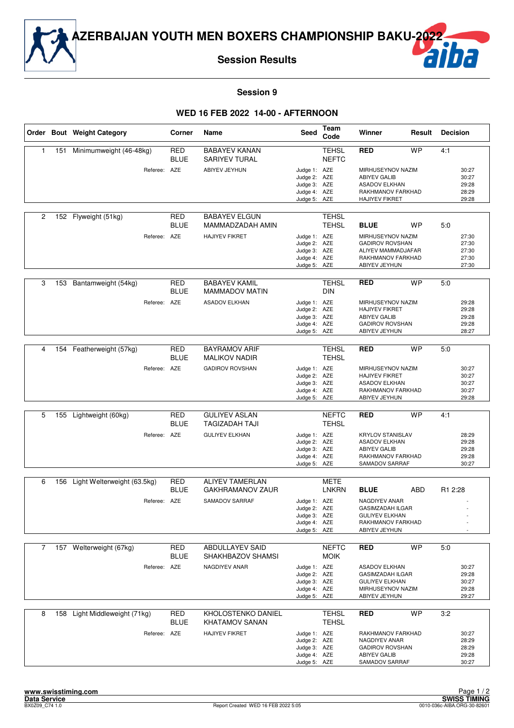# AZERBAIJAN YOUTH MEN BOXERS CHAMPIONSHIP BAKU-2022

## Session Results

### Session 9

### WED 16 FEB 2022 14-00 - AFTERNOON

| Order | Bout | Weight Category | Corner | Name | Seed | Team Code | Winner | Result | Decision |
|---|---|---|---|---|---|---|---|---|---|
| 1 | 151 | Minimumweight (46-48kg) | RED | BABAYEV KANAN | | TEHSL | **RED** | WP | 4:1 |
| | | | BLUE | SARIYEV TURAL | | NEFTC | | | |
| | | Referee: | AZE | ABIYEV JEYHUN | Judge 1: | AZE | MIRHUSEYNOV NAZIM | | 30:27 |
| | | | | | Judge 2: | AZE | ABIYEV GALIB | | 30:27 |
| | | | | | Judge 3: | AZE | ASADOV ELKHAN | | 29:28 |
| | | | | | Judge 4: | AZE | RAKHMANOV FARKHAD | | 28:29 |
| | | | | | Judge 5: | AZE | HAJIYEV FIKRET | | 29:28 |
| 2 | 152 | Flyweight (51kg) | RED | BABAYEV ELGUN | | TEHSL | | | |
| | | | BLUE | MAMMADZADAH AMIN | | TEHSL | **BLUE** | WP | 5:0 |
| | | Referee: | AZE | HAJIYEV FIKRET | Judge 1: | AZE | MIRHUSEYNOV NAZIM | | 27:30 |
| | | | | | Judge 2: | AZE | GADIROV ROVSHAN | | 27:30 |
| | | | | | Judge 3: | AZE | ALIYEV MAMMADJAFAR | | 27:30 |
| | | | | | Judge 4: | AZE | RAKHMANOV FARKHAD | | 27:30 |
| | | | | | Judge 5: | AZE | ABIYEV JEYHUN | | 27:30 |
| 3 | 153 | Bantamweight (54kg) | RED | BABAYEV KAMIL | | TEHSL | **RED** | WP | 5:0 |
| | | | BLUE | MAMMADOV MATIN | | DIN | | | |
| | | Referee: | AZE | ASADOV ELKHAN | Judge 1: | AZE | MIRHUSEYNOV NAZIM | | 29:28 |
| | | | | | Judge 2: | AZE | HAJIYEV FIKRET | | 29:28 |
| | | | | | Judge 3: | AZE | ABIYEV GALIB | | 29:28 |
| | | | | | Judge 4: | AZE | GADIROV ROVSHAN | | 29:28 |
| | | | | | Judge 5: | AZE | ABIYEV JEYHUN | | 28:27 |
| 4 | 154 | Featherweight (57kg) | RED | BAYRAMOV ARIF | | TEHSL | **RED** | WP | 5:0 |
| | | | BLUE | MALIKOV NADIR | | TEHSL | | | |
| | | Referee: | AZE | GADIROV ROVSHAN | Judge 1: | AZE | MIRHUSEYNOV NAZIM | | 30:27 |
| | | | | | Judge 2: | AZE | HAJIYEV FIKRET | | 30:27 |
| | | | | | Judge 3: | AZE | ASADOV ELKHAN | | 30:27 |
| | | | | | Judge 4: | AZE | RAKHMANOV FARKHAD | | 30:27 |
| | | | | | Judge 5: | AZE | ABIYEV JEYHUN | | 29:28 |
| 5 | 155 | Lightweight (60kg) | RED | GULIYEV ASLAN | | NEFTC | **RED** | WP | 4:1 |
| | | | BLUE | TAGIZADAH TAJI | | TEHSL | | | |
| | | Referee: | AZE | GULIYEV ELKHAN | Judge 1: | AZE | KRYLOV STANISLAV | | 28:29 |
| | | | | | Judge 2: | AZE | ASADOV ELKHAN | | 29:28 |
| | | | | | Judge 3: | AZE | ABIYEV GALIB | | 29:28 |
| | | | | | Judge 4: | AZE | RAKHMANOV FARKHAD | | 29:28 |
| | | | | | Judge 5: | AZE | SAMADOV SARRAF | | 30:27 |
| 6 | 156 | Light Welterweight (63.5kg) | RED | ALIYEV TAMERLAN | | METE | | | |
| | | | BLUE | GAKHRAMANOV ZAUR | | LNKRN | **BLUE** | ABD | R1 2:28 |
| | | Referee: | AZE | SAMADOV SARRAF | Judge 1: | AZE | NAGDIYEV ANAR | | - |
| | | | | | Judge 2: | AZE | GASIMZADAH ILGAR | | - |
| | | | | | Judge 3: | AZE | GULIYEV ELKHAN | | - |
| | | | | | Judge 4: | AZE | RAKHMANOV FARKHAD | | - |
| | | | | | Judge 5: | AZE | ABIYEV JEYHUN | | - |
| 7 | 157 | Welterweight (67kg) | RED | ABDULLAYEV SAID | | NEFTC | **RED** | WP | 5:0 |
| | | | BLUE | SHAKHBAZOV SHAMSI | | MOIK | | | |
| | | Referee: | AZE | NAGDIYEV ANAR | Judge 1: | AZE | ASADOV ELKHAN | | 30:27 |
| | | | | | Judge 2: | AZE | GASIMZADAH ILGAR | | 29:28 |
| | | | | | Judge 3: | AZE | GULIYEV ELKHAN | | 30:27 |
| | | | | | Judge 4: | AZE | MIRHUSEYNOV NAZIM | | 29:28 |
| | | | | | Judge 5: | AZE | ABIYEV JEYHUN | | 29:27 |
| 8 | 158 | Light Middleweight (71kg) | RED | KHOLOSTENKO DANIEL | | TEHSL | **RED** | WP | 3:2 |
| | | | BLUE | KHATAMOV SANAN | | TEHSL | | | |
| | | Referee: | AZE | HAJIYEV FIKRET | Judge 1: | AZE | RAKHMANOV FARKHAD | | 30:27 |
| | | | | | Judge 2: | AZE | NAGDIYEV ANAR | | 28:29 |
| | | | | | Judge 3: | AZE | GADIROV ROVSHAN | | 28:29 |
| | | | | | Judge 4: | AZE | ABIYEV GALIB | | 29:28 |
| | | | | | Judge 5: | AZE | SAMADOV SARRAF | | 30:27 |

www.swisstiming.com
Data Service
BX0Z09_C74 1.0 — Report Created WED 16 FEB 2022 5:05 — SWISS TIMING — 0010-036c-AIBA.ORG-30-82601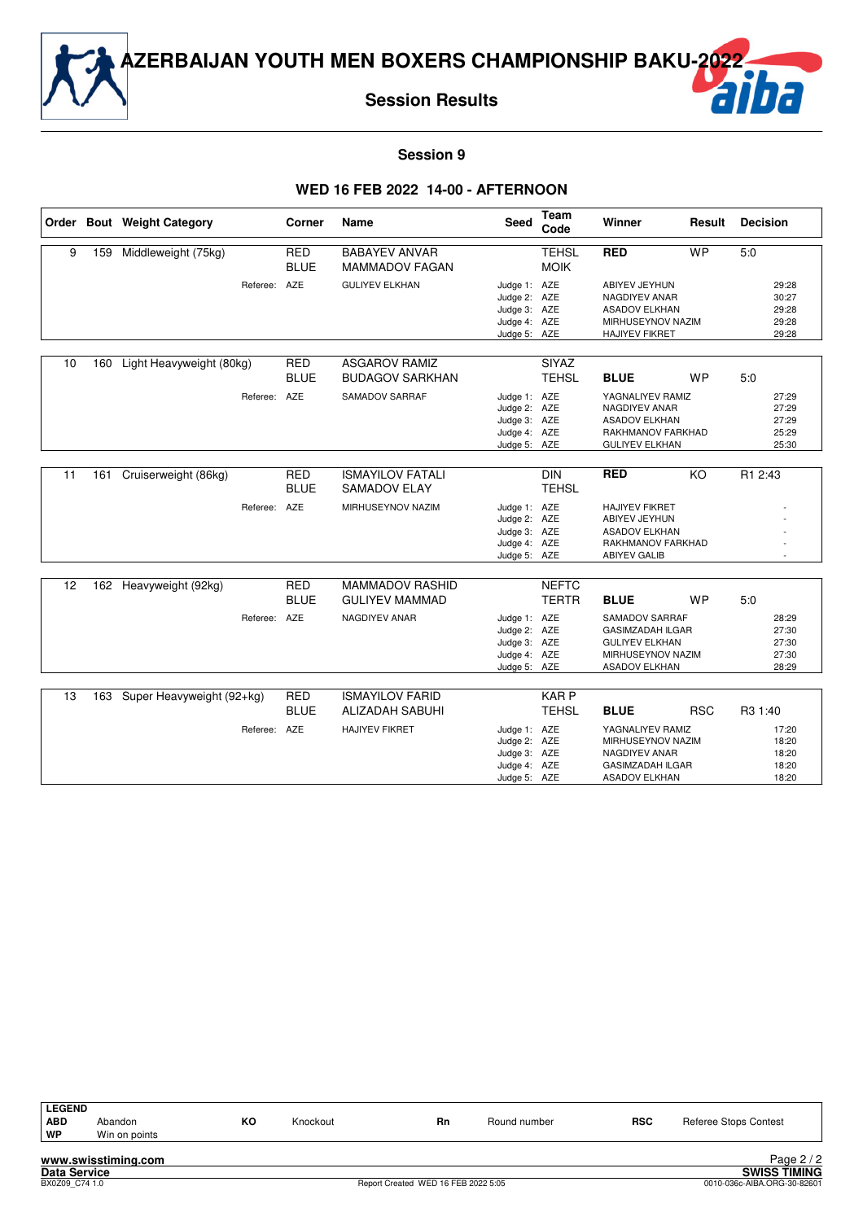# AZERBAIJAN YOUTH MEN BOXERS CHAMPIONSHIP BAKU-2022

## Session Results

### Session 9

### WED 16 FEB 2022 14-00 - AFTERNOON

| Order | Bout | Weight Category | Corner | Name | Seed | Team Code | Winner | Result | Decision |
|---|---|---|---|---|---|---|---|---|---|
| 9 | 159 | Middleweight (75kg) | RED | BABAYEV ANVAR | | TEHSL | **RED** | WP | 5:0 |
| | | | BLUE | MAMMADOV FAGAN | | MOIK | | | |
| | | Referee: | AZE | GULIYEV ELKHAN | Judge 1: | AZE | ABIYEV JEYHUN | | 29:28 |
| | | | | | Judge 2: | AZE | NAGDIYEV ANAR | | 30:27 |
| | | | | | Judge 3: | AZE | ASADOV ELKHAN | | 29:28 |
| | | | | | Judge 4: | AZE | MIRHUSEYNOV NAZIM | | 29:28 |
| | | | | | Judge 5: | AZE | HAJIYEV FIKRET | | 29:28 |
| 10 | 160 | Light Heavyweight (80kg) | RED | ASGAROV RAMIZ | | SIYAZ | | | |
| | | | BLUE | BUDAGOV SARKHAN | | TEHSL | **BLUE** | WP | 5:0 |
| | | Referee: | AZE | SAMADOV SARRAF | Judge 1: | AZE | YAGNALIYEV RAMIZ | | 27:29 |
| | | | | | Judge 2: | AZE | NAGDIYEV ANAR | | 27:29 |
| | | | | | Judge 3: | AZE | ASADOV ELKHAN | | 27:29 |
| | | | | | Judge 4: | AZE | RAKHMANOV FARKHAD | | 25:29 |
| | | | | | Judge 5: | AZE | GULIYEV ELKHAN | | 25:30 |
| 11 | 161 | Cruiserweight (86kg) | RED | ISMAYILOV FATALI | | DIN | **RED** | KO | R1 2:43 |
| | | | BLUE | SAMADOV ELAY | | TEHSL | | | |
| | | Referee: | AZE | MIRHUSEYNOV NAZIM | Judge 1: | AZE | HAJIYEV FIKRET | | - |
| | | | | | Judge 2: | AZE | ABIYEV JEYHUN | | - |
| | | | | | Judge 3: | AZE | ASADOV ELKHAN | | - |
| | | | | | Judge 4: | AZE | RAKHMANOV FARKHAD | | - |
| | | | | | Judge 5: | AZE | ABIYEV GALIB | | - |
| 12 | 162 | Heavyweight (92kg) | RED | MAMMADOV RASHID | | NEFTC | | | |
| | | | BLUE | GULIYEV MAMMAD | | TERTR | **BLUE** | WP | 5:0 |
| | | Referee: | AZE | NAGDIYEV ANAR | Judge 1: | AZE | SAMADOV SARRAF | | 28:29 |
| | | | | | Judge 2: | AZE | GASIMZADAH ILGAR | | 27:30 |
| | | | | | Judge 3: | AZE | GULIYEV ELKHAN | | 27:30 |
| | | | | | Judge 4: | AZE | MIRHUSEYNOV NAZIM | | 27:30 |
| | | | | | Judge 5: | AZE | ASADOV ELKHAN | | 28:29 |
| 13 | 163 | Super Heavyweight (92+kg) | RED | ISMAYILOV FARID | | KAR P | | | |
| | | | BLUE | ALIZADAH SABUHI | | TEHSL | **BLUE** | RSC | R3 1:40 |
| | | Referee: | AZE | HAJIYEV FIKRET | Judge 1: | AZE | YAGNALIYEV RAMIZ | | 17:20 |
| | | | | | Judge 2: | AZE | MIRHUSEYNOV NAZIM | | 18:20 |
| | | | | | Judge 3: | AZE | NAGDIYEV ANAR | | 18:20 |
| | | | | | Judge 4: | AZE | GASIMZADAH ILGAR | | 18:20 |
| | | | | | Judge 5: | AZE | ASADOV ELKHAN | | 18:20 |

**LEGEND**

| | | | | | | | |
|---|---|---|---|---|---|---|---|
| **ABD** | Abandon | **KO** | Knockout | **Rn** | Round number | **RSC** | Referee Stops Contest |
| **WP** | Win on points | | | | | | |

www.swisstiming.com
Data Service
BX0Z09_C74 1.0 — Report Created WED 16 FEB 2022 5:05 — SWISS TIMING 0010-036c-AIBA.ORG-30-82601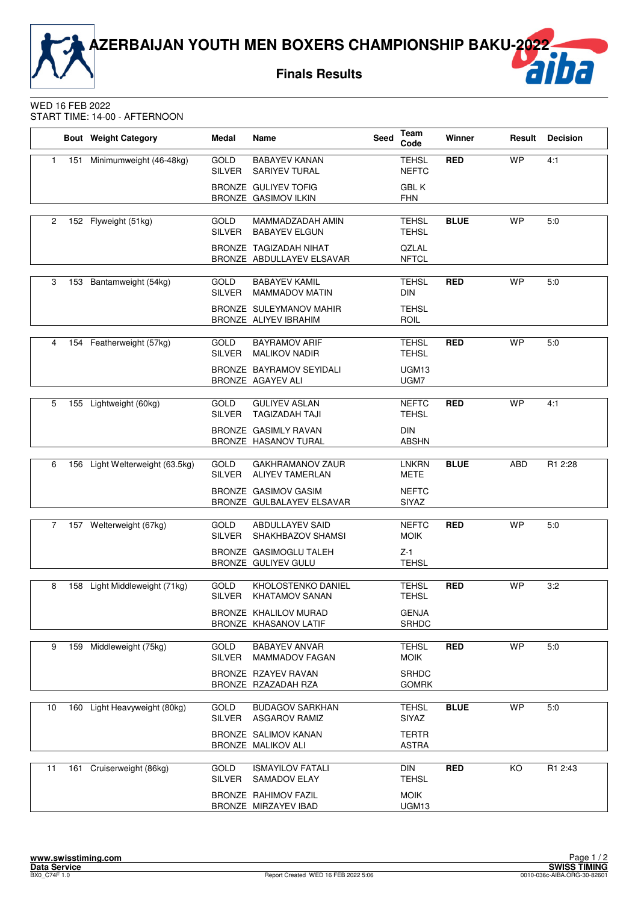# AZERBAIJAN YOUTH MEN BOXERS CHAMPIONSHIP BAKU-2022

## Finals Results

WED 16 FEB 2022
START TIME: 14-00 - AFTERNOON

| | Bout | Weight Category | Medal | Name | Seed | Team Code | Winner | Result | Decision |
|---|---|---|---|---|---|---|---|---|---|
| 1 | 151 | Minimumweight (46-48kg) | GOLD | BABAYEV KANAN | | TEHSL | RED | WP | 4:1 |
| | | | SILVER | SARIYEV TURAL | | NEFTC | | | |
| | | | BRONZE | GULIYEV TOFIG | | GBL K | | | |
| | | | BRONZE | GASIMOV ILKIN | | FHN | | | |
| 2 | 152 | Flyweight (51kg) | GOLD | MAMMADZADAH AMIN | | TEHSL | BLUE | WP | 5:0 |
| | | | SILVER | BABAYEV ELGUN | | TEHSL | | | |
| | | | BRONZE | TAGIZADAH NIHAT | | QZLAL | | | |
| | | | BRONZE | ABDULLAYEV ELSAVAR | | NFTCL | | | |
| 3 | 153 | Bantamweight (54kg) | GOLD | BABAYEV KAMIL | | TEHSL | RED | WP | 5:0 |
| | | | SILVER | MAMMADOV MATIN | | DIN | | | |
| | | | BRONZE | SULEYMANOV MAHIR | | TEHSL | | | |
| | | | BRONZE | ALIYEV IBRAHIM | | ROIL | | | |
| 4 | 154 | Featherweight (57kg) | GOLD | BAYRAMOV ARIF | | TEHSL | RED | WP | 5:0 |
| | | | SILVER | MALIKOV NADIR | | TEHSL | | | |
| | | | BRONZE | BAYRAMOV SEYIDALI | | UGM13 | | | |
| | | | BRONZE | AGAYEV ALI | | UGM7 | | | |
| 5 | 155 | Lightweight (60kg) | GOLD | GULIYEV ASLAN | | NEFTC | RED | WP | 4:1 |
| | | | SILVER | TAGIZADAH TAJI | | TEHSL | | | |
| | | | BRONZE | GASIMLY RAVAN | | DIN | | | |
| | | | BRONZE | HASANOV TURAL | | ABSHN | | | |
| 6 | 156 | Light Welterweight (63.5kg) | GOLD | GAKHRAMANOV ZAUR | | LNKRN | BLUE | ABD | R1 2:28 |
| | | | SILVER | ALIYEV TAMERLAN | | METE | | | |
| | | | BRONZE | GASIMOV GASIM | | NEFTC | | | |
| | | | BRONZE | GULBALAYEV ELSAVAR | | SIYAZ | | | |
| 7 | 157 | Welterweight (67kg) | GOLD | ABDULLAYEV SAID | | NEFTC | RED | WP | 5:0 |
| | | | SILVER | SHAKHBAZOV SHAMSI | | MOIK | | | |
| | | | BRONZE | GASIMOGLU TALEH | | Z-1 | | | |
| | | | BRONZE | GULIYEV GULU | | TEHSL | | | |
| 8 | 158 | Light Middleweight (71kg) | GOLD | KHOLOSTENKO DANIEL | | TEHSL | RED | WP | 3:2 |
| | | | SILVER | KHATAMOV SANAN | | TEHSL | | | |
| | | | BRONZE | KHALILOV MURAD | | GENJA | | | |
| | | | BRONZE | KHASANOV LATIF | | SRHDC | | | |
| 9 | 159 | Middleweight (75kg) | GOLD | BABAYEV ANVAR | | TEHSL | RED | WP | 5:0 |
| | | | SILVER | MAMMADOV FAGAN | | MOIK | | | |
| | | | BRONZE | RZAYEV RAVAN | | SRHDC | | | |
| | | | BRONZE | RZAZADAH RZA | | GOMRK | | | |
| 10 | 160 | Light Heavyweight (80kg) | GOLD | BUDAGOV SARKHAN | | TEHSL | BLUE | WP | 5:0 |
| | | | SILVER | ASGAROV RAMIZ | | SIYAZ | | | |
| | | | BRONZE | SALIMOV KANAN | | TERTR | | | |
| | | | BRONZE | MALIKOV ALI | | ASTRA | | | |
| 11 | 161 | Cruiserweight (86kg) | GOLD | ISMAYILOV FATALI | | DIN | RED | KO | R1 2:43 |
| | | | SILVER | SAMADOV ELAY | | TEHSL | | | |
| | | | BRONZE | RAHIMOV FAZIL | | MOIK | | | |
| | | | BRONZE | MIRZAYEV IBAD | | UGM13 | | | |

www.swisstiming.com
Data Service
BX0_C74F 1.0
Report Created WED 16 FEB 2022 5:06
SWISS TIMING
0010-036c-AIBA.ORG-30-82601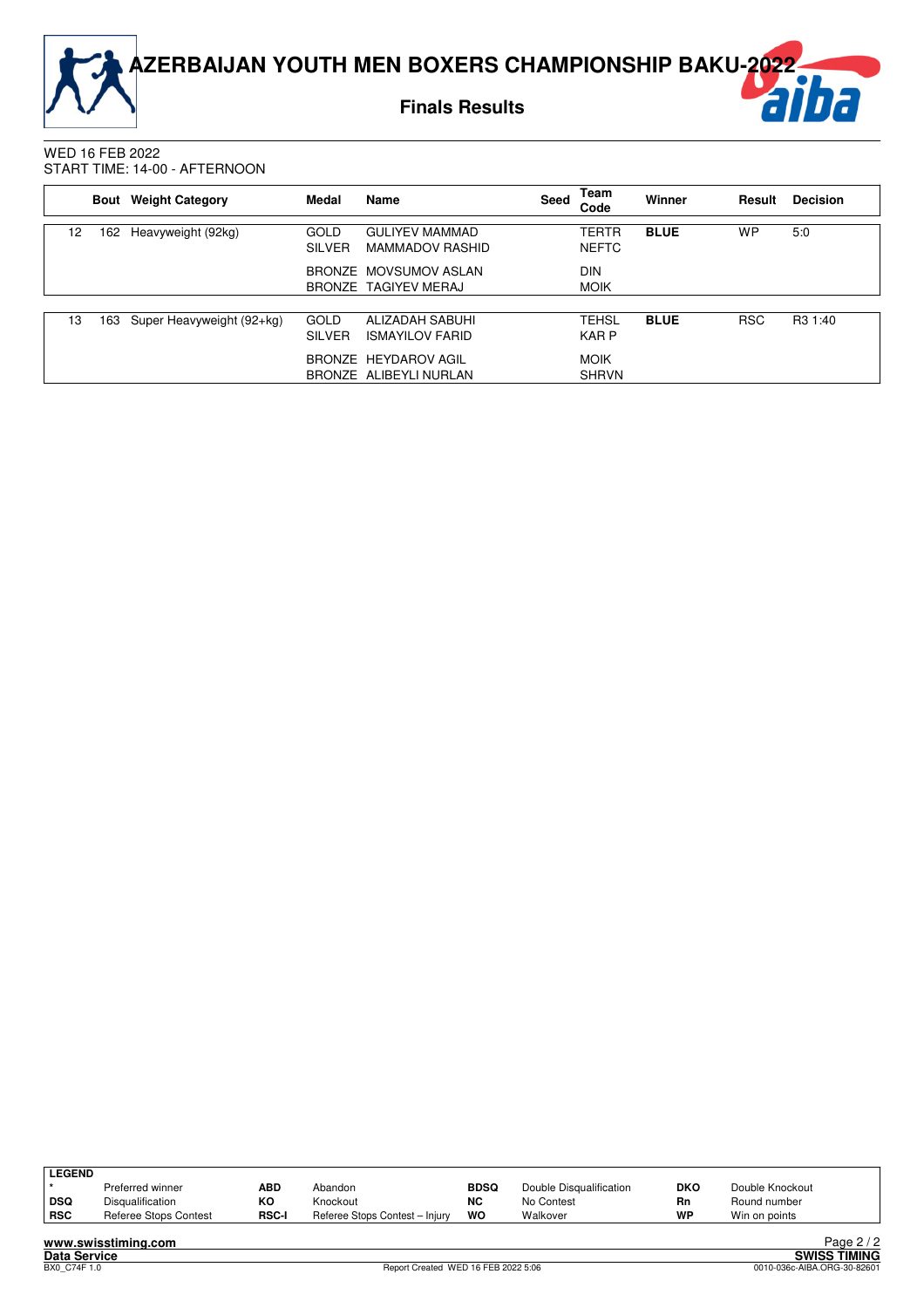# AZERBAIJAN YOUTH MEN BOXERS CHAMPIONSHIP BAKU-2022

## Finals Results

WED 16 FEB 2022
START TIME: 14-00 - AFTERNOON

| | Bout | Weight Category | Medal | Name | Seed | Team Code | Winner | Result | Decision |
|---|---|---|---|---|---|---|---|---|---|
| 12 | 162 | Heavyweight (92kg) | GOLD | GULIYEV MAMMAD | | TERTR | **BLUE** | WP | 5:0 |
| | | | SILVER | MAMMADOV RASHID | | NEFTC | | | |
| | | | BRONZE | MOVSUMOV ASLAN | | DIN | | | |
| | | | BRONZE | TAGIYEV MERAJ | | MOIK | | | |
| 13 | 163 | Super Heavyweight (92+kg) | GOLD | ALIZADAH SABUHI | | TEHSL | **BLUE** | RSC | R3 1:40 |
| | | | SILVER | ISMAYILOV FARID | | KAR P | | | |
| | | | BRONZE | HEYDAROV AGIL | | MOIK | | | |
| | | | BRONZE | ALIBEYLI NURLAN | | SHRVN | | | |

**LEGEND**

| | | | | | | | |
|---|---|---|---|---|---|---|---|
| * | Preferred winner | **ABD** | Abandon | **BDSQ** | Double Disqualification | **DKO** | Double Knockout |
| **DSQ** | Disqualification | **KO** | Knockout | **NC** | No Contest | **Rn** | Round number |
| **RSC** | Referee Stops Contest | **RSC-I** | Referee Stops Contest – Injury | **WO** | Walkover | **WP** | Win on points |

www.swisstiming.com
Data Service — SWISS TIMING
BX0_C74F 1.0 — Report Created WED 16 FEB 2022 5:06 — 0010-036c-AIBA.ORG-30-82601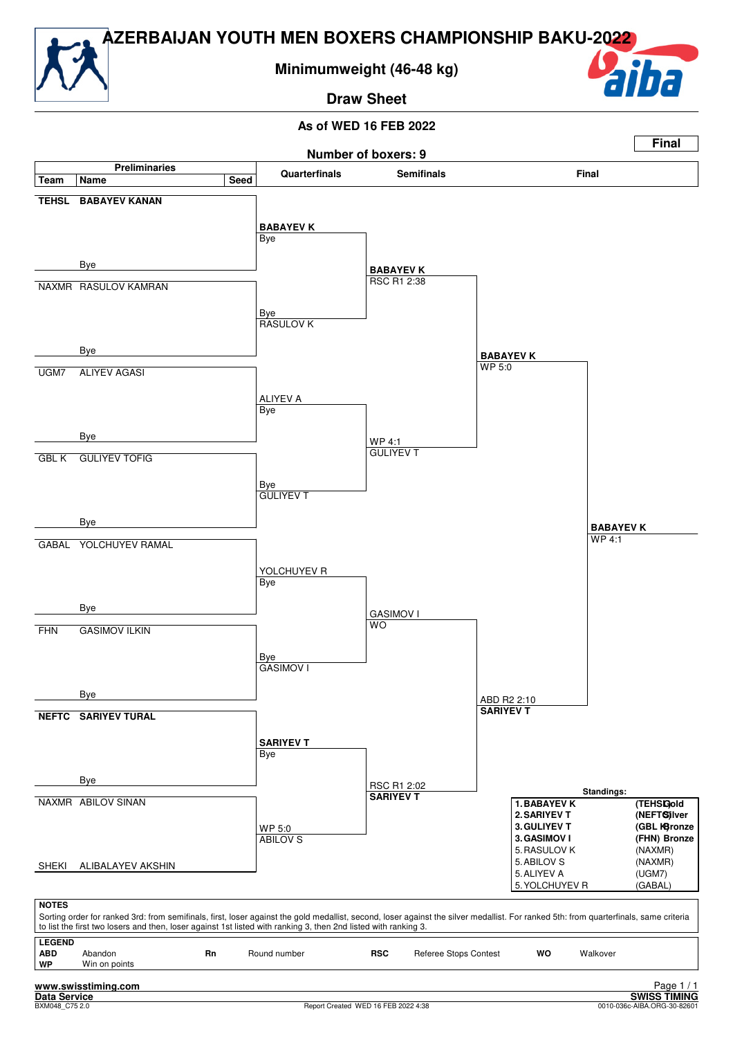# AZERBAIJAN YOUTH MEN BOXERS CHAMPIONSHIP BAKU-2022

## Minimumweight (46-48 kg)

## Draw Sheet

**As of WED 16 FEB 2022**

**Final**

**Number of boxers: 9**

### Preliminaries

| Team | Name | Seed |
|---|---|---|
| TEHSL | BABAYEV KANAN | |
| | Bye | |
| NAXMR | RASULOV KAMRAN | |
| | Bye | |
| UGM7 | ALIYEV AGASI | |
| | Bye | |
| GBL K | GULIYEV TOFIG | |
| | Bye | |
| GABAL | YOLCHUYEV RAMAL | |
| | Bye | |
| FHN | GASIMOV ILKIN | |
| | Bye | |
| NEFTC | SARIYEV TURAL | |
| | Bye | |
| NAXMR | ABILOV SINAN | |
| SHEKI | ALIBALAYEV AKSHIN | |

### Quarterfinals

- **BABAYEV K** – Bye
- Bye – RASULOV K
- ALIYEV A – Bye
- Bye – GULIYEV T
- YOLCHUYEV R – Bye
- Bye – GASIMOV I
- **SARIYEV T** – Bye
- WP 5:0 – ABILOV S

### Semifinals

- **BABAYEV K** – RSC R1 2:38
- WP 4:1 – GULIYEV T
- GASIMOV I – WO
- RSC R1 2:02 – **SARIYEV T**

### Final

- **BABAYEV K** – WP 5:0
- ABD R2 2:10 – **SARIYEV T**

**BABAYEV K** – WP 4:1

### Standings:

| | Name | Team | Medal |
|---|---|---|---|
| 1. | **BABAYEV K** | **(TEHSL)** | **Gold** |
| 2. | **SARIYEV T** | **(NEFTC)** | **Silver** |
| 3. | **GULIYEV T** | **(GBL K)** | **Bronze** |
| 3. | **GASIMOV I** | **(FHN)** | **Bronze** |
| 5. | RASULOV K | (NAXMR) | |
| 5. | ABILOV S | (NAXMR) | |
| 5. | ALIYEV A | (UGM7) | |
| 5. | YOLCHUYEV R | (GABAL) | |

**NOTES**

Sorting order for ranked 3rd: from semifinals, first, loser against the gold medallist, second, loser against the silver medallist. For ranked 5th: from quarterfinals, same criteria to list the first two losers and then, loser against 1st listed with ranking 3, then 2nd listed with ranking 3.

**LEGEND**

| | | | | | | | |
|---|---|---|---|---|---|---|---|
| **ABD** | Abandon | **Rn** | Round number | **RSC** | Referee Stops Contest | **WO** | Walkover |
| **WP** | Win on points | | | | | | |

www.swisstiming.com

Data Service

BXM048_C75 2.0 Report Created WED 16 FEB 2022 4:38 0010-036c-AIBA.ORG-30-82601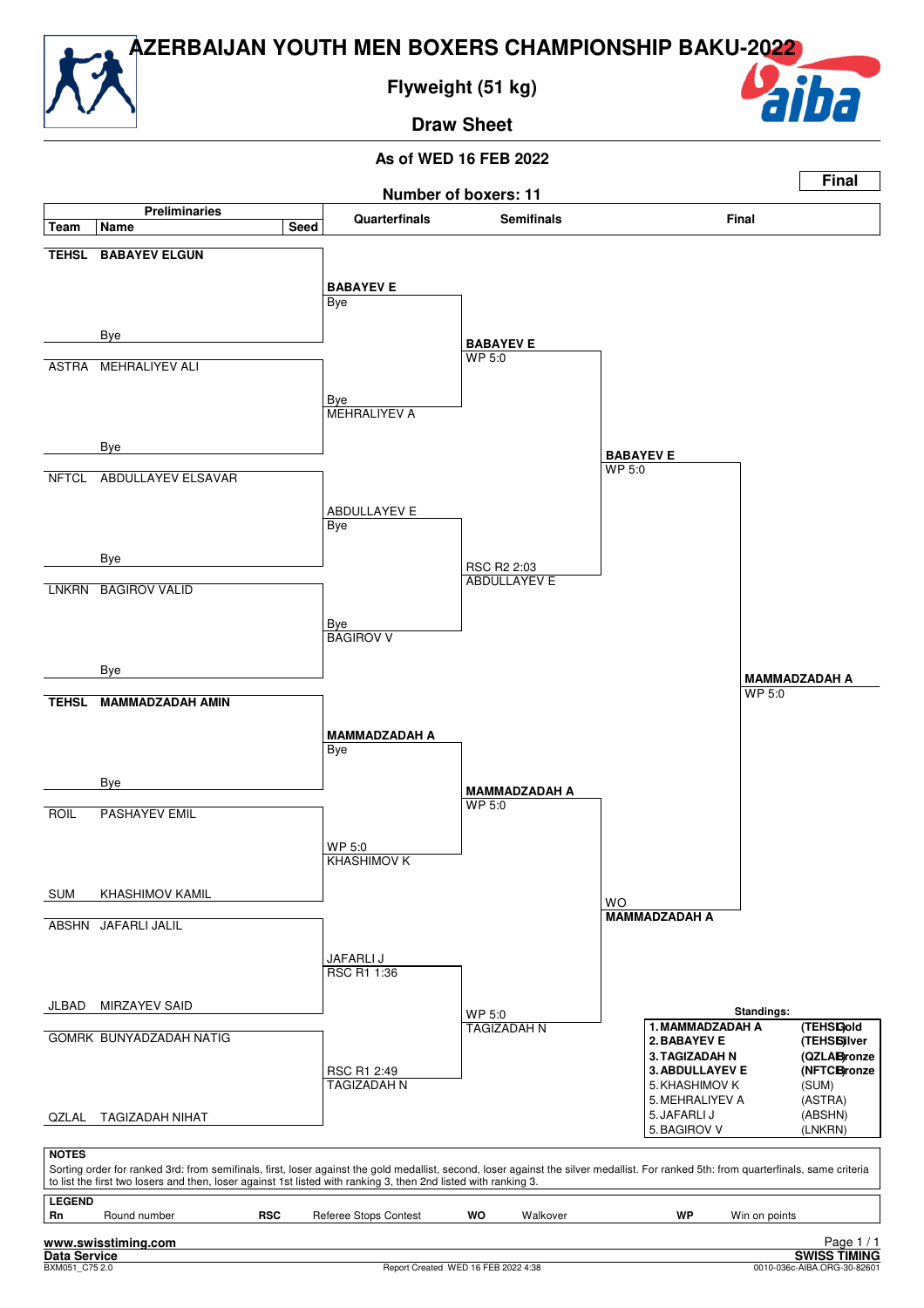# AZERBAIJAN YOUTH MEN BOXERS CHAMPIONSHIP BAKU-2022

## Flyweight (51 kg)

## Draw Sheet

**As of WED 16 FEB 2022**

**Final**

**Number of boxers: 11**

### Preliminaries

| Team | Name | Seed |
|---|---|---|
| **TEHSL** | **BABAYEV ELGUN** | |
| | Bye | |
| ASTRA | MEHRALIYEV ALI | |
| | Bye | |
| NFTCL | ABDULLAYEV ELSAVAR | |
| | Bye | |
| LNKRN | BAGIROV VALID | |
| | Bye | |
| **TEHSL** | **MAMMADZADAH AMIN** | |
| | Bye | |
| ROIL | PASHAYEV EMIL | |
| SUM | KHASHIMOV KAMIL | |
| ABSHN | JAFARLI JALIL | |
| JLBAD | MIRZAYEV SAID | |
| GOMRK | BUNYADZADAH NATIG | |
| QZLAL | TAGIZADAH NIHAT | |

### Quarterfinals

- **BABAYEV E** – Bye
- MEHRALIYEV A – Bye
- ABDULLAYEV E – Bye
- BAGIROV V – Bye
- **MAMMADZADAH A** – Bye
- KHASHIMOV K – WP 5:0
- JAFARLI J – RSC R1 1:36
- TAGIZADAH N – RSC R1 2:49

### Semifinals

- **BABAYEV E** – WP 5:0
- ABDULLAYEV E – RSC R2 2:03
- **MAMMADZADAH A** – WP 5:0
- TAGIZADAH N – WP 5:0

### Final

- **BABAYEV E** – WP 5:0
- **MAMMADZADAH A** – WO

**Winner: MAMMADZADAH A** – WP 5:0

### Standings:

| Rank | Name | Team | Medal |
|---|---|---|---|
| 1. | **MAMMADZADAH A** | **(TEHSL)** | **Gold** |
| 2. | **BABAYEV E** | **(TEHSL)** | **Silver** |
| 3. | **TAGIZADAH N** | **(QZLAL)** | **Bronze** |
| 3. | **ABDULLAYEV E** | **(NFTCL)** | **Bronze** |
| 5. | KHASHIMOV K | (SUM) | |
| 5. | MEHRALIYEV A | (ASTRA) | |
| 5. | JAFARLI J | (ABSHN) | |
| 5. | BAGIROV V | (LNKRN) | |

**NOTES**

Sorting order for ranked 3rd: from semifinals, first, loser against the gold medallist, second, loser against the silver medallist. For ranked 5th: from quarterfinals, same criteria to list the first two losers and then, loser against 1st listed with ranking 3, then 2nd listed with ranking 3.

**LEGEND**

| Rn | Round number | RSC | Referee Stops Contest | WO | Walkover | WP | Win on points |
|---|---|---|---|---|---|---|---|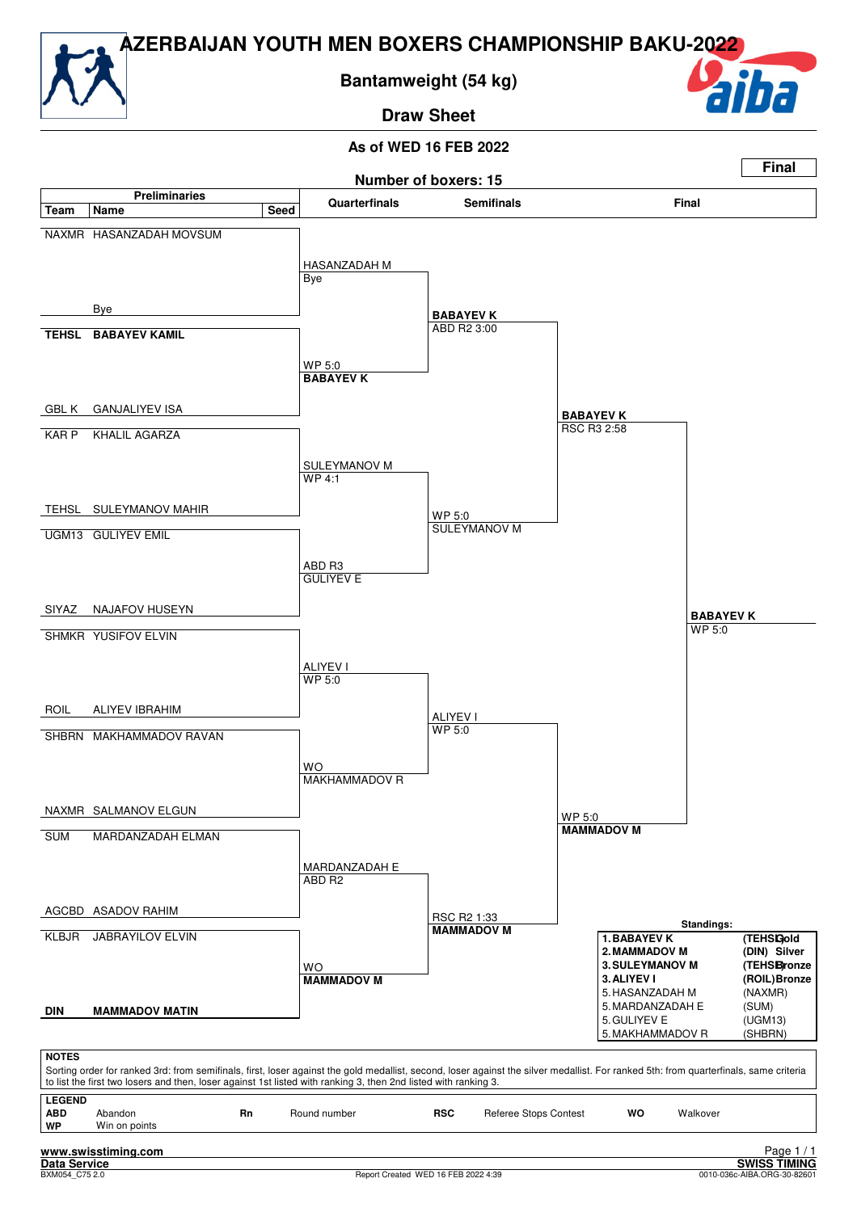# AZERBAIJAN YOUTH MEN BOXERS CHAMPIONSHIP BAKU-2022

## Bantamweight (54 kg)

## Draw Sheet

**As of WED 16 FEB 2022**

**Final**

**Number of boxers: 15**

### Preliminaries

| Team | Name | Seed |
|---|---|---|
| NAXMR | HASANZADAH MOVSUM | |
| | Bye | |
| **TEHSL** | **BABAYEV KAMIL** | |
| GBL K | GANJALIYEV ISA | |
| KAR P | KHALIL AGARZA | |
| TEHSL | SULEYMANOV MAHIR | |
| UGM13 | GULIYEV EMIL | |
| SIYAZ | NAJAFOV HUSEYN | |
| SHMKR | YUSIFOV ELVIN | |
| ROIL | ALIYEV IBRAHIM | |
| SHBRN | MAKHAMMADOV RAVAN | |
| NAXMR | SALMANOV ELGUN | |
| SUM | MARDANZADAH ELMAN | |
| AGCBD | ASADOV RAHIM | |
| KLBJR | JABRAYILOV ELVIN | |
| **DIN** | **MAMMADOV MATIN** | |

### Quarterfinals

- HASANZADAH M — Bye
- **BABAYEV K** — WP 5:0
- SULEYMANOV M — WP 4:1
- GULIYEV E — ABD R3
- ALIYEV I — WP 5:0
- MAKHAMMADOV R — WO
- MARDANZADAH E — ABD R2
- **MAMMADOV M** — WO

### Semifinals

- **BABAYEV K** — ABD R2 3:00
- SULEYMANOV M — WP 5:0
- ALIYEV I — WP 5:0
- **MAMMADOV M** — RSC R2 1:33

### Final

- **BABAYEV K** — RSC R3 2:58
- **MAMMADOV M** — WP 5:0
- Winner: **BABAYEV K** — WP 5:0

### Standings:

| Rank | Name | Team | Medal |
|---|---|---|---|
| 1. | **BABAYEV K** | **(TEHSL)** | **Gold** |
| 2. | **MAMMADOV M** | **(DIN)** | **Silver** |
| 3. | **SULEYMANOV M** | **(TEHSL)** | **Bronze** |
| 3. | **ALIYEV I** | **(ROIL)** | **Bronze** |
| 5. | HASANZADAH M | (NAXMR) | |
| 5. | MARDANZADAH E | (SUM) | |
| 5. | GULIYEV E | (UGM13) | |
| 5. | MAKHAMMADOV R | (SHBRN) | |

**NOTES**

Sorting order for ranked 3rd: from semifinals, first, loser against the gold medallist, second, loser against the silver medallist. For ranked 5th: from quarterfinals, same criteria to list the first two losers and then, loser against 1st listed with ranking 3, then 2nd listed with ranking 3.

**LEGEND**

| | | | | | | | |
|---|---|---|---|---|---|---|---|
| **ABD** | Abandon | **Rn** | Round number | **RSC** | Referee Stops Contest | **WO** | Walkover |
| **WP** | Win on points | | | | | | |

www.swisstiming.com
Data Service
BXM054_C75 2.0
Report Created WED 16 FEB 2022 4:39
SWISS TIMING
0010-036c-AIBA.ORG-30-82601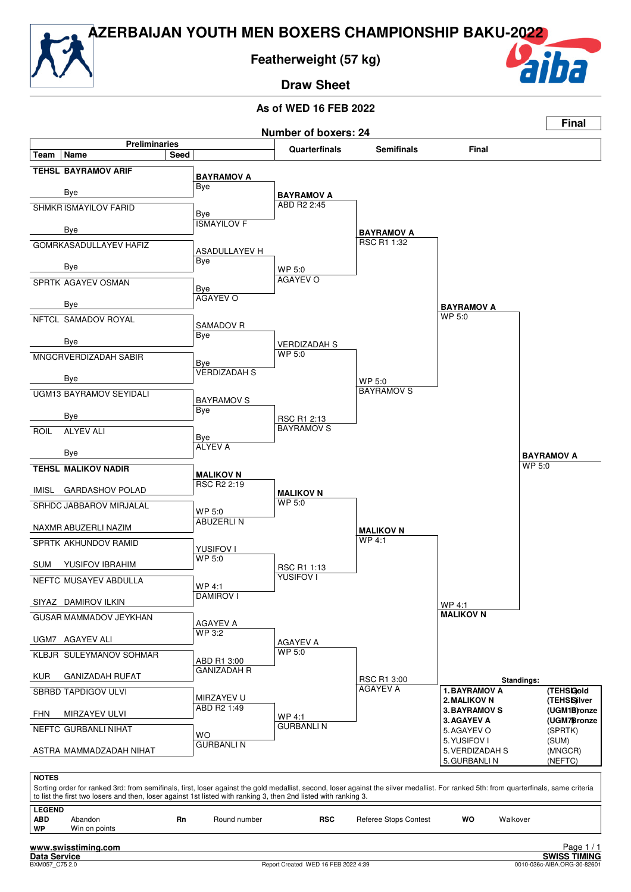# AZERBAIJAN YOUTH MEN BOXERS CHAMPIONSHIP BAKU-2022

## Featherweight (57 kg)

## Draw Sheet

**As of WED 16 FEB 2022**

**Final**

**Number of boxers: 24**

### Preliminaries

| Team | Name | Seed |
|---|---|---|
| TEHSL | BAYRAMOV ARIF | |
| | Bye | |
| SHMKR | ISMAYILOV FARID | |
| | Bye | |
| GOMRK | ASADULLAYEV HAFIZ | |
| | Bye | |
| SPRTK | AGAYEV OSMAN | |
| | Bye | |
| NFTCL | SAMADOV ROYAL | |
| | Bye | |
| MNGCR | VERDIZADAH SABIR | |
| | Bye | |
| UGM13 | BAYRAMOV SEYIDALI | |
| | Bye | |
| ROIL | ALYEV ALI | |
| | Bye | |
| TEHSL | MALIKOV NADIR | |
| IMISL | GARDASHOV POLAD | |
| SRHDC | JABBAROV MIRJALAL | |
| NAXMR | ABUZERLI NAZIM | |
| SPRTK | AKHUNDOV RAMID | |
| SUM | YUSIFOV IBRAHIM | |
| NEFTC | MUSAYEV ABDULLA | |
| SIYAZ | DAMIROV ILKIN | |
| GUSAR | MAMMADOV JEYKHAN | |
| UGM7 | AGAYEV ALI | |
| KLBJR | SULEYMANOV SOHMAR | |
| KUR | GANIZADAH RUFAT | |
| SBRBD | TAPDIGOV ULVI | |
| FHN | MIRZAYEV ULVI | |
| NEFTC | GURBANLI NIHAT | |
| ASTRA | MAMMADZADAH NIHAT | |

### Round of 32 results

| Winner | Result | Loser |
|---|---|---|
| BAYRAMOV A | Bye | |
| ISMAYILOV F | Bye | |
| ASADULLAYEV H | Bye | |
| AGAYEV O | Bye | |
| SAMADOV R | Bye | |
| VERDIZADAH S | Bye | |
| BAYRAMOV S | Bye | |
| ALYEV A | Bye | |
| MALIKOV N | RSC R2 2:19 | GARDASHOV P |
| ABUZERLI N | WP 5:0 | JABBAROV M |
| YUSIFOV I | WP 5:0 | AKHUNDOV R |
| DAMIROV I | WP 4:1 | MUSAYEV A |
| AGAYEV A | WP 3:2 | MAMMADOV J |
| GANIZADAH R | ABD R1 3:00 | SULEYMANOV S |
| MIRZAYEV U | ABD R2 1:49 | TAPDIGOV U |
| GURBANLI N | WO | MAMMADZADAH N |

### Quarterfinals

| Winner | Result | Opponent |
|---|---|---|
| BAYRAMOV A | ABD R2 2:45 | ISMAYILOV F |
| AGAYEV O | WP 5:0 | ASADULLAYEV H |
| VERDIZADAH S | WP 5:0 | SAMADOV R |
| BAYRAMOV S | RSC R1 2:13 | ALYEV A |
| MALIKOV N | WP 5:0 | ABUZERLI N |
| YUSIFOV I | RSC R1 1:13 | DAMIROV I |
| AGAYEV A | WP 5:0 | GANIZADAH R |
| GURBANLI N | WP 4:1 | MIRZAYEV U |

### Semifinals

| Winner | Result | Opponent |
|---|---|---|
| BAYRAMOV A | RSC R1 1:32 | AGAYEV O |
| BAYRAMOV S | WP 5:0 | VERDIZADAH S |
| MALIKOV N | WP 4:1 | YUSIFOV I |
| AGAYEV A | RSC R1 3:00 | GURBANLI N |

### Final

| Winner | Result | Opponent |
|---|---|---|
| BAYRAMOV A | WP 5:0 | BAYRAMOV S |
| MALIKOV N | WP 4:1 | AGAYEV A |

**Champion: BAYRAMOV A — WP 5:0**

### Standings

| Rank | Name | Team | Medal |
|---|---|---|---|
| 1. | BAYRAMOV A | (TEHSL) | Gold |
| 2. | MALIKOV N | (TEHSL) | Silver |
| 3. | BAYRAMOV S | (UGM13) | Bronze |
| 3. | AGAYEV A | (UGM7) | Bronze |
| 5. | AGAYEV O | (SPRTK) | |
| 5. | YUSIFOV I | (SUM) | |
| 5. | VERDIZADAH S | (MNGCR) | |
| 5. | GURBANLI N | (NEFTC) | |

**NOTES**

Sorting order for ranked 3rd: from semifinals, first, loser against the gold medallist, second, loser against the silver medallist. For ranked 5th: from quarterfinals, same criteria to list the first two losers and then, loser against 1st listed with ranking 3, then 2nd listed with ranking 3.

**LEGEND**

| | | | | | | | |
|---|---|---|---|---|---|---|---|
| **ABD** | Abandon | **Rn** | Round number | **RSC** | Referee Stops Contest | **WO** | Walkover |
| **WP** | Win on points | | | | | | |

www.swisstiming.com
Data Service
BXM057_C75 2.0 — Report Created WED 16 FEB 2022 4:39 — SWISS TIMING — 0010-036c-AIBA.ORG-30-82601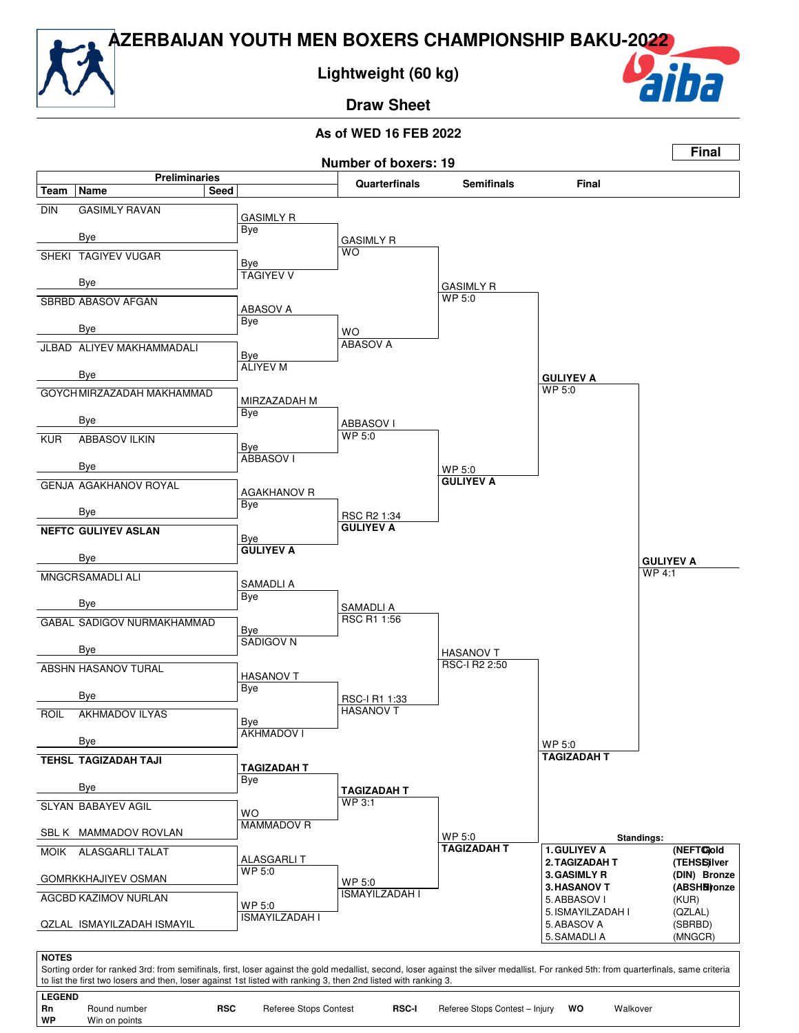# AZERBAIJAN YOUTH MEN BOXERS CHAMPIONSHIP BAKU-2022

## Lightweight (60 kg)

## Draw Sheet

**As of WED 16 FEB 2022**

**Final**

**Number of boxers: 19**

### Preliminaries

| Team | Name | Seed | Preliminaries result |
|---|---|---|---|
| DIN | GASIMLY RAVAN | | GASIMLY R – Bye |
| | Bye | | |
| SHEKI | TAGIYEV VUGAR | | TAGIYEV V – Bye |
| | Bye | | |
| SBRBD | ABASOV AFGAN | | ABASOV A – Bye |
| | Bye | | |
| JLBAD | ALIYEV MAKHAMMADALI | | ALIYEV M – Bye |
| | Bye | | |
| GOYCH | MIRZAZADAH MAKHAMMAD | | MIRZAZADAH M – Bye |
| | Bye | | |
| KUR | ABBASOV ILKIN | | ABBASOV I – Bye |
| | Bye | | |
| GENJA | AGAKHANOV ROYAL | | AGAKHANOV R – Bye |
| | Bye | | |
| **NEFTC** | **GULIYEV ASLAN** | | **GULIYEV A** – Bye |
| | Bye | | |
| MNGCR | SAMADLI ALI | | SAMADLI A – Bye |
| | Bye | | |
| GABAL | SADIGOV NURMAKHAMMAD | | SADIGOV N – Bye |
| | Bye | | |
| ABSHN | HASANOV TURAL | | HASANOV T – Bye |
| | Bye | | |
| ROIL | AKHMADOV ILYAS | | AKHMADOV I – Bye |
| | Bye | | |
| **TEHSL** | **TAGIZADAH TAJI** | | **TAGIZADAH T** – Bye |
| | Bye | | |
| SLYAN | BABAYEV AGIL | | MAMMADOV R – WO |
| SBL K | MAMMADOV ROVLAN | | |
| MOIK | ALASGARLI TALAT | | ALASGARLI T – WP 5:0 |
| GOMRK | KHAJIYEV OSMAN | | |
| AGCBD | KAZIMOV NURLAN | | ISMAYILZADAH I – WP 5:0 |
| QZLAL | ISMAYILZADAH ISMAYIL | | |

### Quarterfinals

- GASIMLY R vs TAGIYEV V: **GASIMLY R** – WO
- ABASOV A vs ALIYEV M: **ABASOV A** – WO
- MIRZAZADAH M vs ABBASOV I: **ABBASOV I** – WP 5:0
- AGAKHANOV R vs GULIYEV A: **GULIYEV A** – RSC R2 1:34
- SAMADLI A vs SADIGOV N: **SAMADLI A** – RSC R1 1:56
- HASANOV T vs AKHMADOV I: **HASANOV T** – RSC-I R1 1:33
- TAGIZADAH T vs MAMMADOV R: **TAGIZADAH T** – WP 3:1
- ALASGARLI T vs ISMAYILZADAH I: **ISMAYILZADAH I** – WP 5:0

### Semifinals

- GASIMLY R vs ABASOV A: **GASIMLY R** – WP 5:0
- ABBASOV I vs GULIYEV A: **GULIYEV A** – WP 5:0
- SAMADLI A vs HASANOV T: **HASANOV T** – RSC-I R2 2:50
- TAGIZADAH T vs ISMAYILZADAH I: **TAGIZADAH T** – WP 5:0

### Final

- GASIMLY R vs GULIYEV A: **GULIYEV A** – WP 5:0
- HASANOV T vs TAGIZADAH T: **TAGIZADAH T** – WP 5:0
- GULIYEV A vs TAGIZADAH T: **GULIYEV A** – WP 4:1

### Standings:

| Rank | Name | Team | Medal |
|---|---|---|---|
| 1. | GULIYEV A | (NEFTC) | Gold |
| 2. | TAGIZADAH T | (TEHSL) | Silver |
| 3. | GASIMLY R | (DIN) | Bronze |
| 3. | HASANOV T | (ABSHN) | Bronze |
| 5. | ABBASOV I | (KUR) | |
| 5. | ISMAYILZADAH I | (QZLAL) | |
| 5. | ABASOV A | (SBRBD) | |
| 5. | SAMADLI A | (MNGCR) | |

**NOTES**

Sorting order for ranked 3rd: from semifinals, first, loser against the gold medallist, second, loser against the silver medallist. For ranked 5th: from quarterfinals, same criteria to list the first two losers and then, loser against 1st listed with ranking 3, then 2nd listed with ranking 3.

**LEGEND**

| | | | | | | | |
|---|---|---|---|---|---|---|---|
| **Rn** | Round number | **RSC** | Referee Stops Contest | **RSC-I** | Referee Stops Contest – Injury | **WO** | Walkover |
| **WP** | Win on points | | | | | | |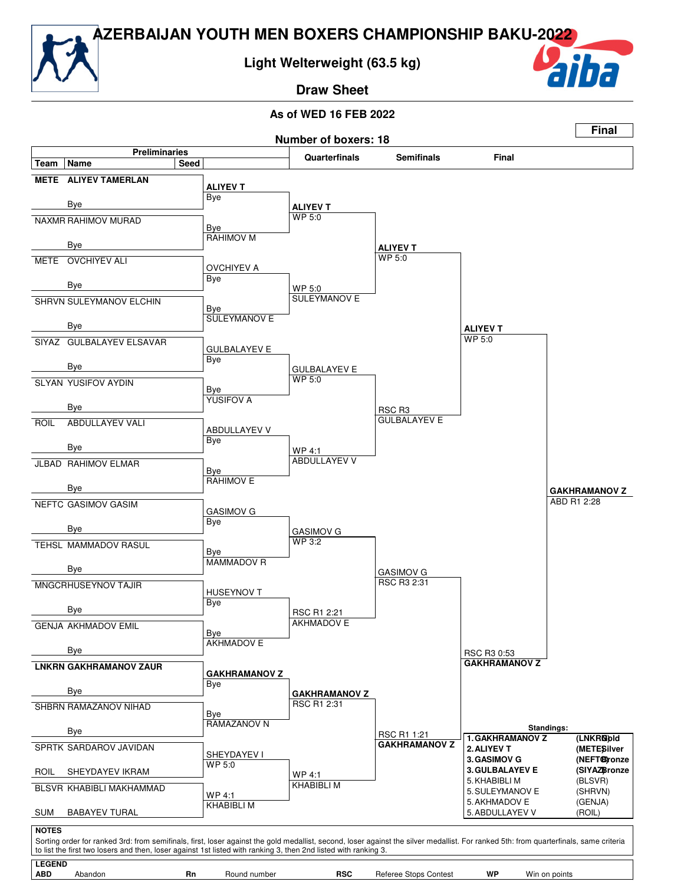# AZERBAIJAN YOUTH MEN BOXERS CHAMPIONSHIP BAKU-2022

## Light Welterweight (63.5 kg)

## Draw Sheet

**As of WED 16 FEB 2022**

**Number of boxers: 18**

**Final**

### Preliminaries

| Team | Name | Seed | Preliminaries result |
|---|---|---|---|
| **METE** | **ALIYEV TAMERLAN** | | **ALIYEV T** — Bye |
| | Bye | | |
| NAXMR | RAHIMOV MURAD | | Bye — RAHIMOV M |
| | Bye | | |
| METE | OVCHIYEV ALI | | OVCHIYEV A — Bye |
| | Bye | | |
| SHRVN | SULEYMANOV ELCHIN | | Bye — SULEYMANOV E |
| | Bye | | |
| SIYAZ | GULBALAYEV ELSAVAR | | GULBALAYEV E — Bye |
| | Bye | | |
| SLYAN | YUSIFOV AYDIN | | Bye — YUSIFOV A |
| | Bye | | |
| ROIL | ABDULLAYEV VALI | | ABDULLAYEV V — Bye |
| | Bye | | |
| JLBAD | RAHIMOV ELMAR | | Bye — RAHIMOV E |
| | Bye | | |
| NEFTC | GASIMOV GASIM | | GASIMOV G — Bye |
| | Bye | | |
| TEHSL | MAMMADOV RASUL | | Bye — MAMMADOV R |
| | Bye | | |
| MNGCR | HUSEYNOV TAJIR | | HUSEYNOV T — Bye |
| | Bye | | |
| GENJA | AKHMADOV EMIL | | Bye — AKHMADOV E |
| | Bye | | |
| **LNKRN** | **GAKHRAMANOV ZAUR** | | **GAKHRAMANOV Z** — Bye |
| | Bye | | |
| SHBRN | RAMAZANOV NIHAD | | Bye — RAMAZANOV N |
| | Bye | | |
| SPRTK | SARDAROV JAVIDAN | | SHEYDAYEV I — WP 5:0 |
| ROIL | SHEYDAYEV IKRAM | | |
| BLSVR | KHABIBLI MAKHAMMAD | | WP 4:1 — KHABIBLI M |
| SUM | BABAYEV TURAL | | |

### Quarterfinals

| Bout | Winner | Result |
|---|---|---|
| ALIYEV T vs RAHIMOV M | **ALIYEV T** | WP 5:0 |
| OVCHIYEV A vs SULEYMANOV E | SULEYMANOV E | WP 5:0 |
| GULBALAYEV E vs YUSIFOV A | GULBALAYEV E | WP 5:0 |
| ABDULLAYEV V vs RAHIMOV E | ABDULLAYEV V | WP 4:1 |
| GASIMOV G vs MAMMADOV R | GASIMOV G | WP 3:2 |
| HUSEYNOV T vs AKHMADOV E | AKHMADOV E | RSC R1 2:21 |
| GAKHRAMANOV Z vs RAMAZANOV N | **GAKHRAMANOV Z** | RSC R1 2:31 |
| SHEYDAYEV I vs KHABIBLI M | KHABIBLI M | WP 4:1 |

### Semifinals

| Bout | Winner | Result |
|---|---|---|
| ALIYEV T vs SULEYMANOV E | **ALIYEV T** | WP 5:0 |
| GULBALAYEV E vs ABDULLAYEV V | GULBALAYEV E | RSC R3 |
| GASIMOV G vs AKHMADOV E | GASIMOV G | RSC R3 2:31 |
| GAKHRAMANOV Z vs KHABIBLI M | **GAKHRAMANOV Z** | RSC R1 1:21 |

### Final

| Bout | Winner | Result |
|---|---|---|
| ALIYEV T vs GULBALAYEV E | **ALIYEV T** | WP 5:0 |
| GASIMOV G vs GAKHRAMANOV Z | **GAKHRAMANOV Z** | RSC R3 0:53 |
| ALIYEV T vs GAKHRAMANOV Z | **GAKHRAMANOV Z** | ABD R1 2:28 |

### Standings:

| Rank | Name | Team | Medal |
|---|---|---|---|
| **1.** | **GAKHRAMANOV Z** | **(LNKRN)** | **Gold** |
| **2.** | **ALIYEV T** | **(METE)** | **Silver** |
| **3.** | **GASIMOV G** | **(NEFTC)** | **Bronze** |
| **3.** | **GULBALAYEV E** | **(SIYAZ)** | **Bronze** |
| 5. | KHABIBLI M | (BLSVR) | |
| 5. | SULEYMANOV E | (SHRVN) | |
| 5. | AKHMADOV E | (GENJA) | |
| 5. | ABDULLAYEV V | (ROIL) | |

**NOTES**

Sorting order for ranked 3rd: from semifinals, first, loser against the gold medallist, second, loser against the silver medallist. For ranked 5th: from quarterfinals, same criteria to list the first two losers and then, loser against 1st listed with ranking 3, then 2nd listed with ranking 3.

**LEGEND**

| | | | |
|---|---|---|---|
| **ABD** Abandon | **Rn** Round number | **RSC** Referee Stops Contest | **WP** Win on points |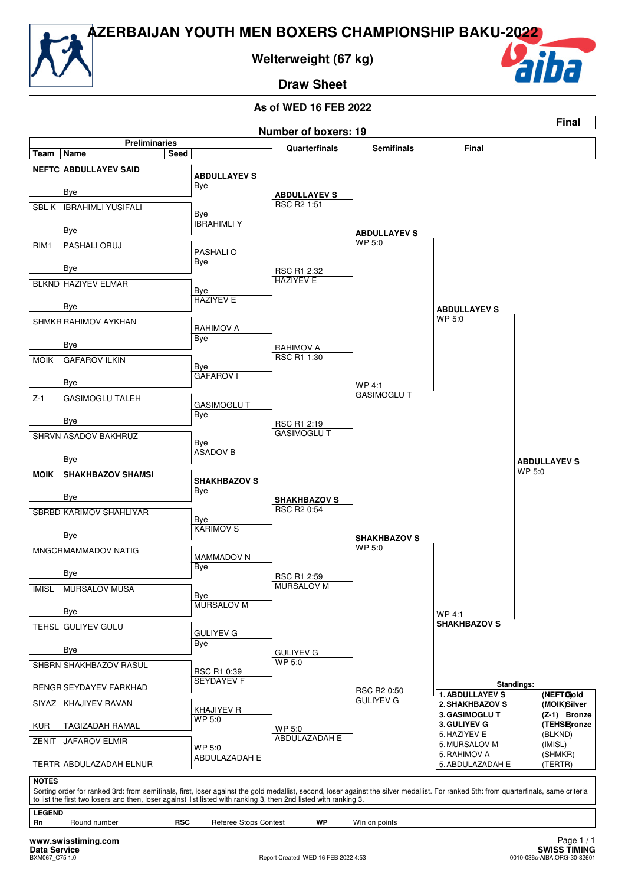# AZERBAIJAN YOUTH MEN BOXERS CHAMPIONSHIP BAKU-2022

## Welterweight (67 kg)

## Draw Sheet

**As of WED 16 FEB 2022**

**Final**

**Number of boxers: 19**

### Preliminaries

| Team | Name | Seed |
|---|---|---|
| **NEFTC** | **ABDULLAYEV SAID** | |
| | Bye | |
| SBL K | IBRAHIMLI YUSIFALI | |
| | Bye | |
| RIM1 | PASHALI ORUJ | |
| | Bye | |
| BLKND | HAZIYEV ELMAR | |
| | Bye | |
| SHMKR | RAHIMOV AYKHAN | |
| | Bye | |
| MOIK | GAFAROV ILKIN | |
| | Bye | |
| Z-1 | GASIMOGLU TALEH | |
| | Bye | |
| SHRVN | ASADOV BAKHRUZ | |
| | Bye | |
| **MOIK** | **SHAKHBAZOV SHAMSI** | |
| | Bye | |
| SBRBD | KARIMOV SHAHLIYAR | |
| | Bye | |
| MNGCR | MAMMADOV NATIG | |
| | Bye | |
| IMISL | MURSALOV MUSA | |
| | Bye | |
| TEHSL | GULIYEV GULU | |
| | Bye | |
| SHBRN | SHAKHBAZOV RASUL | |
| RENGR | SEYDAYEV FARKHAD | |
| SIYAZ | KHAJIYEV RAVAN | |
| KUR | TAGIZADAH RAMAL | |
| ZENIT | JAFAROV ELMIR | |
| TERTR | ABDULAZADAH ELNUR | |

### Round of 16 (winners of Preliminaries)

| Bout | Winner | Result |
|---|---|---|
| ABDULLAYEV S vs Bye | **ABDULLAYEV S** | Bye |
| IBRAHIMLI Y vs Bye | IBRAHIMLI Y | Bye |
| PASHALI O vs Bye | PASHALI O | Bye |
| HAZIYEV E vs Bye | HAZIYEV E | Bye |
| RAHIMOV A vs Bye | RAHIMOV A | Bye |
| GAFAROV I vs Bye | GAFAROV I | Bye |
| GASIMOGLU T vs Bye | GASIMOGLU T | Bye |
| ASADOV B vs Bye | ASADOV B | Bye |
| SHAKHBAZOV S vs Bye | **SHAKHBAZOV S** | Bye |
| KARIMOV S vs Bye | KARIMOV S | Bye |
| MAMMADOV N vs Bye | MAMMADOV N | Bye |
| MURSALOV M vs Bye | MURSALOV M | Bye |
| GULIYEV G vs Bye | GULIYEV G | Bye |
| SHAKHBAZOV R vs SEYDAYEV F | SEYDAYEV F | RSC R1 0:39 |
| KHAJIYEV R vs TAGIZADAH R | KHAJIYEV R | WP 5:0 |
| JAFAROV E vs ABDULAZADAH E | ABDULAZADAH E | WP 5:0 |

### Quarterfinals

| Winner | Result |
|---|---|
| **ABDULLAYEV S** | RSC R2 1:51 |
| HAZIYEV E | RSC R1 2:32 |
| RAHIMOV A | RSC R1 1:30 |
| GASIMOGLU T | RSC R1 2:19 |
| **SHAKHBAZOV S** | RSC R2 0:54 |
| MURSALOV M | RSC R1 2:59 |
| GULIYEV G | WP 5:0 |
| ABDULAZADAH E | WP 5:0 |

### Semifinals

| Winner | Result |
|---|---|
| **ABDULLAYEV S** | WP 5:0 |
| GASIMOGLU T | WP 4:1 |
| **SHAKHBAZOV S** | WP 5:0 |
| GULIYEV G | RSC R2 0:50 |

### Final

| Winner | Result |
|---|---|
| **ABDULLAYEV S** | WP 5:0 |
| **SHAKHBAZOV S** | WP 4:1 |

**Champion: ABDULLAYEV S** — WP 5:0

### Standings:

| Rank | Name | Team | Medal |
|---|---|---|---|
| 1. | ABDULLAYEV S | (NEFTC) | Gold |
| 2. | SHAKHBAZOV S | (MOIK) | Silver |
| 3. | GASIMOGLU T | (Z-1) | Bronze |
| 3. | GULIYEV G | (TEHSL) | Bronze |
| 5. | HAZIYEV E | (BLKND) | |
| 5. | MURSALOV M | (IMISL) | |
| 5. | RAHIMOV A | (SHMKR) | |
| 5. | ABDULAZADAH E | (TERTR) | |

**NOTES**

Sorting order for ranked 3rd: from semifinals, first, loser against the gold medallist, second, loser against the silver medallist. For ranked 5th: from quarterfinals, same criteria to list the first two losers and then, loser against 1st listed with ranking 3, then 2nd listed with ranking 3.

**LEGEND**

| | | | | | |
|---|---|---|---|---|---|
| **Rn** | Round number | **RSC** | Referee Stops Contest | **WP** | Win on points |

**www.swisstiming.com**

**Data Service** — **SWISS TIMING**

BXM067_C75 1.0 — Report Created WED 16 FEB 2022 4:53 — 0010-036c-AIBA.ORG-30-82601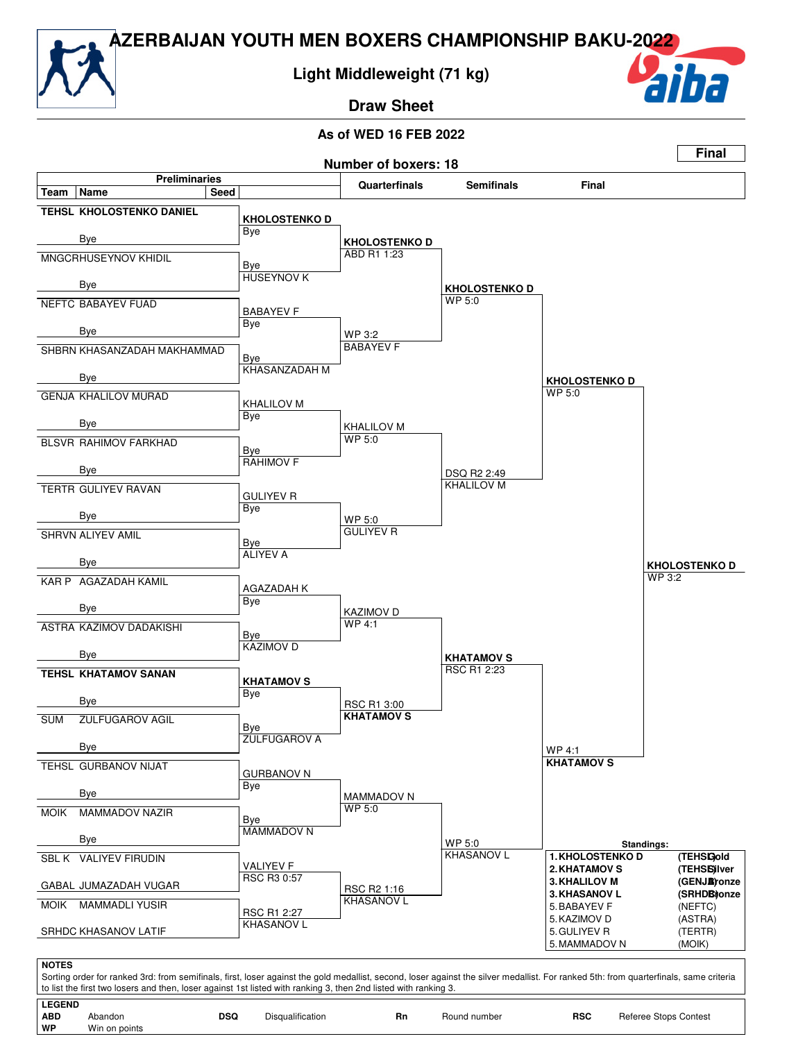# AZERBAIJAN YOUTH MEN BOXERS CHAMPIONSHIP BAKU-2022

## Light Middleweight (71 kg)

## Draw Sheet

### As of WED 16 FEB 2022

**Final**

**Number of boxers: 18**

### Preliminaries

| Team | Name | Seed |
|---|---|---|
| TEHSL | KHOLOSTENKO DANIEL | |
| | Bye | |
| MNGCR | HUSEYNOV KHIDIL | |
| | Bye | |
| NEFTC | BABAYEV FUAD | |
| | Bye | |
| SHBRN | KHASANZADAH MAKHAMMAD | |
| | Bye | |
| GENJA | KHALILOV MURAD | |
| | Bye | |
| BLSVR | RAHIMOV FARKHAD | |
| | Bye | |
| TERTR | GULIYEV RAVAN | |
| | Bye | |
| SHRVN | ALIYEV AMIL | |
| | Bye | |
| KAR P | AGAZADAH KAMIL | |
| | Bye | |
| ASTRA | KAZIMOV DADAKISHI | |
| | Bye | |
| TEHSL | KHATAMOV SANAN | |
| | Bye | |
| SUM | ZULFUGAROV AGIL | |
| | Bye | |
| TEHSL | GURBANOV NIJAT | |
| | Bye | |
| MOIK | MAMMADOV NAZIR | |
| | Bye | |
| SBL K | VALIYEV FIRUDIN | |
| GABAL | JUMAZADAH VUGAR | |
| MOIK | MAMMADLI YUSIR | |
| SRHDC | KHASANOV LATIF | |

### Preliminary results

| Bout | Winner | Result |
|---|---|---|
| KHOLOSTENKO D vs Bye | **KHOLOSTENKO D** | Bye |
| HUSEYNOV K vs Bye | HUSEYNOV K | Bye |
| BABAYEV F vs Bye | BABAYEV F | Bye |
| KHASANZADAH M vs Bye | KHASANZADAH M | Bye |
| KHALILOV M vs Bye | KHALILOV M | Bye |
| RAHIMOV F vs Bye | RAHIMOV F | Bye |
| GULIYEV R vs Bye | GULIYEV R | Bye |
| ALIYEV A vs Bye | ALIYEV A | Bye |
| AGAZADAH K vs Bye | AGAZADAH K | Bye |
| KAZIMOV D vs Bye | KAZIMOV D | Bye |
| KHATAMOV S vs Bye | **KHATAMOV S** | Bye |
| ZULFUGAROV A vs Bye | ZULFUGAROV A | Bye |
| GURBANOV N vs Bye | GURBANOV N | Bye |
| MAMMADOV N vs Bye | MAMMADOV N | Bye |
| VALIYEV F vs JUMAZADAH V | VALIYEV F | RSC R3 0:57 |
| MAMMADLI Y vs KHASANOV L | KHASANOV L | RSC R1 2:27 |

### Quarterfinals

| Winner | Result |
|---|---|
| **KHOLOSTENKO D** | ABD R1 1:23 |
| BABAYEV F | WP 3:2 |
| KHALILOV M | WP 5:0 |
| GULIYEV R | WP 5:0 |
| KAZIMOV D | WP 4:1 |
| **KHATAMOV S** | RSC R1 3:00 |
| MAMMADOV N | WP 5:0 |
| KHASANOV L | RSC R2 1:16 |

### Semifinals

| Winner | Result |
|---|---|
| **KHOLOSTENKO D** | WP 5:0 |
| KHALILOV M | DSQ R2 2:49 |
| **KHATAMOV S** | RSC R1 2:23 |
| KHASANOV L | WP 5:0 |

### Final

| Winner | Result |
|---|---|
| **KHOLOSTENKO D** | WP 5:0 |
| KHATAMOV S | WP 4:1 |

**Winner: KHOLOSTENKO D** — WP 3:2

### Standings:

| Rank | Name | Team | Medal |
|---|---|---|---|
| 1. | KHOLOSTENKO D | (TEHSL) | Gold |
| 2. | KHATAMOV S | (TEHSL) | Silver |
| 3. | KHALILOV M | (GENJA) | Bronze |
| 3. | KHASANOV L | (SRHDC) | Bronze |
| 5. | BABAYEV F | (NEFTC) | |
| 5. | KAZIMOV D | (ASTRA) | |
| 5. | GULIYEV R | (TERTR) | |
| 5. | MAMMADOV N | (MOIK) | |

**NOTES**

Sorting order for ranked 3rd: from semifinals, first, loser against the gold medallist, second, loser against the silver medallist. For ranked 5th: from quarterfinals, same criteria to list the first two losers and then, loser against 1st listed with ranking 3, then 2nd listed with ranking 3.

**LEGEND**

| | | | | | | | |
|---|---|---|---|---|---|---|---|
| **ABD** | Abandon | **DSQ** | Disqualification | **Rn** | Round number | **RSC** | Referee Stops Contest |
| **WP** | Win on points | | | | | | |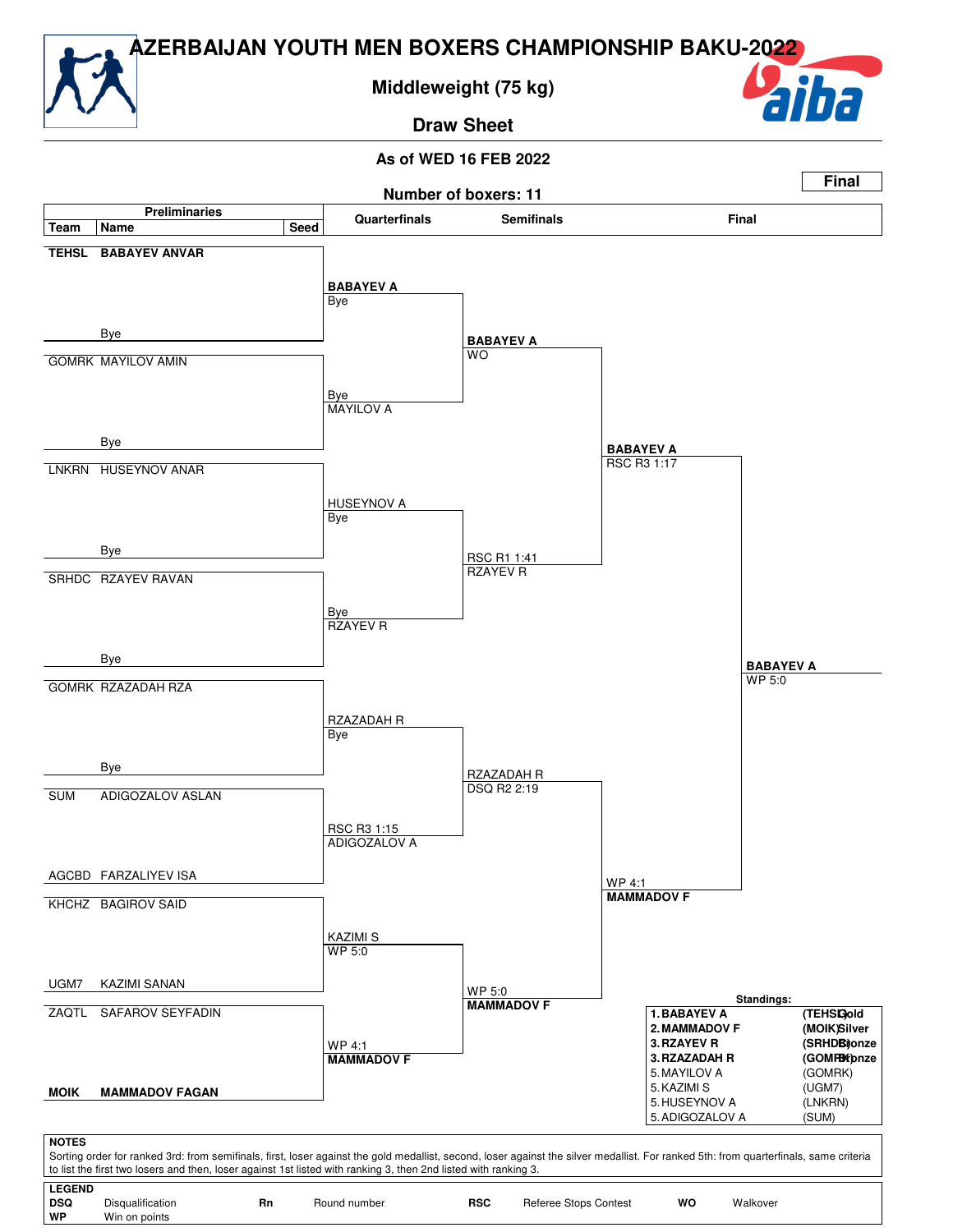# AZERBAIJAN YOUTH MEN BOXERS CHAMPIONSHIP BAKU-2022

## Middleweight (75 kg)

## Draw Sheet

**As of WED 16 FEB 2022**

**Final**

**Number of boxers: 11**

### Preliminaries

| Team | Name | Seed |
|---|---|---|
| **TEHSL** | **BABAYEV ANVAR** | |
| | Bye | |
| GOMRK | MAYILOV AMIN | |
| | Bye | |
| LNKRN | HUSEYNOV ANAR | |
| | Bye | |
| SRHDC | RZAYEV RAVAN | |
| | Bye | |
| GOMRK | RZAZADAH RZA | |
| | Bye | |
| SUM | ADIGOZALOV ASLAN | |
| AGCBD | FARZALIYEV ISA | |
| KHCHZ | BAGIROV SAID | |
| UGM7 | KAZIMI SANAN | |
| ZAQTL | SAFAROV SEYFADIN | |
| **MOIK** | **MAMMADOV FAGAN** | |

### Quarterfinals

| Winner | Result |
|---|---|
| **BABAYEV A** | Bye |
| MAYILOV A | Bye |
| HUSEYNOV A | Bye |
| RZAYEV R | Bye |
| RZAZADAH R | Bye |
| ADIGOZALOV A | RSC R3 1:15 |
| KAZIMI S | WP 5:0 |
| **MAMMADOV F** | WP 4:1 |

### Semifinals

| Winner | Result |
|---|---|
| **BABAYEV A** | WO |
| RZAYEV R | RSC R1 1:41 |
| RZAZADAH R | DSQ R2 2:19 |
| **MAMMADOV F** | WP 5:0 |

### Final

| Winner | Result |
|---|---|
| **BABAYEV A** | RSC R3 1:17 |
| **MAMMADOV F** | WP 4:1 |

**Winner: BABAYEV A** — WP 5:0

### Standings:

| Rank | Name | Team | Medal |
|---|---|---|---|
| 1. | **BABAYEV A** | (TEHSL) | Gold |
| 2. | **MAMMADOV F** | (MOIK) | Silver |
| 3. | **RZAYEV R** | (SRHDC) | Bronze |
| 3. | **RZAZADAH R** | (GOMRK) | Bronze |
| 5. | MAYILOV A | (GOMRK) | |
| 5. | KAZIMI S | (UGM7) | |
| 5. | HUSEYNOV A | (LNKRN) | |
| 5. | ADIGOZALOV A | (SUM) | |

**NOTES**

Sorting order for ranked 3rd: from semifinals, first, loser against the gold medallist, second, loser against the silver medallist. For ranked 5th: from quarterfinals, same criteria to list the first two losers and then, loser against 1st listed with ranking 3, then 2nd listed with ranking 3.

**LEGEND**

| | | | | | | | |
|---|---|---|---|---|---|---|---|
| **DSQ** | Disqualification | **Rn** | Round number | **RSC** | Referee Stops Contest | **WO** | Walkover |
| **WP** | Win on points | | | | | | |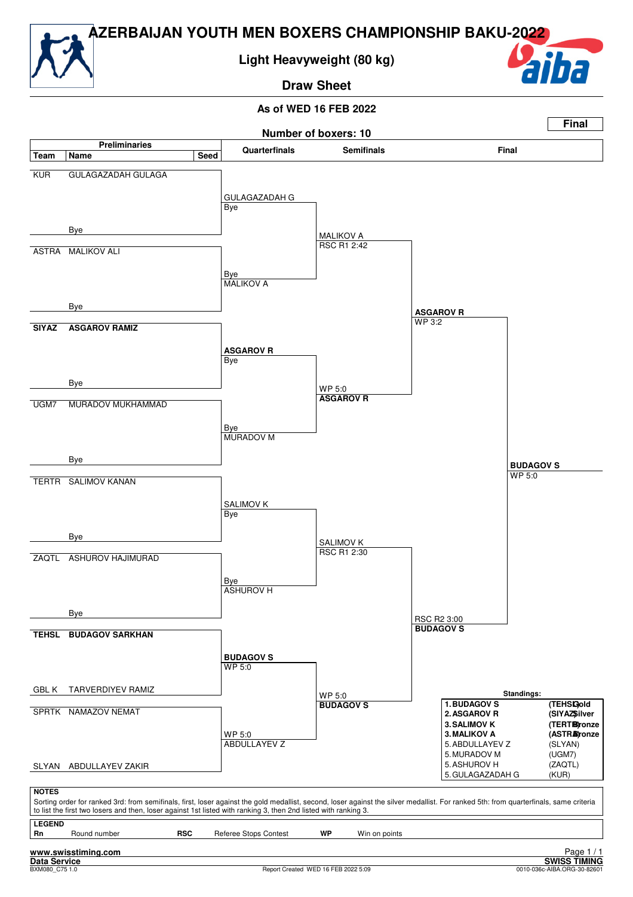# AZERBAIJAN YOUTH MEN BOXERS CHAMPIONSHIP BAKU-2022

## Light Heavyweight (80 kg)

### Draw Sheet

**As of WED 16 FEB 2022**

**Final**

**Number of boxers: 10**

### Preliminaries

| Team | Name | Seed |
|---|---|---|
| KUR | GULAGAZADAH GULAGA | |
| | Bye | |
| ASTRA | MALIKOV ALI | |
| | Bye | |
| **SIYAZ** | **ASGAROV RAMIZ** | |
| | Bye | |
| UGM7 | MURADOV MUKHAMMAD | |
| | Bye | |
| TERTR | SALIMOV KANAN | |
| | Bye | |
| ZAQTL | ASHUROV HAJIMURAD | |
| | Bye | |
| **TEHSL** | **BUDAGOV SARKHAN** | |
| GBL K | TARVERDIYEV RAMIZ | |
| SPRTK | NAMAZOV NEMAT | |
| SLYAN | ABDULLAYEV ZAKIR | |

### Quarterfinals

- GULAGAZADAH G — Bye
- Bye — MALIKOV A
- **ASGAROV R** — Bye
- Bye — MURADOV M
- SALIMOV K — Bye
- Bye — ASHUROV H
- **BUDAGOV S** — WP 5:0
- WP 5:0 — ABDULLAYEV Z

### Semifinals

- MALIKOV A — RSC R1 2:42
- WP 5:0 — **ASGAROV R**
- SALIMOV K — RSC R1 2:30
- WP 5:0 — **BUDAGOV S**

### Final

- **ASGAROV R** — WP 3:2
- RSC R2 3:00 — **BUDAGOV S**

**Winner: BUDAGOV S** — WP 5:0

### Standings:

| Rank | Name | Team | Medal |
|---|---|---|---|
| 1. | **BUDAGOV S** | **(TEHSL)** | **Gold** |
| 2. | **ASGAROV R** | **(SIYAZ)** | **Silver** |
| 3. | **SALIMOV K** | **(TERTR)** | **Bronze** |
| 3. | **MALIKOV A** | **(ASTRA)** | **Bronze** |
| 5. | ABDULLAYEV Z | (SLYAN) | |
| 5. | MURADOV M | (UGM7) | |
| 5. | ASHUROV H | (ZAQTL) | |
| 5. | GULAGAZADAH G | (KUR) | |

**NOTES**

Sorting order for ranked 3rd: from semifinals, first, loser against the gold medallist, second, loser against the silver medallist. For ranked 5th: from quarterfinals, same criteria to list the first two losers and then, loser against 1st listed with ranking 3, then 2nd listed with ranking 3.

**LEGEND**

| | | | | | |
|---|---|---|---|---|---|
| **Rn** | Round number | **RSC** | Referee Stops Contest | **WP** | Win on points |

**www.swisstiming.com**

**Data Service** — **SWISS TIMING**

BXM080_C75 1.0 — Report Created WED 16 FEB 2022 5:09 — 0010-036c-AIBA.ORG-30-82601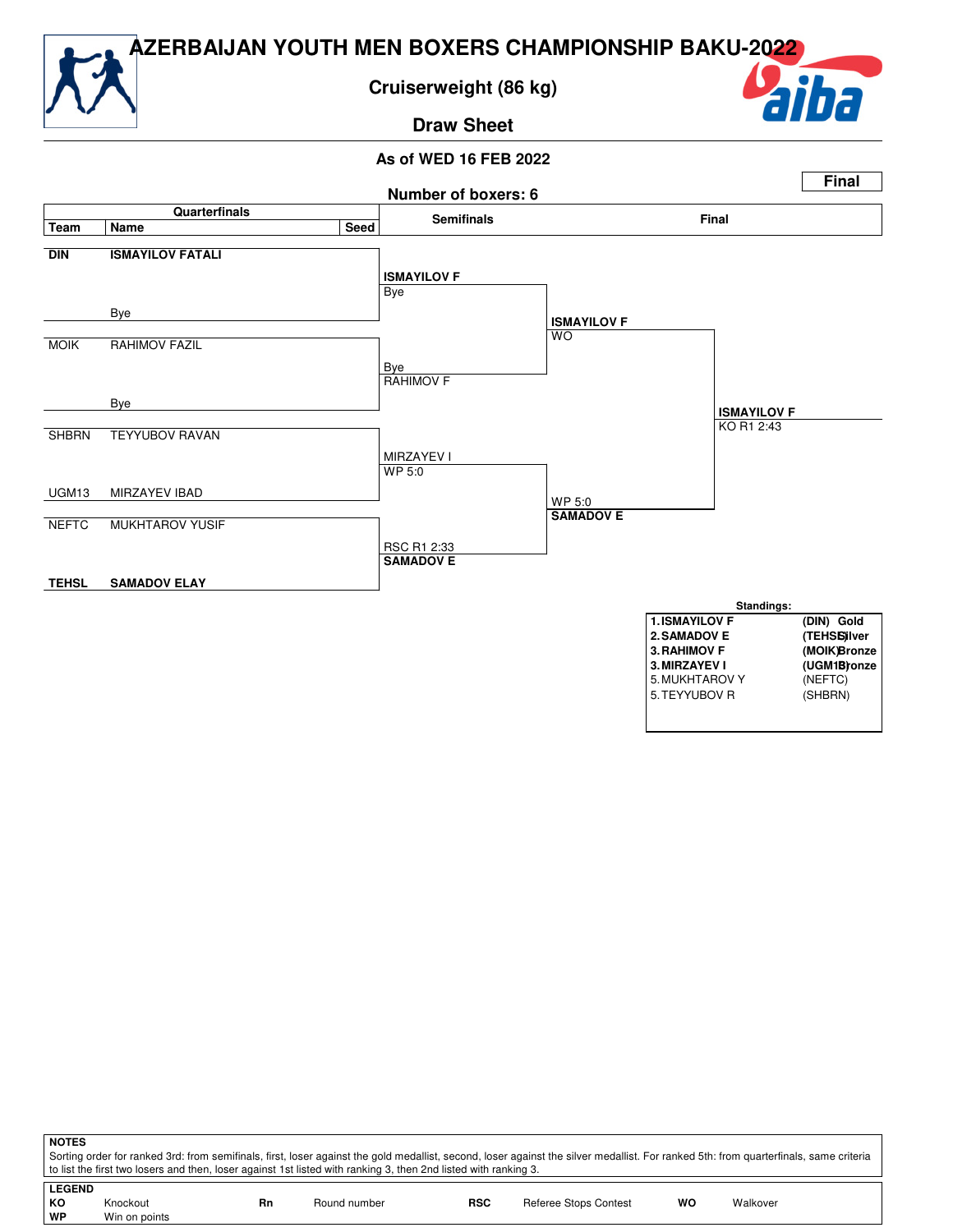# AZERBAIJAN YOUTH MEN BOXERS CHAMPIONSHIP BAKU-2022

## Cruiserweight (86 kg)

### Draw Sheet

**As of WED 16 FEB 2022**

**Final**

**Number of boxers: 6**

| Team | Name | Seed | Semifinals | Final | |
|---|---|---|---|---|---|
| **DIN** | **ISMAYILOV FATALI** | | **ISMAYILOV F** Bye | **ISMAYILOV F** WO | **ISMAYILOV F** KO R1 2:43 |
| | Bye | | | | |
| MOIK | RAHIMOV FAZIL | | Bye RAHIMOV F | | |
| | Bye | | | | |
| SHBRN | TEYYUBOV RAVAN | | MIRZAYEV I WP 5:0 | WP 5:0 **SAMADOV E** | |
| UGM13 | MIRZAYEV IBAD | | | | |
| NEFTC | MUKHTAROV YUSIF | | RSC R1 2:33 **SAMADOV E** | | |
| **TEHSL** | **SAMADOV ELAY** | | | | |

**Standings:**

| | | |
|---|---|---|
| **1. ISMAYILOV F** | **(DIN)** | **Gold** |
| **2. SAMADOV E** | **(TEHSL)** | **Silver** |
| **3. RAHIMOV F** | **(MOIK)** | **Bronze** |
| **3. MIRZAYEV I** | **(UGM13)** | **Bronze** |
| 5. MUKHTAROV Y | (NEFTC) | |
| 5. TEYYUBOV R | (SHBRN) | |

**NOTES**

Sorting order for ranked 3rd: from semifinals, first, loser against the gold medallist, second, loser against the silver medallist. For ranked 5th: from quarterfinals, same criteria to list the first two losers and then, loser against 1st listed with ranking 3, then 2nd listed with ranking 3.

**LEGEND**

| | | | | | | | |
|---|---|---|---|---|---|---|---|
| **KO** | Knockout | **Rn** | Round number | **RSC** | Referee Stops Contest | **WO** | Walkover |
| **WP** | Win on points | | | | | | |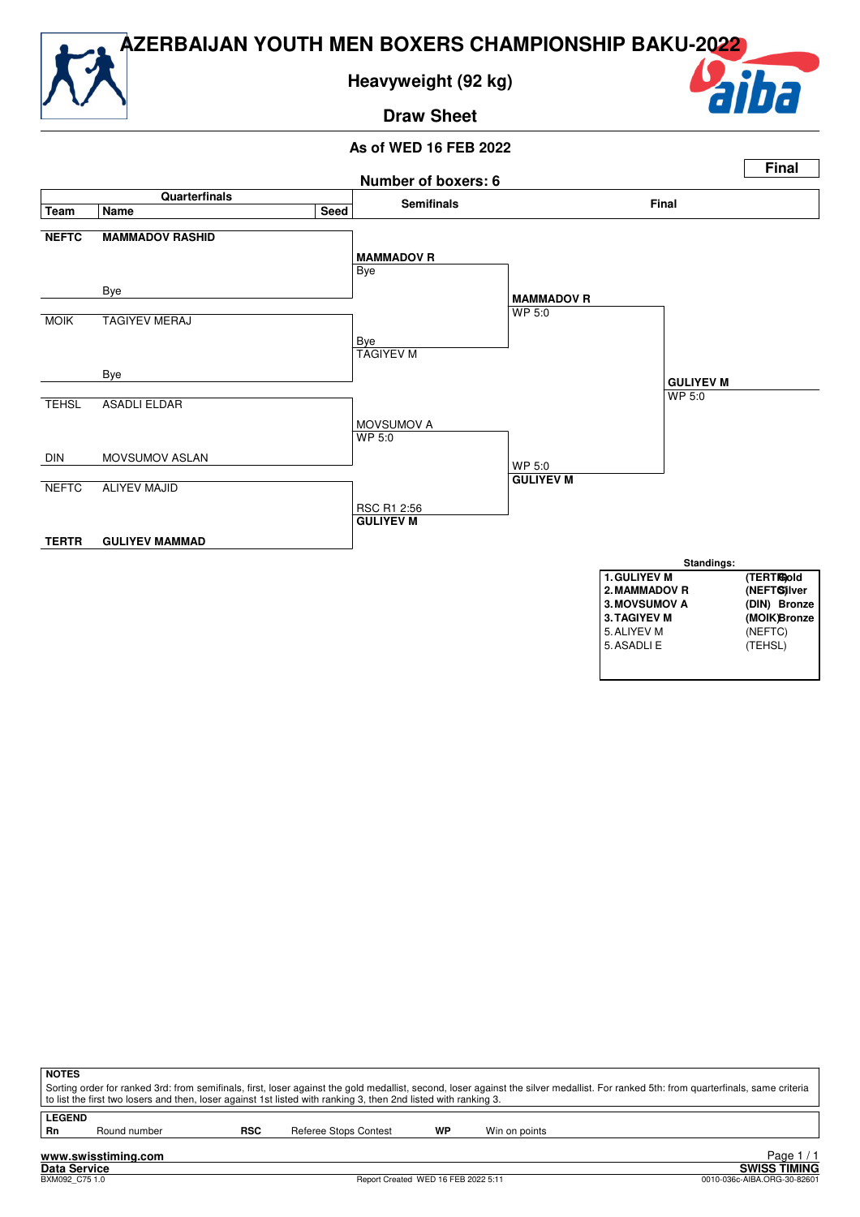# AZERBAIJAN YOUTH MEN BOXERS CHAMPIONSHIP BAKU-2022

## Heavyweight (92 kg)

## Draw Sheet

**As of WED 16 FEB 2022**

**Final**

**Number of boxers: 6**

| Team | Name | Seed | Semifinals | Final | Winner |
|---|---|---|---|---|---|
| **NEFTC** | **MAMMADOV RASHID** | | **MAMMADOV R** Bye | **MAMMADOV R** WP 5:0 | **GULIYEV M** WP 5:0 |
| | Bye | | | | |
| MOIK | TAGIYEV MERAJ | | Bye TAGIYEV M | | |
| | Bye | | | | |
| TEHSL | ASADLI ELDAR | | MOVSUMOV A WP 5:0 | WP 5:0 **GULIYEV M** | |
| DIN | MOVSUMOV ASLAN | | | | |
| NEFTC | ALIYEV MAJID | | RSC R1 2:56 **GULIYEV M** | | |
| **TERTR** | **GULIYEV MAMMAD** | | | | |

**Standings:**

| Rank | Name | Team | Medal |
|---|---|---|---|
| **1.** | **GULIYEV M** | **(TERTR)** | **Gold** |
| **2.** | **MAMMADOV R** | **(NEFTC)** | **Silver** |
| **3.** | **MOVSUMOV A** | **(DIN)** | **Bronze** |
| **3.** | **TAGIYEV M** | **(MOIK)** | **Bronze** |
| 5. | ALIYEV M | (NEFTC) | |
| 5. | ASADLI E | (TEHSL) | |

**NOTES**

Sorting order for ranked 3rd: from semifinals, first, loser against the gold medallist, second, loser against the silver medallist. For ranked 5th: from quarterfinals, same criteria to list the first two losers and then, loser against 1st listed with ranking 3, then 2nd listed with ranking 3.

**LEGEND**

| | | | | | |
|---|---|---|---|---|---|
| **Rn** | Round number | **RSC** | Referee Stops Contest | **WP** | Win on points |

**www.swisstiming.com**

**Data Service**

BXM092_C75 1.0 — Report Created WED 16 FEB 2022 5:11 — **SWISS TIMING** — 0010-036c-AIBA.ORG-30-82601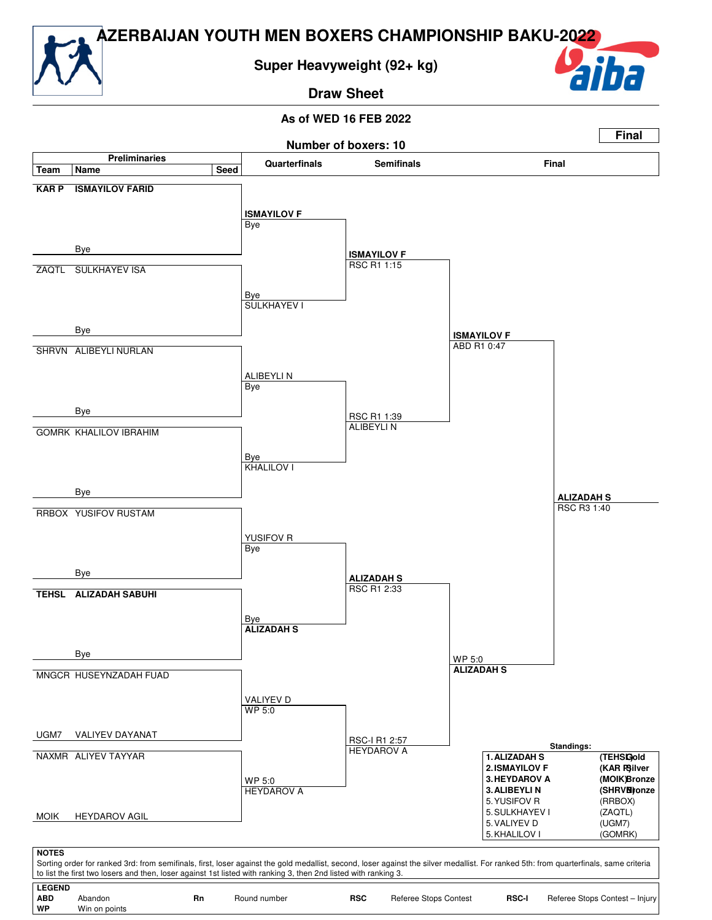# AZERBAIJAN YOUTH MEN BOXERS CHAMPIONSHIP BAKU-2022

## Super Heavyweight (92+ kg)

### Draw Sheet

**As of WED 16 FEB 2022**

**Final**

**Number of boxers: 10**

### Preliminaries

| Team | Name | Seed |
|---|---|---|
| **KAR P** | **ISMAYILOV FARID** | |
| | Bye | |
| ZAQTL | SULKHAYEV ISA | |
| | Bye | |
| SHRVN | ALIBEYLI NURLAN | |
| | Bye | |
| GOMRK | KHALILOV IBRAHIM | |
| | Bye | |
| RRBOX | YUSIFOV RUSTAM | |
| | Bye | |
| **TEHSL** | **ALIZADAH SABUHI** | |
| | Bye | |
| MNGCR | HUSEYNZADAH FUAD | |
| UGM7 | VALIYEV DAYANAT | |
| NAXMR | ALIYEV TAYYAR | |
| MOIK | HEYDAROV AGIL | |

### Quarterfinals

- **ISMAYILOV F** — Bye
- SULKHAYEV I — Bye
- ALIBEYLI N — Bye
- KHALILOV I — Bye
- YUSIFOV R — Bye
- **ALIZADAH S** — Bye
- VALIYEV D — WP 5:0
- HEYDAROV A — WP 5:0

### Semifinals

- **ISMAYILOV F** — RSC R1 1:15
- ALIBEYLI N — RSC R1 1:39
- **ALIZADAH S** — RSC R1 2:33
- HEYDAROV A — RSC-I R1 2:57

### Final

- **ISMAYILOV F** — ABD R1 0:47
- **ALIZADAH S** — WP 5:0

**Winner: ALIZADAH S** — RSC R3 1:40

### Standings:

| Rank | Name | Team | Medal |
|---|---|---|---|
| **1.** | **ALIZADAH S** | **(TEHSL)** | **Gold** |
| **2.** | **ISMAYILOV F** | **(KAR P)** | **Silver** |
| **3.** | **HEYDAROV A** | **(MOIK)** | **Bronze** |
| **3.** | **ALIBEYLI N** | **(SHRVN)** | **Bronze** |
| 5. | YUSIFOV R | (RRBOX) | |
| 5. | SULKHAYEV I | (ZAQTL) | |
| 5. | VALIYEV D | (UGM7) | |
| 5. | KHALILOV I | (GOMRK) | |

**NOTES**

Sorting order for ranked 3rd: from semifinals, first, loser against the gold medallist, second, loser against the silver medallist. For ranked 5th: from quarterfinals, same criteria to list the first two losers and then, loser against 1st listed with ranking 3, then 2nd listed with ranking 3.

**LEGEND**

| | | | | | | | |
|---|---|---|---|---|---|---|---|
| **ABD** | Abandon | **Rn** | Round number | **RSC** | Referee Stops Contest | **RSC-I** | Referee Stops Contest – Injury |
| **WP** | Win on points | | | | | | |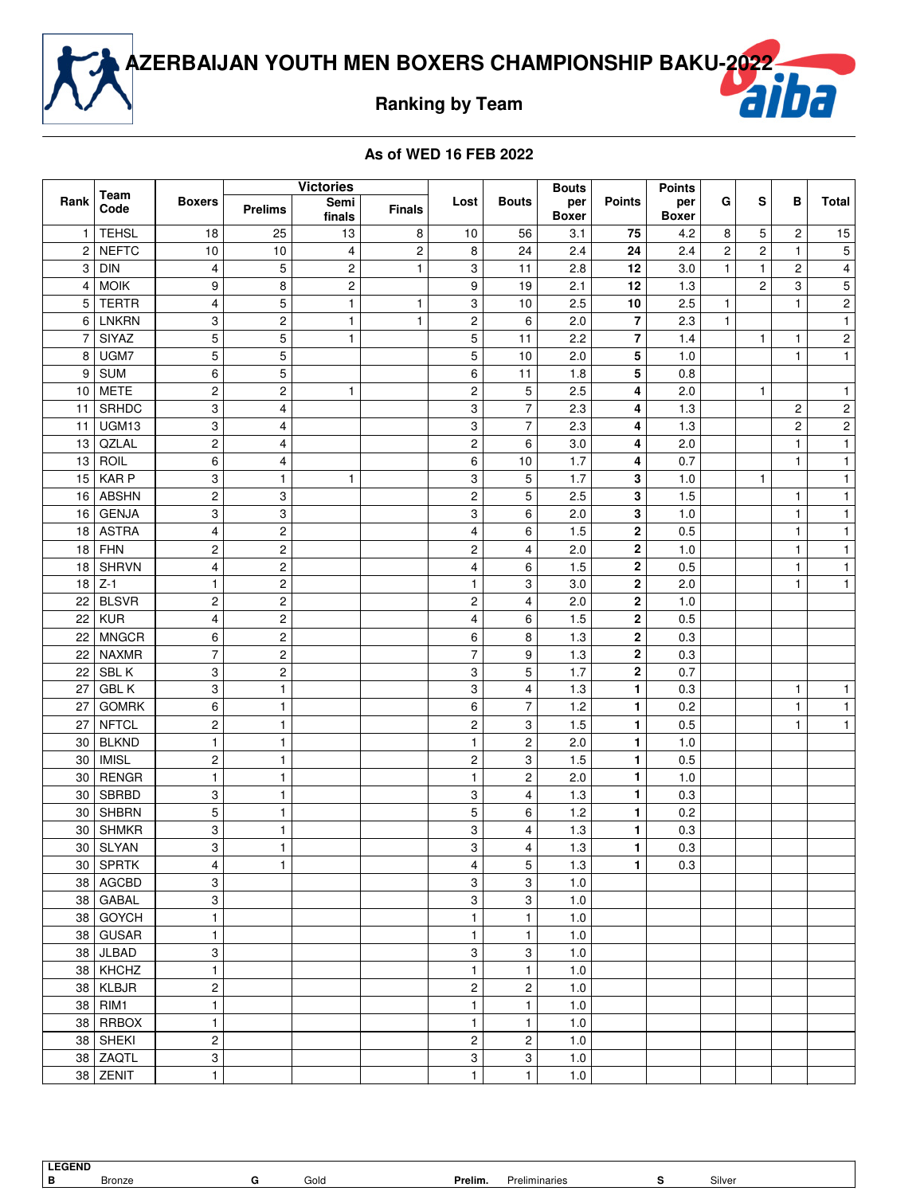# AZERBAIJAN YOUTH MEN BOXERS CHAMPIONSHIP BAKU-2022

## Ranking by Team

### As of WED 16 FEB 2022

| Rank | Team Code | Boxers | Victories | | | Lost | Bouts | Bouts per Boxer | Points | Points per Boxer | G | S | B | Total |
|---|---|---|---|---|---|---|---|---|---|---|---|---|---|---|
| | | | Prelims | Semi finals | Finals | | | | | | | | | |
| 1 | TEHSL | 18 | 25 | 13 | 8 | 10 | 56 | 3.1 | **75** | 4.2 | 8 | 5 | 2 | 15 |
| 2 | NEFTC | 10 | 10 | 4 | 2 | 8 | 24 | 2.4 | **24** | 2.4 | 2 | 2 | 1 | 5 |
| 3 | DIN | 4 | 5 | 2 | 1 | 3 | 11 | 2.8 | **12** | 3.0 | 1 | 1 | 2 | 4 |
| 4 | MOIK | 9 | 8 | 2 | | 9 | 19 | 2.1 | **12** | 1.3 | | 2 | 3 | 5 |
| 5 | TERTR | 4 | 5 | 1 | 1 | 3 | 10 | 2.5 | **10** | 2.5 | 1 | | 1 | 2 |
| 6 | LNKRN | 3 | 2 | 1 | 1 | 2 | 6 | 2.0 | **7** | 2.3 | 1 | | | 1 |
| 7 | SIYAZ | 5 | 5 | 1 | | 5 | 11 | 2.2 | **7** | 1.4 | | 1 | 1 | 2 |
| 8 | UGM7 | 5 | 5 | | | 5 | 10 | 2.0 | **5** | 1.0 | | | 1 | 1 |
| 9 | SUM | 6 | 5 | | | 6 | 11 | 1.8 | **5** | 0.8 | | | | |
| 10 | METE | 2 | 2 | 1 | | 2 | 5 | 2.5 | **4** | 2.0 | | 1 | | 1 |
| 11 | SRHDC | 3 | 4 | | | 3 | 7 | 2.3 | **4** | 1.3 | | | 2 | 2 |
| 11 | UGM13 | 3 | 4 | | | 3 | 7 | 2.3 | **4** | 1.3 | | | 2 | 2 |
| 13 | QZLAL | 2 | 4 | | | 2 | 6 | 3.0 | **4** | 2.0 | | | 1 | 1 |
| 13 | ROIL | 6 | 4 | | | 6 | 10 | 1.7 | **4** | 0.7 | | | 1 | 1 |
| 15 | KAR P | 3 | 1 | 1 | | 3 | 5 | 1.7 | **3** | 1.0 | | 1 | | 1 |
| 16 | ABSHN | 2 | 3 | | | 2 | 5 | 2.5 | **3** | 1.5 | | | 1 | 1 |
| 16 | GENJA | 3 | 3 | | | 3 | 6 | 2.0 | **3** | 1.0 | | | 1 | 1 |
| 18 | ASTRA | 4 | 2 | | | 4 | 6 | 1.5 | **2** | 0.5 | | | 1 | 1 |
| 18 | FHN | 2 | 2 | | | 2 | 4 | 2.0 | **2** | 1.0 | | | 1 | 1 |
| 18 | SHRVN | 4 | 2 | | | 4 | 6 | 1.5 | **2** | 0.5 | | | 1 | 1 |
| 18 | Z-1 | 1 | 2 | | | 1 | 3 | 3.0 | **2** | 2.0 | | | 1 | 1 |
| 22 | BLSVR | 2 | 2 | | | 2 | 4 | 2.0 | **2** | 1.0 | | | | |
| 22 | KUR | 4 | 2 | | | 4 | 6 | 1.5 | **2** | 0.5 | | | | |
| 22 | MNGCR | 6 | 2 | | | 6 | 8 | 1.3 | **2** | 0.3 | | | | |
| 22 | NAXMR | 7 | 2 | | | 7 | 9 | 1.3 | **2** | 0.3 | | | | |
| 22 | SBL K | 3 | 2 | | | 3 | 5 | 1.7 | **2** | 0.7 | | | | |
| 27 | GBL K | 3 | 1 | | | 3 | 4 | 1.3 | **1** | 0.3 | | | 1 | 1 |
| 27 | GOMRK | 6 | 1 | | | 6 | 7 | 1.2 | **1** | 0.2 | | | 1 | 1 |
| 27 | NFTCL | 2 | 1 | | | 2 | 3 | 1.5 | **1** | 0.5 | | | 1 | 1 |
| 30 | BLKND | 1 | 1 | | | 1 | 2 | 2.0 | **1** | 1.0 | | | | |
| 30 | IMISL | 2 | 1 | | | 2 | 3 | 1.5 | **1** | 0.5 | | | | |
| 30 | RENGR | 1 | 1 | | | 1 | 2 | 2.0 | **1** | 1.0 | | | | |
| 30 | SBRBD | 3 | 1 | | | 3 | 4 | 1.3 | **1** | 0.3 | | | | |
| 30 | SHBRN | 5 | 1 | | | 5 | 6 | 1.2 | **1** | 0.2 | | | | |
| 30 | SHMKR | 3 | 1 | | | 3 | 4 | 1.3 | **1** | 0.3 | | | | |
| 30 | SLYAN | 3 | 1 | | | 3 | 4 | 1.3 | **1** | 0.3 | | | | |
| 30 | SPRTK | 4 | 1 | | | 4 | 5 | 1.3 | **1** | 0.3 | | | | |
| 38 | AGCBD | 3 | | | | 3 | 3 | 1.0 | | | | | | |
| 38 | GABAL | 3 | | | | 3 | 3 | 1.0 | | | | | | |
| 38 | GOYCH | 1 | | | | 1 | 1 | 1.0 | | | | | | |
| 38 | GUSAR | 1 | | | | 1 | 1 | 1.0 | | | | | | |
| 38 | JLBAD | 3 | | | | 3 | 3 | 1.0 | | | | | | |
| 38 | KHCHZ | 1 | | | | 1 | 1 | 1.0 | | | | | | |
| 38 | KLBJR | 2 | | | | 2 | 2 | 1.0 | | | | | | |
| 38 | RIM1 | 1 | | | | 1 | 1 | 1.0 | | | | | | |
| 38 | RRBOX | 1 | | | | 1 | 1 | 1.0 | | | | | | |
| 38 | SHEKI | 2 | | | | 2 | 2 | 1.0 | | | | | | |
| 38 | ZAQTL | 3 | | | | 3 | 3 | 1.0 | | | | | | |
| 38 | ZENIT | 1 | | | | 1 | 1 | 1.0 | | | | | | |

**LEGEND**

| | | | | | | | |
|---|---|---|---|---|---|---|---|
| **B** | Bronze | **G** | Gold | **Prelim.** | Preliminaries | **S** | Silver |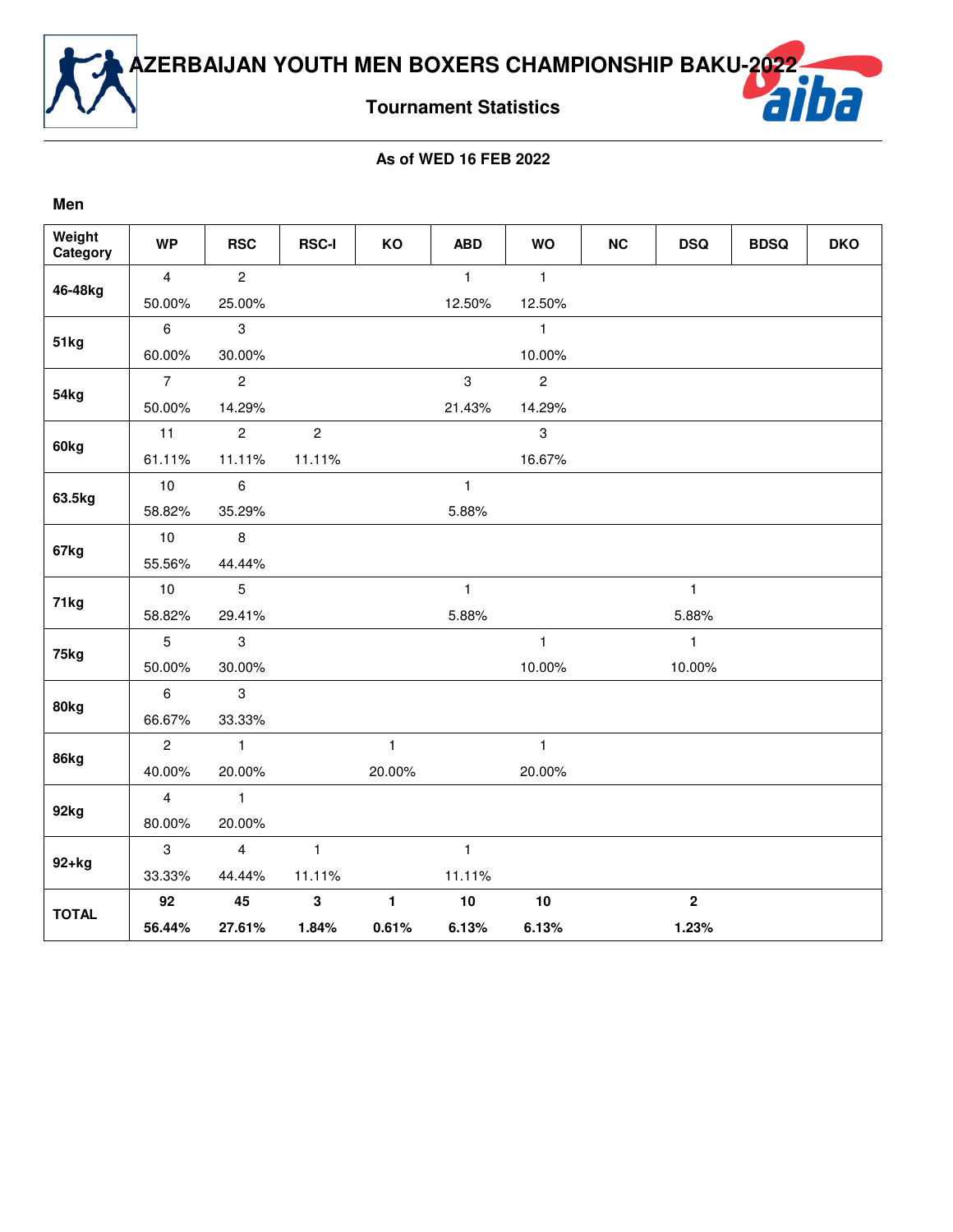# AZERBAIJAN YOUTH MEN BOXERS CHAMPIONSHIP BAKU-2022

## Tournament Statistics

**As of WED 16 FEB 2022**

### Men

| Weight Category | WP | RSC | RSC-I | KO | ABD | WO | NC | DSQ | BDSQ | DKO |
|---|---|---|---|---|---|---|---|---|---|---|
| 46-48kg | 4<br>50.00% | 2<br>25.00% | | | 1<br>12.50% | 1<br>12.50% | | | | |
| 51kg | 6<br>60.00% | 3<br>30.00% | | | | 1<br>10.00% | | | | |
| 54kg | 7<br>50.00% | 2<br>14.29% | | | 3<br>21.43% | 2<br>14.29% | | | | |
| 60kg | 11<br>61.11% | 2<br>11.11% | 2<br>11.11% | | | 3<br>16.67% | | | | |
| 63.5kg | 10<br>58.82% | 6<br>35.29% | | | 1<br>5.88% | | | | | |
| 67kg | 10<br>55.56% | 8<br>44.44% | | | | | | | | |
| 71kg | 10<br>58.82% | 5<br>29.41% | | | 1<br>5.88% | | | 1<br>5.88% | | |
| 75kg | 5<br>50.00% | 3<br>30.00% | | | | 1<br>10.00% | | 1<br>10.00% | | |
| 80kg | 6<br>66.67% | 3<br>33.33% | | | | | | | | |
| 86kg | 2<br>40.00% | 1<br>20.00% | | 1<br>20.00% | | 1<br>20.00% | | | | |
| 92kg | 4<br>80.00% | 1<br>20.00% | | | | | | | | |
| 92+kg | 3<br>33.33% | 4<br>44.44% | 1<br>11.11% | | 1<br>11.11% | | | | | |
| **TOTAL** | **92**<br>**56.44%** | **45**<br>**27.61%** | **3**<br>**1.84%** | **1**<br>**0.61%** | **10**<br>**6.13%** | **10**<br>**6.13%** | | **2**<br>**1.23%** | | |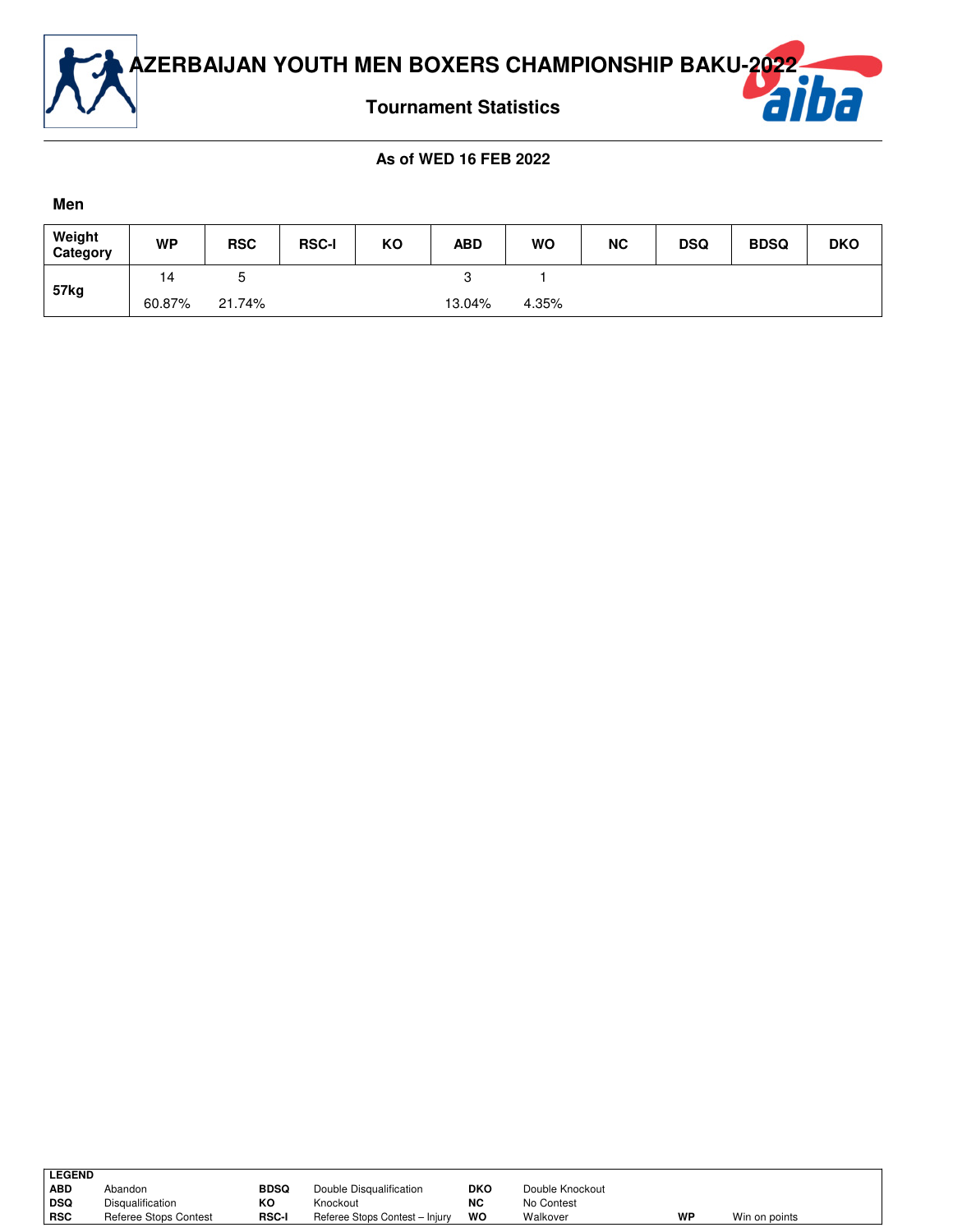# AZERBAIJAN YOUTH MEN BOXERS CHAMPIONSHIP BAKU-2022

## Tournament Statistics

**As of WED 16 FEB 2022**

### Men

| Weight Category | WP | RSC | RSC-I | KO | ABD | WO | NC | DSQ | BDSQ | DKO |
|---|---|---|---|---|---|---|---|---|---|---|
| 57kg | 14 | 5 | | | 3 | 1 | | | | |
| | 60.87% | 21.74% | | | 13.04% | 4.35% | | | | |

| LEGEND | | | | | | | |
|---|---|---|---|---|---|---|---|
| ABD | Abandon | BDSQ | Double Disqualification | DKO | Double Knockout | | |
| DSQ | Disqualification | KO | Knockout | NC | No Contest | | |
| RSC | Referee Stops Contest | RSC-I | Referee Stops Contest – Injury | WO | Walkover | WP | Win on points |